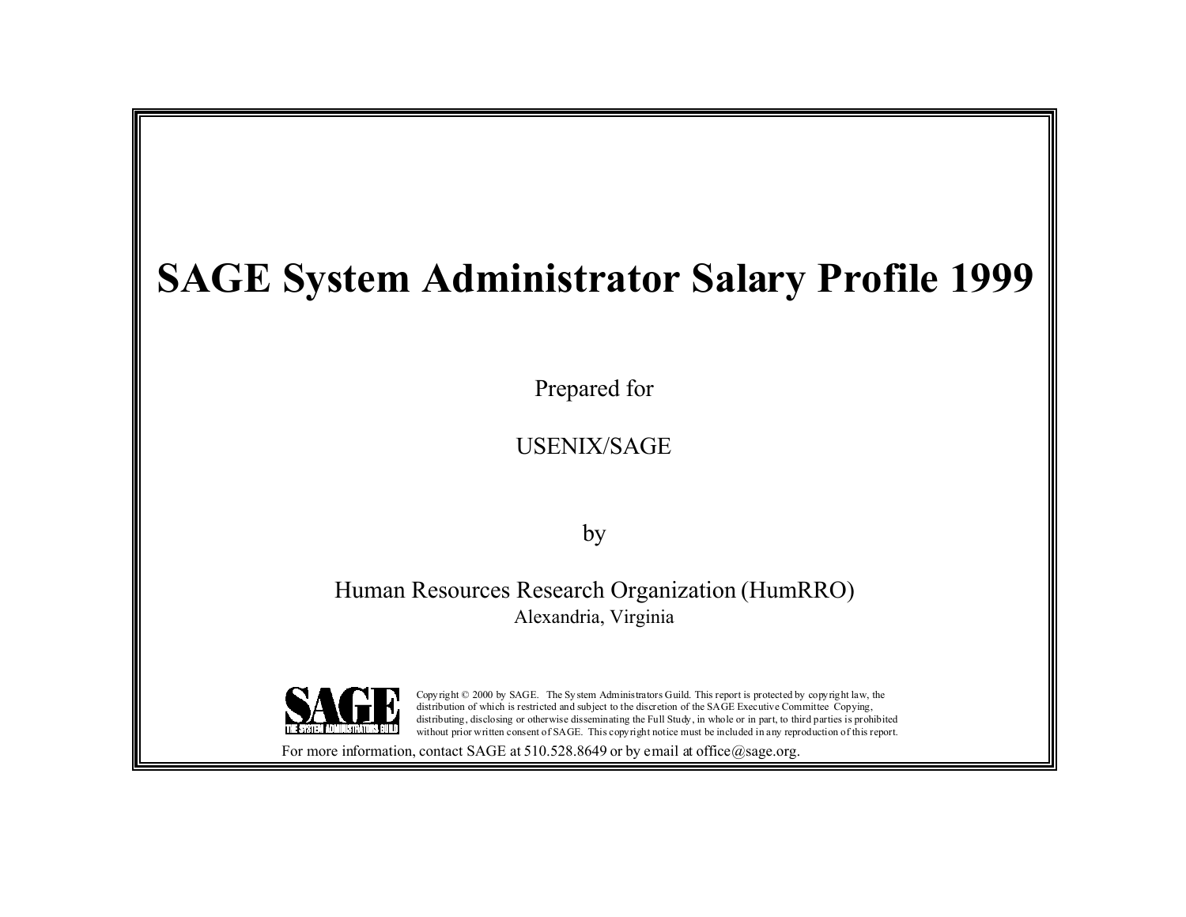# SAGE System Administrator Salary Profile 1999

Prepared for

USENIX/SAGE

by

Human Resources Research Organization (HumRRO)

Alexandria, Virginia

Copyright © 2000 by SAGE. The System Administrators Guild. This report is protected by copyright law, the distribution of which is restricted and subject to the discretion of the SAGE Executive Committee Copying, distributing, disclosing or otherwise disseminating the Full Study, in whole or in part, to third parties is prohibited without prior written consent of SAGE. This copyright notice must be included in any reproduction of this report.

For more information, contact SAGE at 510.528.8649 or by email at office@sage.org.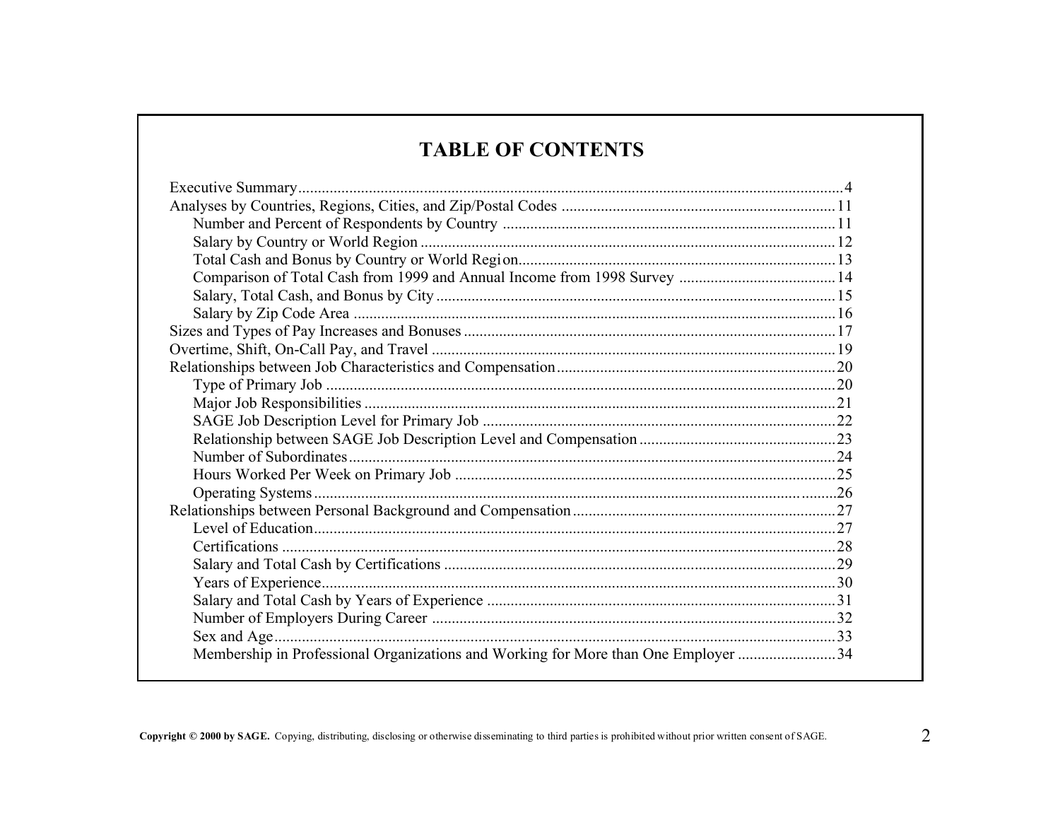# TABLE OF CONTENTS

- Executive Summary ........ 4
- Analyses by Countries, Regions, Cities, and Zip/Postal Codes ........ 11
    - Number and Percent of Respondents by Country ........ 11
    - Salary by Country or World Region ........ 12
    - Total Cash and Bonus by Country or World Region ........ 13
    - Comparison of Total Cash from 1999 and Annual Income from 1998 Survey ........ 14
    - Salary, Total Cash, and Bonus by City ........ 15
    - Salary by Zip Code Area ........ 16
- Sizes and Types of Pay Increases and Bonuses ........ 17
- Overtime, Shift, On-Call Pay, and Travel ........ 19
- Relationships between Job Characteristics and Compensation ........ 20
    - Type of Primary Job ........ 20
    - Major Job Responsibilities ........ 21
    - SAGE Job Description Level for Primary Job ........ 22
    - Relationship between SAGE Job Description Level and Compensation ........ 23
    - Number of Subordinates ........ 24
    - Hours Worked Per Week on Primary Job ........ 25
    - Operating Systems ........ 26
- Relationships between Personal Background and Compensation ........ 27
    - Level of Education ........ 27
    - Certifications ........ 28
    - Salary and Total Cash by Certifications ........ 29
    - Years of Experience ........ 30
    - Salary and Total Cash by Years of Experience ........ 31
    - Number of Employers During Career ........ 32
    - Sex and Age ........ 33
    - Membership in Professional Organizations and Working for More than One Employer ........ 34

**Copyright © 2000 by SAGE.** Copying, distributing, disclosing or otherwise disseminating to third parties is prohibited without prior written consent of SAGE.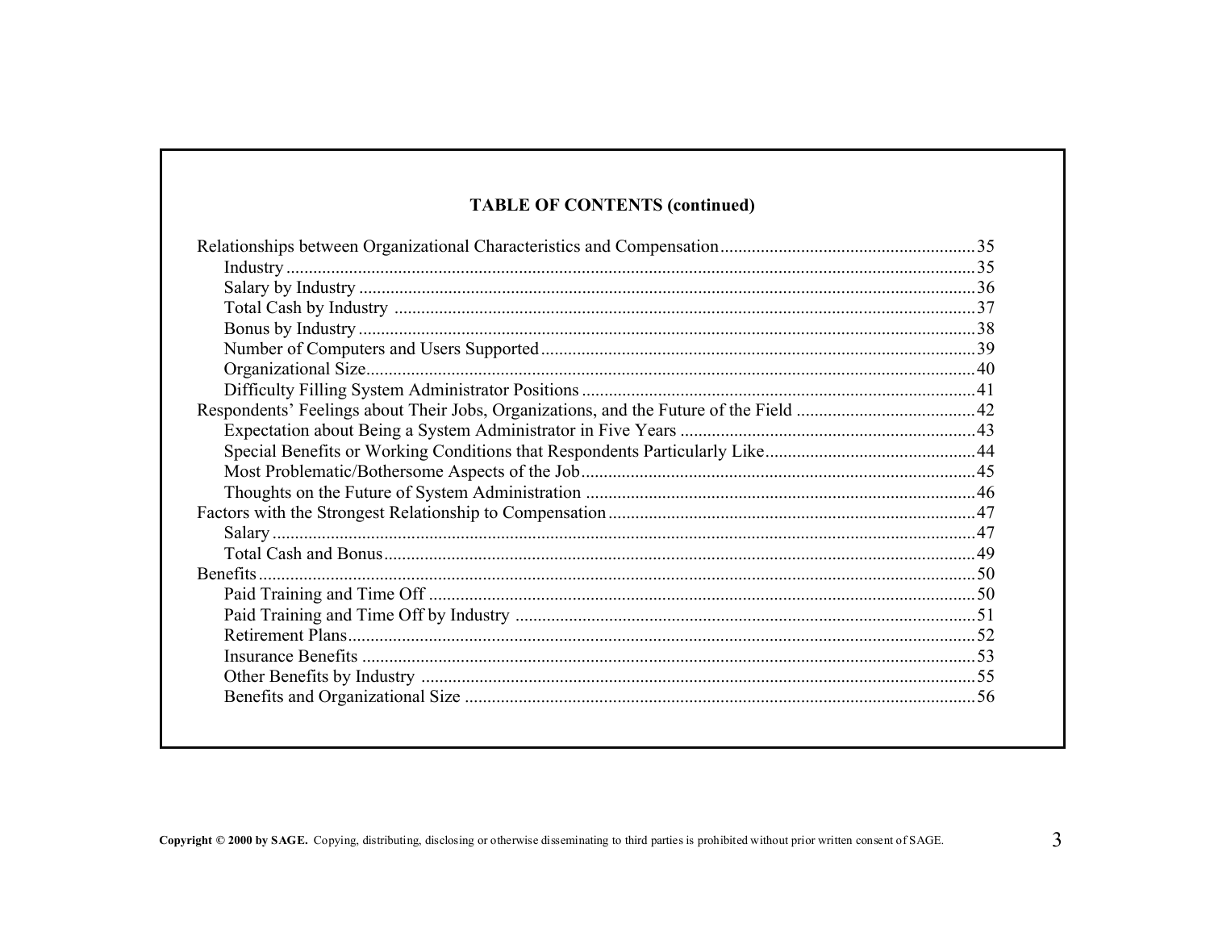**TABLE OF CONTENTS (continued)**

- Relationships between Organizational Characteristics and Compensation ........ 35
  - Industry ........ 35
  - Salary by Industry ........ 36
  - Total Cash by Industry ........ 37
  - Bonus by Industry ........ 38
  - Number of Computers and Users Supported ........ 39
  - Organizational Size ........ 40
  - Difficulty Filling System Administrator Positions ........ 41
- Respondents' Feelings about Their Jobs, Organizations, and the Future of the Field ........ 42
  - Expectation about Being a System Administrator in Five Years ........ 43
  - Special Benefits or Working Conditions that Respondents Particularly Like ........ 44
  - Most Problematic/Bothersome Aspects of the Job ........ 45
  - Thoughts on the Future of System Administration ........ 46
- Factors with the Strongest Relationship to Compensation ........ 47
  - Salary ........ 47
  - Total Cash and Bonus ........ 49
- Benefits ........ 50
  - Paid Training and Time Off ........ 50
  - Paid Training and Time Off by Industry ........ 51
  - Retirement Plans ........ 52
  - Insurance Benefits ........ 53
  - Other Benefits by Industry ........ 55
  - Benefits and Organizational Size ........ 56

**Copyright © 2000 by SAGE.** Copying, distributing, disclosing or otherwise disseminating to third parties is prohibited without prior written consent of SAGE.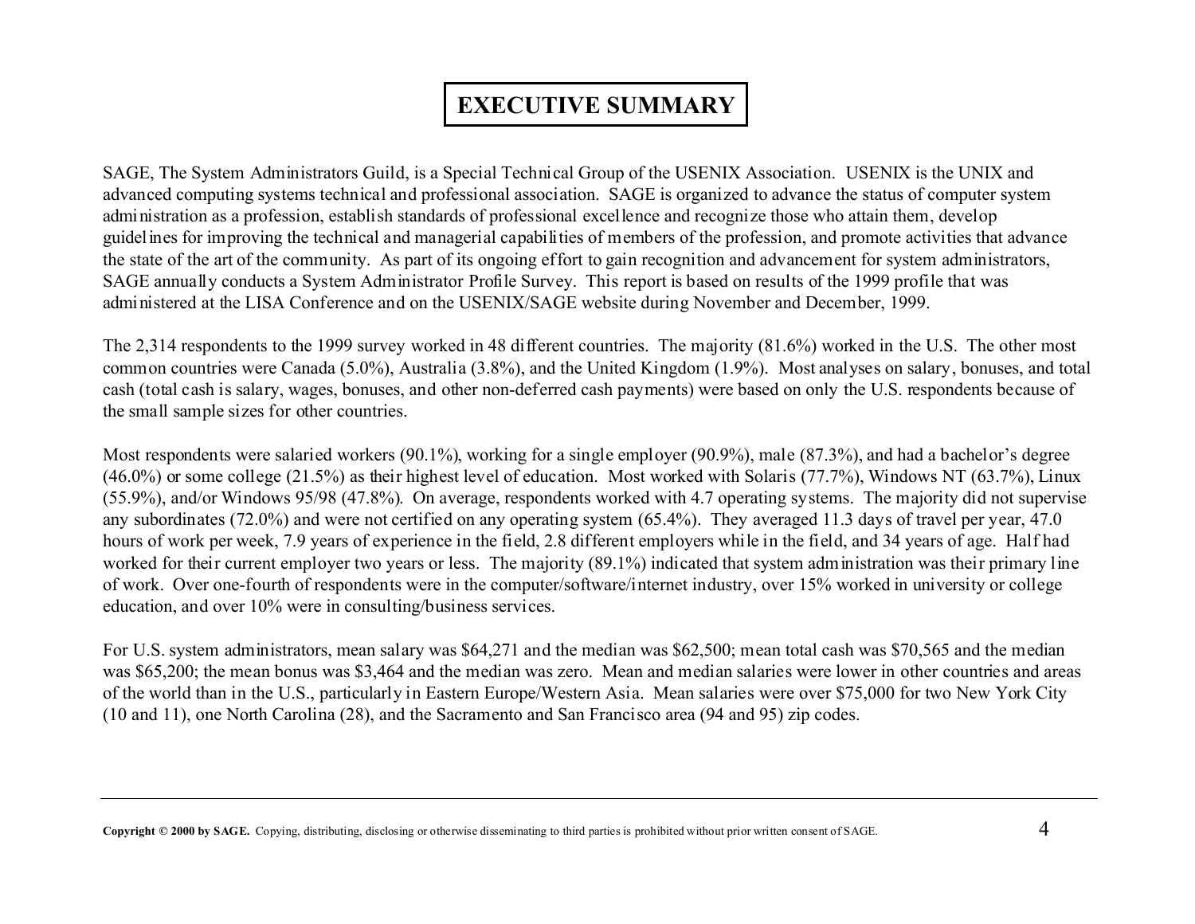# EXECUTIVE SUMMARY

SAGE, The System Administrators Guild, is a Special Technical Group of the USENIX Association. USENIX is the UNIX and advanced computing systems technical and professional association. SAGE is organized to advance the status of computer system administration as a profession, establish standards of professional excellence and recognize those who attain them, develop guidelines for improving the technical and managerial capabilities of members of the profession, and promote activities that advance the state of the art of the community. As part of its ongoing effort to gain recognition and advancement for system administrators, SAGE annually conducts a System Administrator Profile Survey. This report is based on results of the 1999 profile that was administered at the LISA Conference and on the USENIX/SAGE website during November and December, 1999.

The 2,314 respondents to the 1999 survey worked in 48 different countries. The majority (81.6%) worked in the U.S. The other most common countries were Canada (5.0%), Australia (3.8%), and the United Kingdom (1.9%). Most analyses on salary, bonuses, and total cash (total cash is salary, wages, bonuses, and other non-deferred cash payments) were based on only the U.S. respondents because of the small sample sizes for other countries.

Most respondents were salaried workers (90.1%), working for a single employer (90.9%), male (87.3%), and had a bachelor's degree (46.0%) or some college (21.5%) as their highest level of education. Most worked with Solaris (77.7%), Windows NT (63.7%), Linux (55.9%), and/or Windows 95/98 (47.8%). On average, respondents worked with 4.7 operating systems. The majority did not supervise any subordinates (72.0%) and were not certified on any operating system (65.4%). They averaged 11.3 days of travel per year, 47.0 hours of work per week, 7.9 years of experience in the field, 2.8 different employers while in the field, and 34 years of age. Half had worked for their current employer two years or less. The majority (89.1%) indicated that system administration was their primary line of work. Over one-fourth of respondents were in the computer/software/internet industry, over 15% worked in university or college education, and over 10% were in consulting/business services.

For U.S. system administrators, mean salary was $64,271 and the median was $62,500; mean total cash was $70,565 and the median was $65,200; the mean bonus was $3,464 and the median was zero. Mean and median salaries were lower in other countries and areas of the world than in the U.S., particularly in Eastern Europe/Western Asia. Mean salaries were over $75,000 for two New York City (10 and 11), one North Carolina (28), and the Sacramento and San Francisco area (94 and 95) zip codes.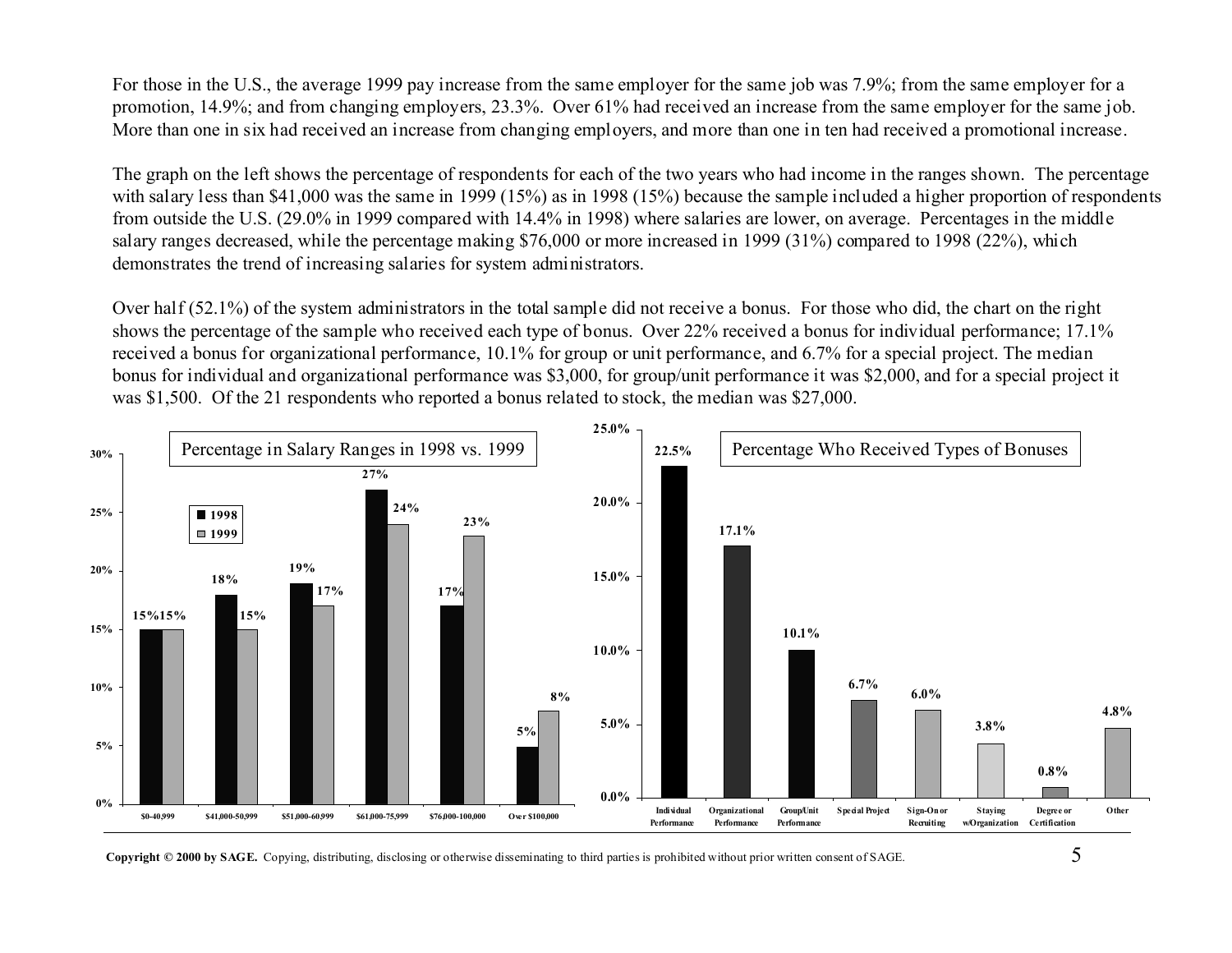For those in the U.S., the average 1999 pay increase from the same employer for the same job was 7.9%; from the same employer for a promotion, 14.9%; and from changing employers, 23.3%. Over 61% had received an increase from the same employer for the same job. More than one in six had received an increase from changing employers, and more than one in ten had received a promotional increase.

The graph on the left shows the percentage of respondents for each of the two years who had income in the ranges shown. The percentage with salary less than $41,000 was the same in 1999 (15%) as in 1998 (15%) because the sample included a higher proportion of respondents from outside the U.S. (29.0% in 1999 compared with 14.4% in 1998) where salaries are lower, on average. Percentages in the middle salary ranges decreased, while the percentage making $76,000 or more increased in 1999 (31%) compared to 1998 (22%), which demonstrates the trend of increasing salaries for system administrators.

Over half (52.1%) of the system administrators in the total sample did not receive a bonus. For those who did, the chart on the right shows the percentage of the sample who received each type of bonus. Over 22% received a bonus for individual performance; 17.1% received a bonus for organizational performance, 10.1% for group or unit performance, and 6.7% for a special project. The median bonus for individual and organizational performance was $3,000, for group/unit performance it was $2,000, and for a special project it was $1,500. Of the 21 respondents who reported a bonus related to stock, the median was $27,000.

**Percentage in Salary Ranges in 1998 vs. 1999**

| Salary Range | 1998 | 1999 |
|---|---|---|
| $0-40,999 | 15% | 15% |
| $41,000-50,999 | 18% | 15% |
| $51,000-60,999 | 19% | 17% |
| $61,000-75,999 | 27% | 24% |
| $76,000-100,000 | 17% | 23% |
| Over $100,000 | 5% | 8% |

**Percentage Who Received Types of Bonuses**

| Bonus Type | Percentage |
|---|---|
| Individual Performance | 22.5% |
| Organizational Performance | 17.1% |
| Group/Unit Performance | 10.1% |
| Special Project | 6.7% |
| Sign-On or Recruiting | 6.0% |
| Staying w/Organization | 3.8% |
| Degree or Certification | 0.8% |
| Other | 4.8% |

**Copyright © 2000 by SAGE.** Copying, distributing, disclosing or otherwise disseminating to third parties is prohibited without prior written consent of SAGE.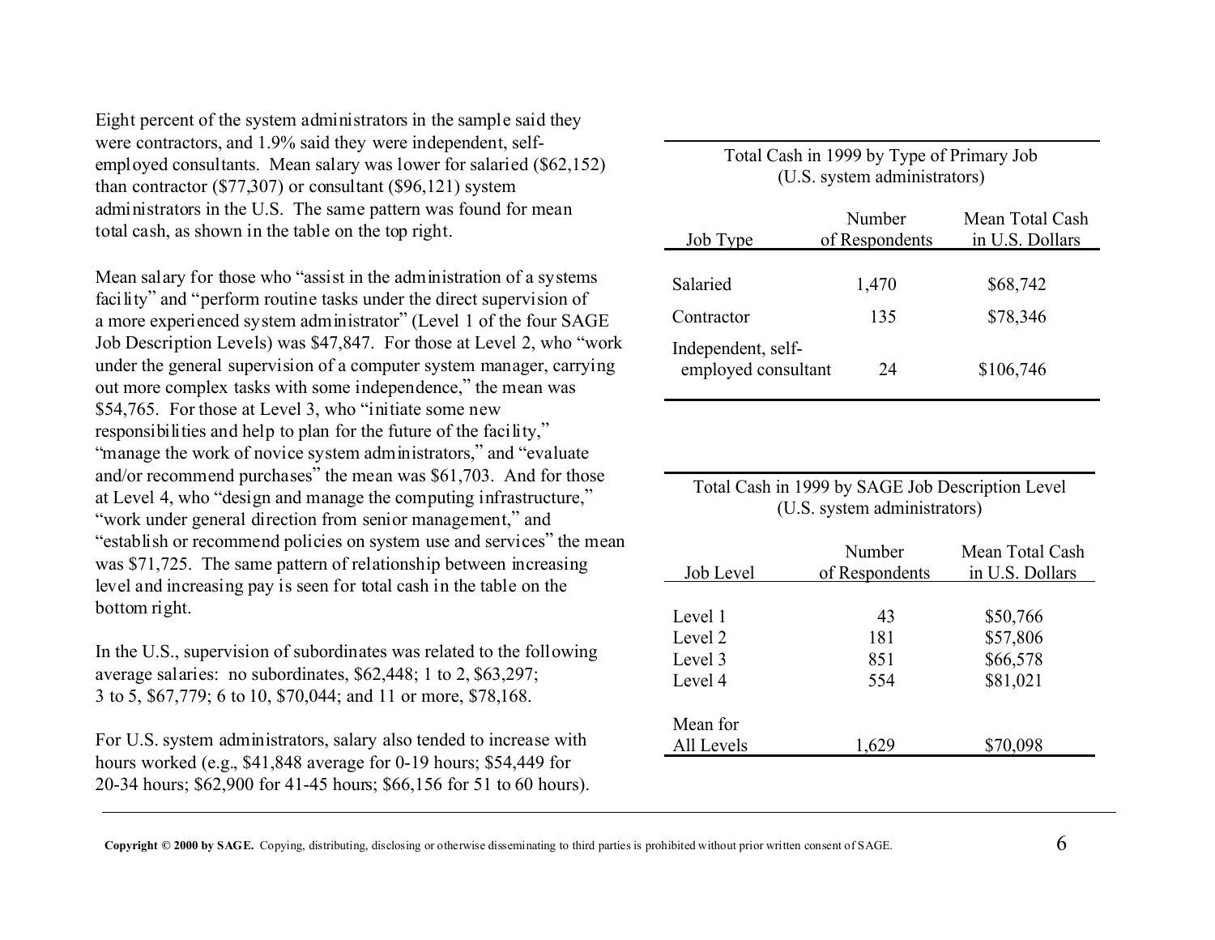Eight percent of the system administrators in the sample said they were contractors, and 1.9% said they were independent, self-employed consultants. Mean salary was lower for salaried ($62,152) than contractor ($77,307) or consultant ($96,121) system administrators in the U.S. The same pattern was found for mean total cash, as shown in the table on the top right.

Mean salary for those who "assist in the administration of a systems facility" and "perform routine tasks under the direct supervision of a more experienced system administrator" (Level 1 of the four SAGE Job Description Levels) was $47,847. For those at Level 2, who "work under the general supervision of a computer system manager, carrying out more complex tasks with some independence," the mean was $54,765. For those at Level 3, who "initiate some new responsibilities and help to plan for the future of the facility," "manage the work of novice system administrators," and "evaluate and/or recommend purchases" the mean was $61,703. And for those at Level 4, who "design and manage the computing infrastructure," "work under general direction from senior management," and "establish or recommend policies on system use and services" the mean was $71,725. The same pattern of relationship between increasing level and increasing pay is seen for total cash in the table on the bottom right.

In the U.S., supervision of subordinates was related to the following average salaries: no subordinates, $62,448; 1 to 2, $63,297; 3 to 5, $67,779; 6 to 10, $70,044; and 11 or more, $78,168.

For U.S. system administrators, salary also tended to increase with hours worked (e.g., $41,848 average for 0-19 hours; $54,449 for 20-34 hours; $62,900 for 41-45 hours; $66,156 for 51 to 60 hours).

Total Cash in 1999 by Type of Primary Job
(U.S. system administrators)

| Job Type | Number of Respondents | Mean Total Cash in U.S. Dollars |
|---|---|---|
| Salaried | 1,470 | $68,742 |
| Contractor | 135 | $78,346 |
| Independent, self-employed consultant | 24 | $106,746 |

Total Cash in 1999 by SAGE Job Description Level
(U.S. system administrators)

| Job Level | Number of Respondents | Mean Total Cash in U.S. Dollars |
|---|---|---|
| Level 1 | 43 | $50,766 |
| Level 2 | 181 | $57,806 |
| Level 3 | 851 | $66,578 |
| Level 4 | 554 | $81,021 |
| Mean for All Levels | 1,629 | $70,098 |

**Copyright © 2000 by SAGE.** Copying, distributing, disclosing or otherwise disseminating to third parties is prohibited without prior written consent of SAGE.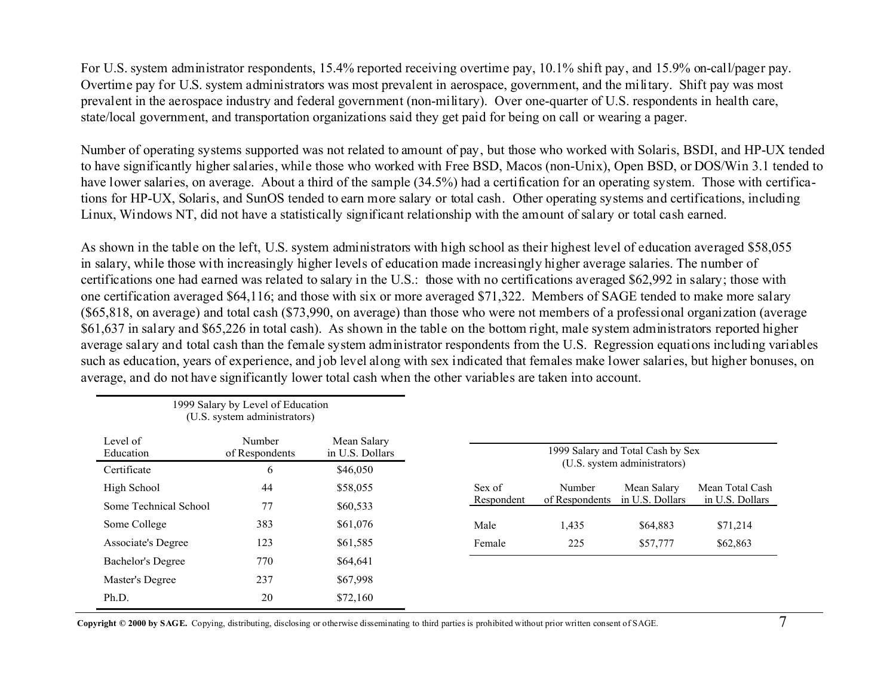For U.S. system administrator respondents, 15.4% reported receiving overtime pay, 10.1% shift pay, and 15.9% on-call/pager pay. Overtime pay for U.S. system administrators was most prevalent in aerospace, government, and the military. Shift pay was most prevalent in the aerospace industry and federal government (non-military). Over one-quarter of U.S. respondents in health care, state/local government, and transportation organizations said they get paid for being on call or wearing a pager.

Number of operating systems supported was not related to amount of pay, but those who worked with Solaris, BSDI, and HP-UX tended to have significantly higher salaries, while those who worked with Free BSD, Macos (non-Unix), Open BSD, or DOS/Win 3.1 tended to have lower salaries, on average. About a third of the sample (34.5%) had a certification for an operating system. Those with certifications for HP-UX, Solaris, and SunOS tended to earn more salary or total cash. Other operating systems and certifications, including Linux, Windows NT, did not have a statistically significant relationship with the amount of salary or total cash earned.

As shown in the table on the left, U.S. system administrators with high school as their highest level of education averaged $58,055 in salary, while those with increasingly higher levels of education made increasingly higher average salaries. The number of certifications one had earned was related to salary in the U.S.: those with no certifications averaged $62,992 in salary; those with one certification averaged $64,116; and those with six or more averaged $71,322. Members of SAGE tended to make more salary ($65,818, on average) and total cash ($73,990, on average) than those who were not members of a professional organization (average $61,637 in salary and $65,226 in total cash). As shown in the table on the bottom right, male system administrators reported higher average salary and total cash than the female system administrator respondents from the U.S. Regression equations including variables such as education, years of experience, and job level along with sex indicated that females make lower salaries, but higher bonuses, on average, and do not have significantly lower total cash when the other variables are taken into account.

1999 Salary by Level of Education
(U.S. system administrators)

| Level of Education | Number of Respondents | Mean Salary in U.S. Dollars |
|---|---|---|
| Certificate | 6 | $46,050 |
| High School | 44 | $58,055 |
| Some Technical School | 77 | $60,533 |
| Some College | 383 | $61,076 |
| Associate's Degree | 123 | $61,585 |
| Bachelor's Degree | 770 | $64,641 |
| Master's Degree | 237 | $67,998 |
| Ph.D. | 20 | $72,160 |

1999 Salary and Total Cash by Sex
(U.S. system administrators)

| Sex of Respondent | Number of Respondents | Mean Salary in U.S. Dollars | Mean Total Cash in U.S. Dollars |
|---|---|---|---|
| Male | 1,435 | $64,883 | $71,214 |
| Female | 225 | $57,777 | $62,863 |

**Copyright © 2000 by SAGE.** Copying, distributing, disclosing or otherwise disseminating to third parties is prohibited without prior written consent of SAGE.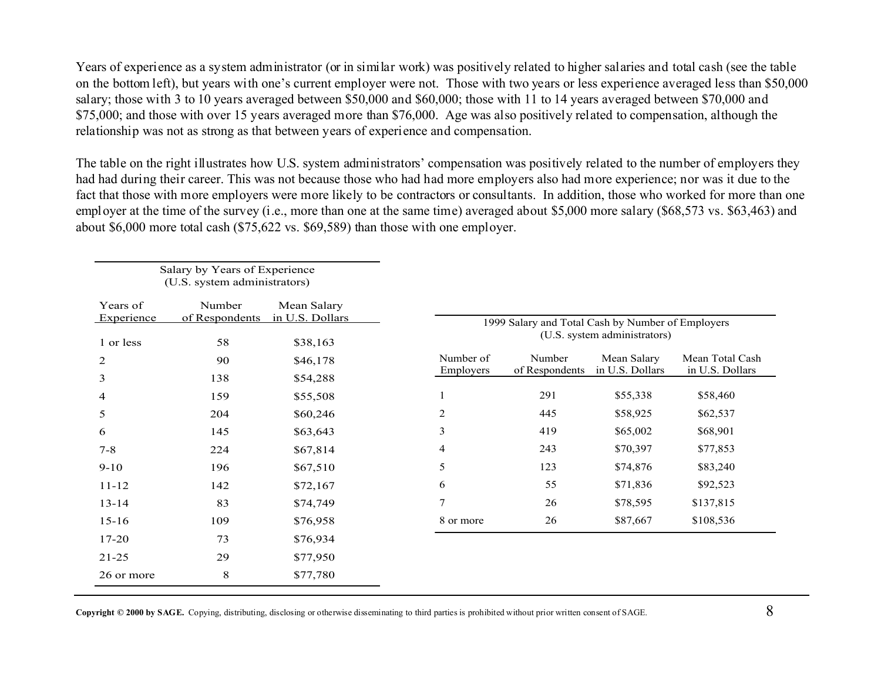Years of experience as a system administrator (or in similar work) was positively related to higher salaries and total cash (see the table on the bottom left), but years with one's current employer were not. Those with two years or less experience averaged less than $50,000 salary; those with 3 to 10 years averaged between $50,000 and $60,000; those with 11 to 14 years averaged between $70,000 and $75,000; and those with over 15 years averaged more than $76,000. Age was also positively related to compensation, although the relationship was not as strong as that between years of experience and compensation.

The table on the right illustrates how U.S. system administrators' compensation was positively related to the number of employers they had had during their career. This was not because those who had had more employers also had more experience; nor was it due to the fact that those with more employers were more likely to be contractors or consultants. In addition, those who worked for more than one employer at the time of the survey (i.e., more than one at the same time) averaged about $5,000 more salary ($68,573 vs. $63,463) and about $6,000 more total cash ($75,622 vs. $69,589) than those with one employer.

Salary by Years of Experience
(U.S. system administrators)

| Years of Experience | Number of Respondents | Mean Salary in U.S. Dollars |
|---|---|---|
| 1 or less | 58 | $38,163 |
| 2 | 90 | $46,178 |
| 3 | 138 | $54,288 |
| 4 | 159 | $55,508 |
| 5 | 204 | $60,246 |
| 6 | 145 | $63,643 |
| 7-8 | 224 | $67,814 |
| 9-10 | 196 | $67,510 |
| 11-12 | 142 | $72,167 |
| 13-14 | 83 | $74,749 |
| 15-16 | 109 | $76,958 |
| 17-20 | 73 | $76,934 |
| 21-25 | 29 | $77,950 |
| 26 or more | 8 | $77,780 |

1999 Salary and Total Cash by Number of Employers
(U.S. system administrators)

| Number of Employers | Number of Respondents | Mean Salary in U.S. Dollars | Mean Total Cash in U.S. Dollars |
|---|---|---|---|
| 1 | 291 | $55,338 | $58,460 |
| 2 | 445 | $58,925 | $62,537 |
| 3 | 419 | $65,002 | $68,901 |
| 4 | 243 | $70,397 | $77,853 |
| 5 | 123 | $74,876 | $83,240 |
| 6 | 55 | $71,836 | $92,523 |
| 7 | 26 | $78,595 | $137,815 |
| 8 or more | 26 | $87,667 | $108,536 |

**Copyright © 2000 by SAGE.** Copying, distributing, disclosing or otherwise disseminating to third parties is prohibited without prior written consent of SAGE.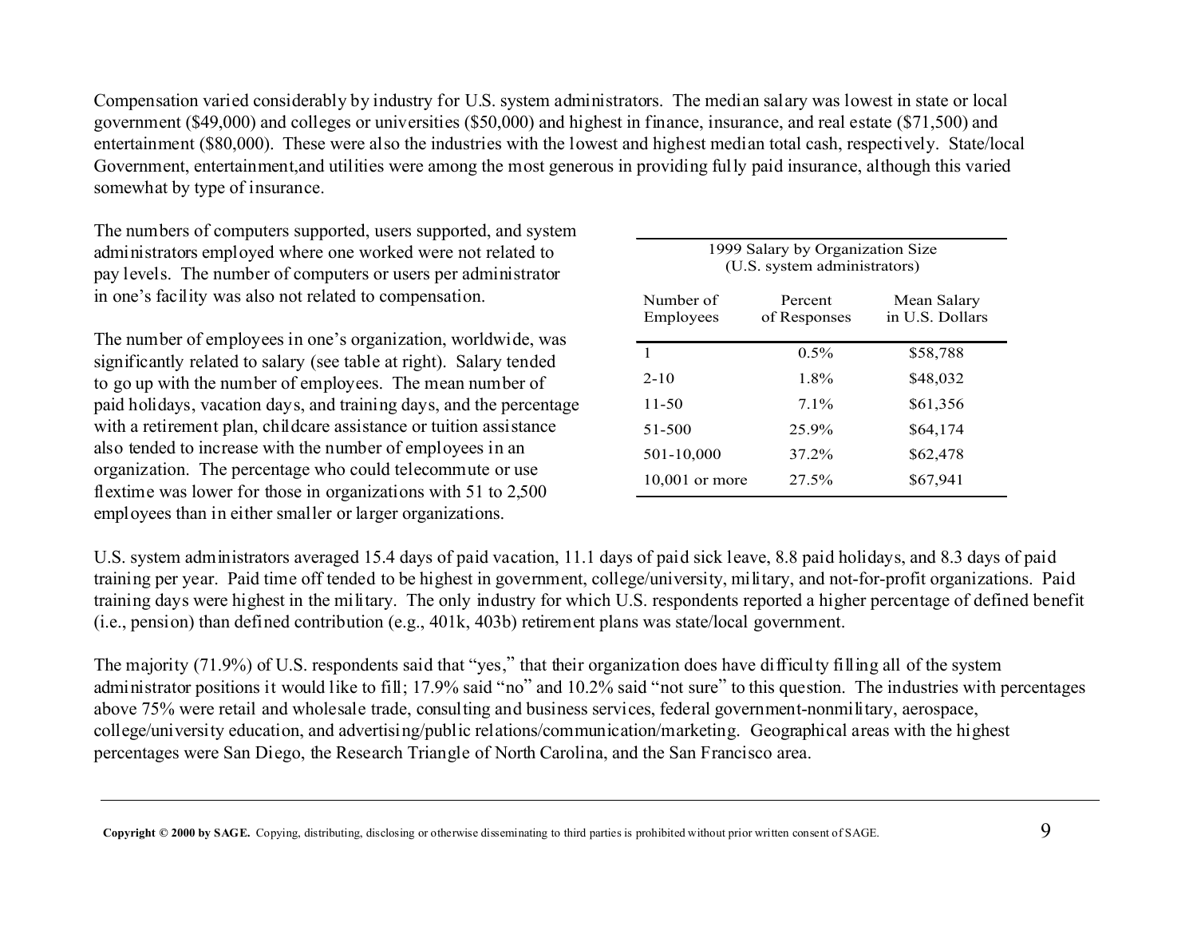Compensation varied considerably by industry for U.S. system administrators. The median salary was lowest in state or local government ($49,000) and colleges or universities ($50,000) and highest in finance, insurance, and real estate ($71,500) and entertainment ($80,000). These were also the industries with the lowest and highest median total cash, respectively. State/local Government, entertainment,and utilities were among the most generous in providing fully paid insurance, although this varied somewhat by type of insurance.

The numbers of computers supported, users supported, and system administrators employed where one worked were not related to pay levels. The number of computers or users per administrator in one's facility was also not related to compensation.

The number of employees in one's organization, worldwide, was significantly related to salary (see table at right). Salary tended to go up with the number of employees. The mean number of paid holidays, vacation days, and training days, and the percentage with a retirement plan, childcare assistance or tuition assistance also tended to increase with the number of employees in an organization. The percentage who could telecommute or use flextime was lower for those in organizations with 51 to 2,500 employees than in either smaller or larger organizations.

1999 Salary by Organization Size (U.S. system administrators)

| Number of Employees | Percent of Responses | Mean Salary in U.S. Dollars |
|---|---|---|
| 1 | 0.5% | $58,788 |
| 2-10 | 1.8% | $48,032 |
| 11-50 | 7.1% | $61,356 |
| 51-500 | 25.9% | $64,174 |
| 501-10,000 | 37.2% | $62,478 |
| 10,001 or more | 27.5% | $67,941 |

U.S. system administrators averaged 15.4 days of paid vacation, 11.1 days of paid sick leave, 8.8 paid holidays, and 8.3 days of paid training per year. Paid time off tended to be highest in government, college/university, military, and not-for-profit organizations. Paid training days were highest in the military. The only industry for which U.S. respondents reported a higher percentage of defined benefit (i.e., pension) than defined contribution (e.g., 401k, 403b) retirement plans was state/local government.

The majority (71.9%) of U.S. respondents said that "yes," that their organization does have difficulty filling all of the system administrator positions it would like to fill; 17.9% said "no" and 10.2% said "not sure" to this question. The industries with percentages above 75% were retail and wholesale trade, consulting and business services, federal government-nonmilitary, aerospace, college/university education, and advertising/public relations/communication/marketing. Geographical areas with the highest percentages were San Diego, the Research Triangle of North Carolina, and the San Francisco area.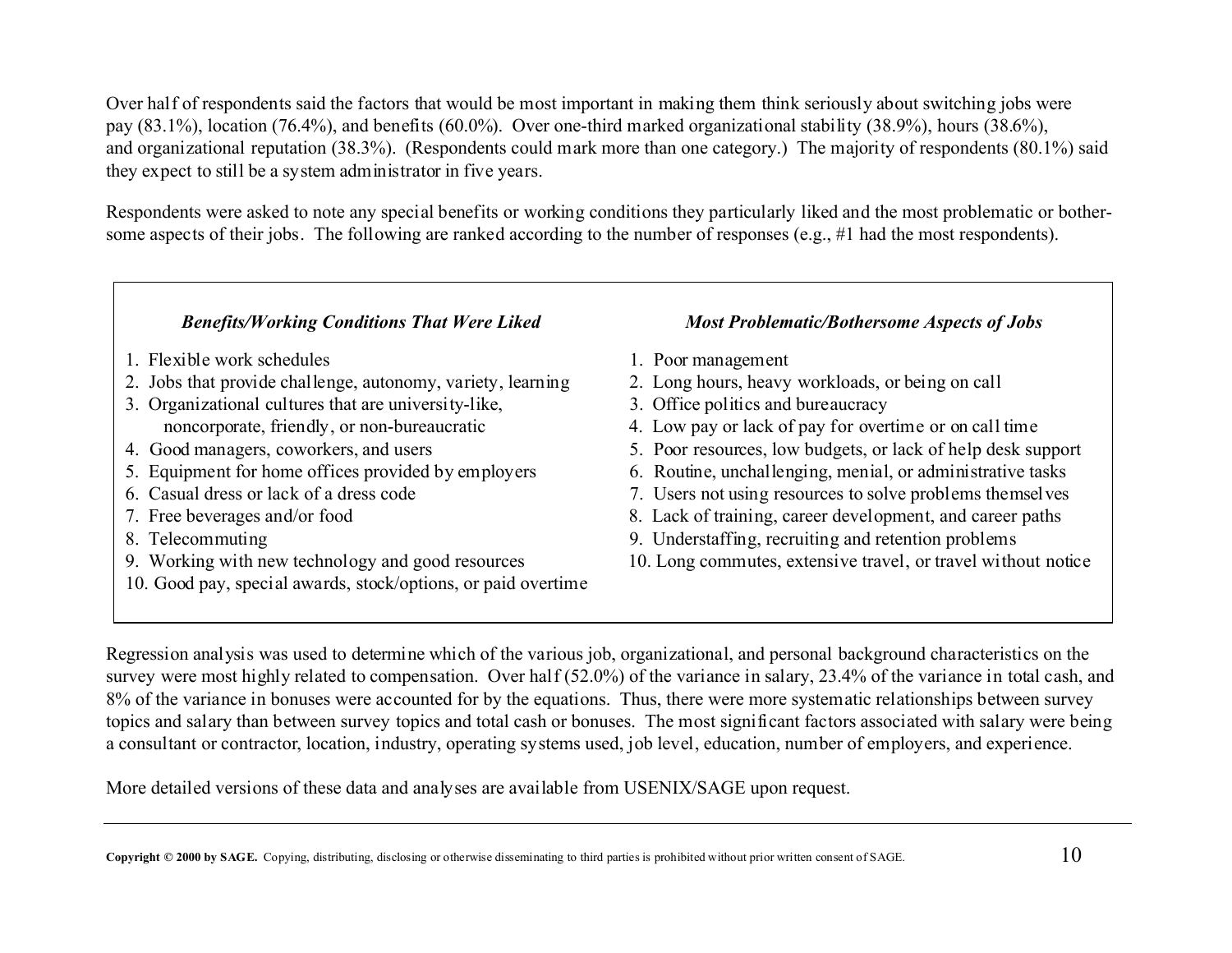Over half of respondents said the factors that would be most important in making them think seriously about switching jobs were pay (83.1%), location (76.4%), and benefits (60.0%). Over one-third marked organizational stability (38.9%), hours (38.6%), and organizational reputation (38.3%). (Respondents could mark more than one category.) The majority of respondents (80.1%) said they expect to still be a system administrator in five years.

Respondents were asked to note any special benefits or working conditions they particularly liked and the most problematic or bothersome aspects of their jobs. The following are ranked according to the number of responses (e.g., #1 had the most respondents).

***Benefits/Working Conditions That Were Liked***

1. Flexible work schedules
2. Jobs that provide challenge, autonomy, variety, learning
3. Organizational cultures that are university-like, noncorporate, friendly, or non-bureaucratic
4. Good managers, coworkers, and users
5. Equipment for home offices provided by employers
6. Casual dress or lack of a dress code
7. Free beverages and/or food
8. Telecommuting
9. Working with new technology and good resources
10. Good pay, special awards, stock/options, or paid overtime

***Most Problematic/Bothersome Aspects of Jobs***

1. Poor management
2. Long hours, heavy workloads, or being on call
3. Office politics and bureaucracy
4. Low pay or lack of pay for overtime or on call time
5. Poor resources, low budgets, or lack of help desk support
6. Routine, unchallenging, menial, or administrative tasks
7. Users not using resources to solve problems themselves
8. Lack of training, career development, and career paths
9. Understaffing, recruiting and retention problems
10. Long commutes, extensive travel, or travel without notice

Regression analysis was used to determine which of the various job, organizational, and personal background characteristics on the survey were most highly related to compensation. Over half (52.0%) of the variance in salary, 23.4% of the variance in total cash, and 8% of the variance in bonuses were accounted for by the equations. Thus, there were more systematic relationships between survey topics and salary than between survey topics and total cash or bonuses. The most significant factors associated with salary were being a consultant or contractor, location, industry, operating systems used, job level, education, number of employers, and experience.

More detailed versions of these data and analyses are available from USENIX/SAGE upon request.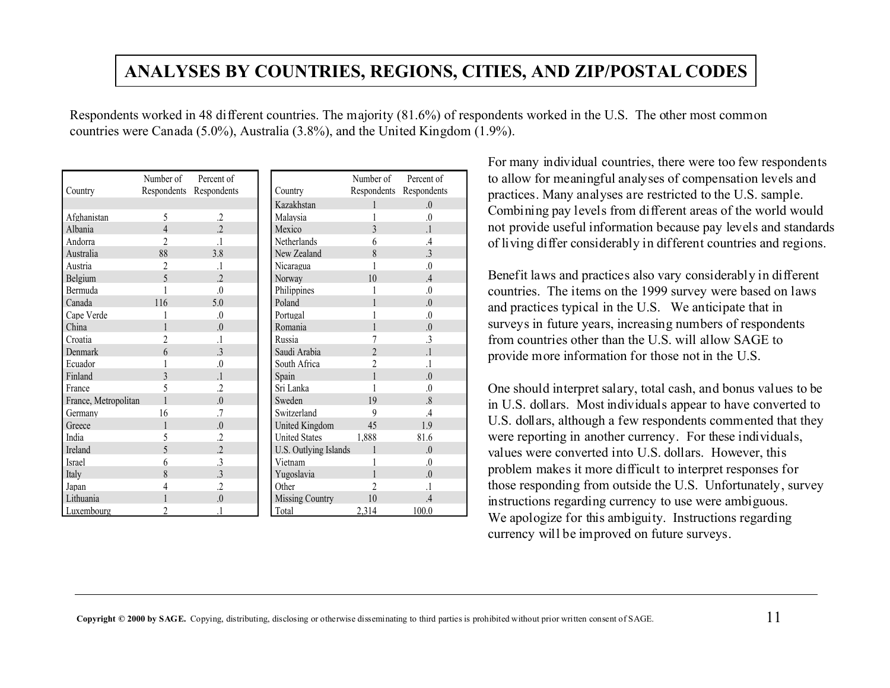# ANALYSES BY COUNTRIES, REGIONS, CITIES, AND ZIP/POSTAL CODES

Respondents worked in 48 different countries. The majority (81.6%) of respondents worked in the U.S. The other most common countries were Canada (5.0%), Australia (3.8%), and the United Kingdom (1.9%).

| Country | Number of Respondents | Percent of Respondents |
|---|---|---|
| Afghanistan | 5 | .2 |
| Albania | 4 | .2 |
| Andorra | 2 | .1 |
| Australia | 88 | 3.8 |
| Austria | 2 | .1 |
| Belgium | 5 | .2 |
| Bermuda | 1 | .0 |
| Canada | 116 | 5.0 |
| Cape Verde | 1 | .0 |
| China | 1 | .0 |
| Croatia | 2 | .1 |
| Denmark | 6 | .3 |
| Ecuador | 1 | .0 |
| Finland | 3 | .1 |
| France | 5 | .2 |
| France, Metropolitan | 1 | .0 |
| Germany | 16 | .7 |
| Greece | 1 | .0 |
| India | 5 | .2 |
| Ireland | 5 | .2 |
| Israel | 6 | .3 |
| Italy | 8 | .3 |
| Japan | 4 | .2 |
| Lithuania | 1 | .0 |
| Luxembourg | 2 | .1 |

| Country | Number of Respondents | Percent of Respondents |
|---|---|---|
| Kazakhstan | 1 | .0 |
| Malaysia | 1 | .0 |
| Mexico | 3 | .1 |
| Netherlands | 6 | .4 |
| New Zealand | 8 | .3 |
| Nicaragua | 1 | .0 |
| Norway | 10 | .4 |
| Philippines | 1 | .0 |
| Poland | 1 | .0 |
| Portugal | 1 | .0 |
| Romania | 1 | .0 |
| Russia | 7 | .3 |
| Saudi Arabia | 2 | .1 |
| South Africa | 2 | .1 |
| Spain | 1 | .0 |
| Sri Lanka | 1 | .0 |
| Sweden | 19 | .8 |
| Switzerland | 9 | .4 |
| United Kingdom | 45 | 1.9 |
| United States | 1,888 | 81.6 |
| U.S. Outlying Islands | 1 | .0 |
| Vietnam | 1 | .0 |
| Yugoslavia | 1 | .0 |
| Other | 2 | .1 |
| Missing Country | 10 | .4 |
| Total | 2,314 | 100.0 |

For many individual countries, there were too few respondents to allow for meaningful analyses of compensation levels and practices. Many analyses are restricted to the U.S. sample. Combining pay levels from different areas of the world would not provide useful information because pay levels and standards of living differ considerably in different countries and regions.

Benefit laws and practices also vary considerably in different countries. The items on the 1999 survey were based on laws and practices typical in the U.S. We anticipate that in surveys in future years, increasing numbers of respondents from countries other than the U.S. will allow SAGE to provide more information for those not in the U.S.

One should interpret salary, total cash, and bonus values to be in U.S. dollars. Most individuals appear to have converted to U.S. dollars, although a few respondents commented that they were reporting in another currency. For these individuals, values were converted into U.S. dollars. However, this problem makes it more difficult to interpret responses for those responding from outside the U.S. Unfortunately, survey instructions regarding currency to use were ambiguous. We apologize for this ambiguity. Instructions regarding currency will be improved on future surveys.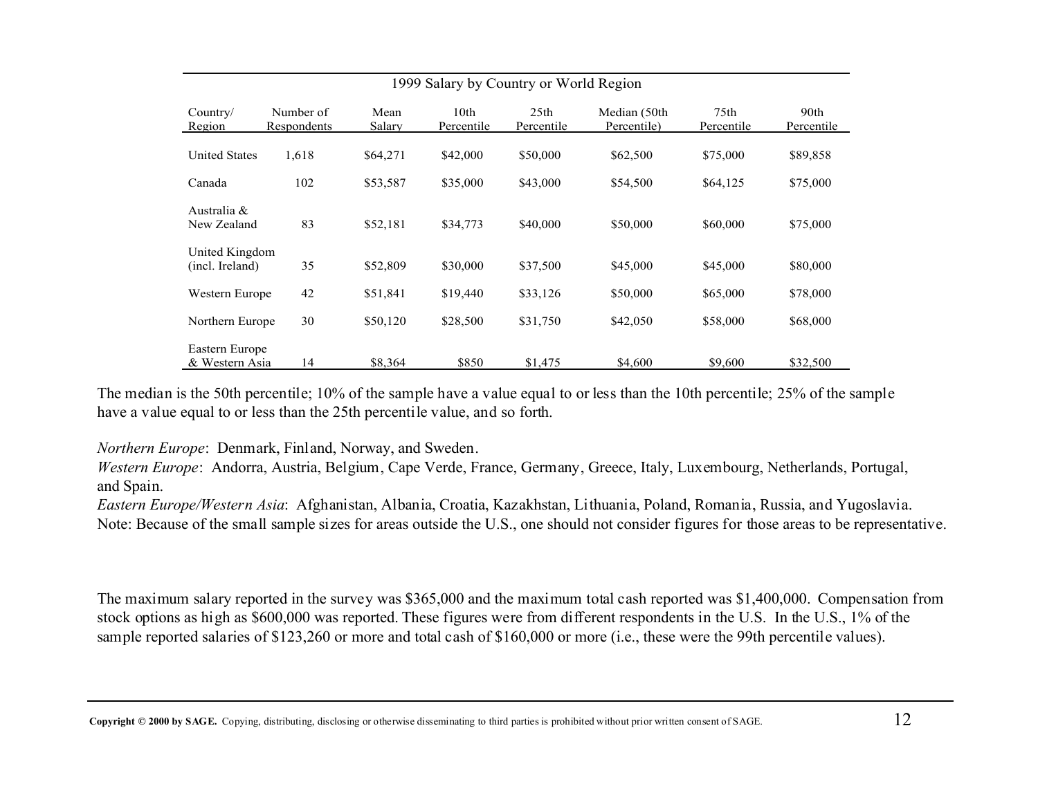| 1999 Salary by Country or World Region | | | | | | | |
|---|---|---|---|---|---|---|---|
| Country/ Region | Number of Respondents | Mean Salary | 10th Percentile | 25th Percentile | Median (50th Percentile) | 75th Percentile | 90th Percentile |
| United States | 1,618 | $64,271 | $42,000 | $50,000 | $62,500 | $75,000 | $89,858 |
| Canada | 102 | $53,587 | $35,000 | $43,000 | $54,500 | $64,125 | $75,000 |
| Australia & New Zealand | 83 | $52,181 | $34,773 | $40,000 | $50,000 | $60,000 | $75,000 |
| United Kingdom (incl. Ireland) | 35 | $52,809 | $30,000 | $37,500 | $45,000 | $45,000 | $80,000 |
| Western Europe | 42 | $51,841 | $19,440 | $33,126 | $50,000 | $65,000 | $78,000 |
| Northern Europe | 30 | $50,120 | $28,500 | $31,750 | $42,050 | $58,000 | $68,000 |
| Eastern Europe & Western Asia | 14 | $8,364 | $850 | $1,475 | $4,600 | $9,600 | $32,500 |

The median is the 50th percentile; 10% of the sample have a value equal to or less than the 10th percentile; 25% of the sample have a value equal to or less than the 25th percentile value, and so forth.

*Northern Europe*: Denmark, Finland, Norway, and Sweden.
*Western Europe*: Andorra, Austria, Belgium, Cape Verde, France, Germany, Greece, Italy, Luxembourg, Netherlands, Portugal, and Spain.
*Eastern Europe/Western Asia*: Afghanistan, Albania, Croatia, Kazakhstan, Lithuania, Poland, Romania, Russia, and Yugoslavia.
Note: Because of the small sample sizes for areas outside the U.S., one should not consider figures for those areas to be representative.

The maximum salary reported in the survey was $365,000 and the maximum total cash reported was $1,400,000. Compensation from stock options as high as $600,000 was reported. These figures were from different respondents in the U.S. In the U.S., 1% of the sample reported salaries of $123,260 or more and total cash of $160,000 or more (i.e., these were the 99th percentile values).

**Copyright © 2000 by SAGE.** Copying, distributing, disclosing or otherwise disseminating to third parties is prohibited without prior written consent of SAGE.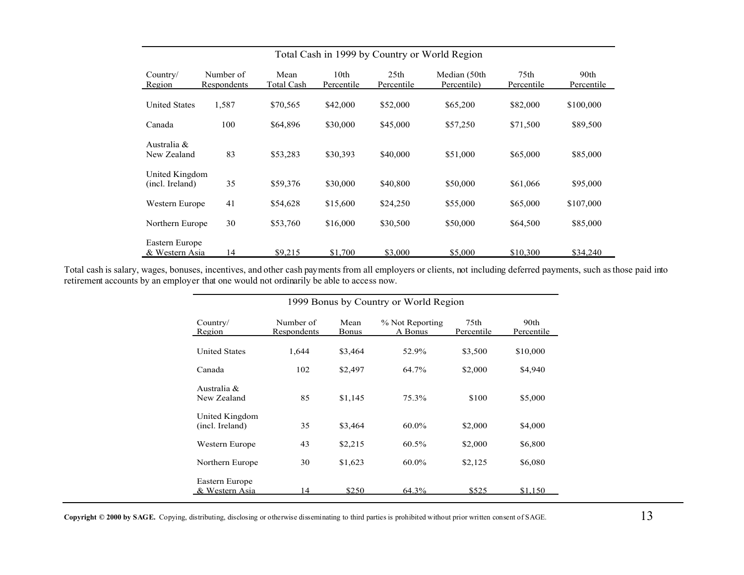| Total Cash in 1999 by Country or World Region | | | | | | | |
|---|---|---|---|---|---|---|---|
| Country/ Region | Number of Respondents | Mean Total Cash | 10th Percentile | 25th Percentile | Median (50th Percentile) | 75th Percentile | 90th Percentile |
| United States | 1,587 | $70,565 | $42,000 | $52,000 | $65,200 | $82,000 | $100,000 |
| Canada | 100 | $64,896 | $30,000 | $45,000 | $57,250 | $71,500 | $89,500 |
| Australia & New Zealand | 83 | $53,283 | $30,393 | $40,000 | $51,000 | $65,000 | $85,000 |
| United Kingdom (incl. Ireland) | 35 | $59,376 | $30,000 | $40,800 | $50,000 | $61,066 | $95,000 |
| Western Europe | 41 | $54,628 | $15,600 | $24,250 | $55,000 | $65,000 | $107,000 |
| Northern Europe | 30 | $53,760 | $16,000 | $30,500 | $50,000 | $64,500 | $85,000 |
| Eastern Europe & Western Asia | 14 | $9,215 | $1,700 | $3,000 | $5,000 | $10,300 | $34,240 |

Total cash is salary, wages, bonuses, incentives, and other cash payments from all employers or clients, not including deferred payments, such as those paid into retirement accounts by an employer that one would not ordinarily be able to access now.

| 1999 Bonus by Country or World Region | | | | | |
|---|---|---|---|---|---|
| Country/ Region | Number of Respondents | Mean Bonus | % Not Reporting A Bonus | 75th Percentile | 90th Percentile |
| United States | 1,644 | $3,464 | 52.9% | $3,500 | $10,000 |
| Canada | 102 | $2,497 | 64.7% | $2,000 | $4,940 |
| Australia & New Zealand | 85 | $1,145 | 75.3% | $100 | $5,000 |
| United Kingdom (incl. Ireland) | 35 | $3,464 | 60.0% | $2,000 | $4,000 |
| Western Europe | 43 | $2,215 | 60.5% | $2,000 | $6,800 |
| Northern Europe | 30 | $1,623 | 60.0% | $2,125 | $6,080 |
| Eastern Europe & Western Asia | 14 | $250 | 64.3% | $525 | $1,150 |

**Copyright © 2000 by SAGE.** Copying, distributing, disclosing or otherwise disseminating to third parties is prohibited without prior written consent of SAGE.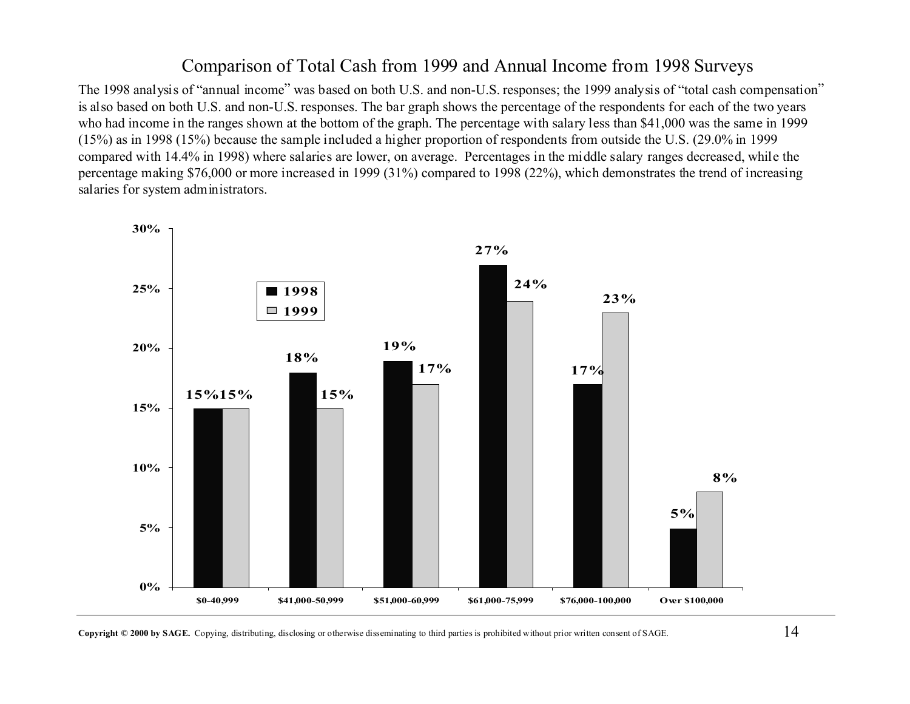# Comparison of Total Cash from 1999 and Annual Income from 1998 Surveys

The 1998 analysis of "annual income" was based on both U.S. and non-U.S. responses; the 1999 analysis of "total cash compensation" is also based on both U.S. and non-U.S. responses. The bar graph shows the percentage of the respondents for each of the two years who had income in the ranges shown at the bottom of the graph. The percentage with salary less than $41,000 was the same in 1999 (15%) as in 1998 (15%) because the sample included a higher proportion of respondents from outside the U.S. (29.0% in 1999 compared with 14.4% in 1998) where salaries are lower, on average. Percentages in the middle salary ranges decreased, while the percentage making $76,000 or more increased in 1999 (31%) compared to 1998 (22%), which demonstrates the trend of increasing salaries for system administrators.

| Income range | 1998 | 1999 |
|---|---|---|
| $0-40,999 | 15% | 15% |
| $41,000-50,999 | 18% | 15% |
| $51,000-60,999 | 19% | 17% |
| $61,000-75,999 | 27% | 24% |
| $76,000-100,000 | 17% | 23% |
| Over $100,000 | 5% | 8% |

**Copyright © 2000 by SAGE.** Copying, distributing, disclosing or otherwise disseminating to third parties is prohibited without prior written consent of SAGE.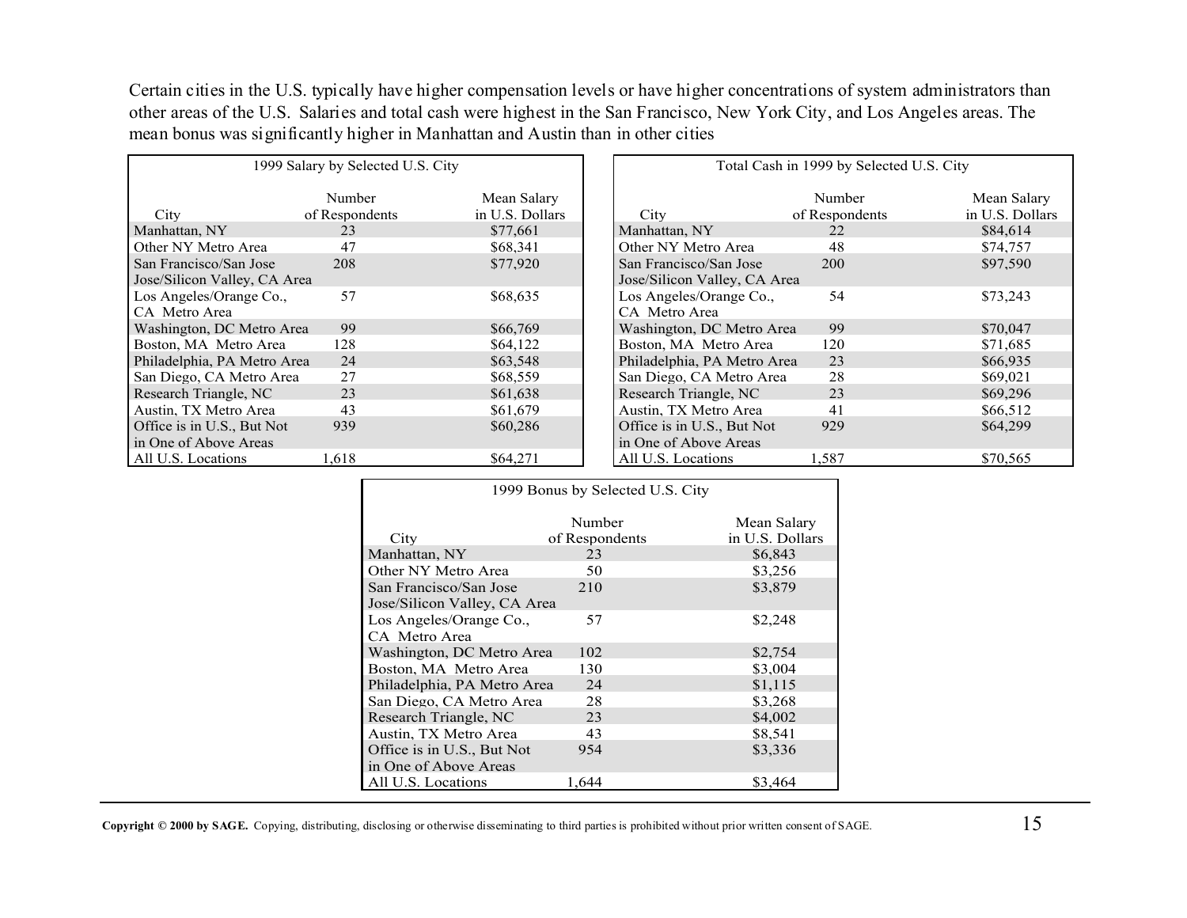Certain cities in the U.S. typically have higher compensation levels or have higher concentrations of system administrators than other areas of the U.S. Salaries and total cash were highest in the San Francisco, New York City, and Los Angeles areas. The mean bonus was significantly higher in Manhattan and Austin than in other cities

**1999 Salary by Selected U.S. City**

| City | Number of Respondents | Mean Salary in U.S. Dollars |
|---|---|---|
| Manhattan, NY | 23 | $77,661 |
| Other NY Metro Area | 47 | $68,341 |
| San Francisco/San Jose Jose/Silicon Valley, CA Area | 208 | $77,920 |
| Los Angeles/Orange Co., CA Metro Area | 57 | $68,635 |
| Washington, DC Metro Area | 99 | $66,769 |
| Boston, MA Metro Area | 128 | $64,122 |
| Philadelphia, PA Metro Area | 24 | $63,548 |
| San Diego, CA Metro Area | 27 | $68,559 |
| Research Triangle, NC | 23 | $61,638 |
| Austin, TX Metro Area | 43 | $61,679 |
| Office is in U.S., But Not in One of Above Areas | 939 | $60,286 |
| All U.S. Locations | 1,618 | $64,271 |

**Total Cash in 1999 by Selected U.S. City**

| City | Number of Respondents | Mean Salary in U.S. Dollars |
|---|---|---|
| Manhattan, NY | 22 | $84,614 |
| Other NY Metro Area | 48 | $74,757 |
| San Francisco/San Jose Jose/Silicon Valley, CA Area | 200 | $97,590 |
| Los Angeles/Orange Co., CA Metro Area | 54 | $73,243 |
| Washington, DC Metro Area | 99 | $70,047 |
| Boston, MA Metro Area | 120 | $71,685 |
| Philadelphia, PA Metro Area | 23 | $66,935 |
| San Diego, CA Metro Area | 28 | $69,021 |
| Research Triangle, NC | 23 | $69,296 |
| Austin, TX Metro Area | 41 | $66,512 |
| Office is in U.S., But Not in One of Above Areas | 929 | $64,299 |
| All U.S. Locations | 1,587 | $70,565 |

**1999 Bonus by Selected U.S. City**

| City | Number of Respondents | Mean Salary in U.S. Dollars |
|---|---|---|
| Manhattan, NY | 23 | $6,843 |
| Other NY Metro Area | 50 | $3,256 |
| San Francisco/San Jose Jose/Silicon Valley, CA Area | 210 | $3,879 |
| Los Angeles/Orange Co., CA Metro Area | 57 | $2,248 |
| Washington, DC Metro Area | 102 | $2,754 |
| Boston, MA Metro Area | 130 | $3,004 |
| Philadelphia, PA Metro Area | 24 | $1,115 |
| San Diego, CA Metro Area | 28 | $3,268 |
| Research Triangle, NC | 23 | $4,002 |
| Austin, TX Metro Area | 43 | $8,541 |
| Office is in U.S., But Not in One of Above Areas | 954 | $3,336 |
| All U.S. Locations | 1,644 | $3,464 |

**Copyright © 2000 by SAGE.** Copying, distributing, disclosing or otherwise disseminating to third parties is prohibited without prior written consent of SAGE.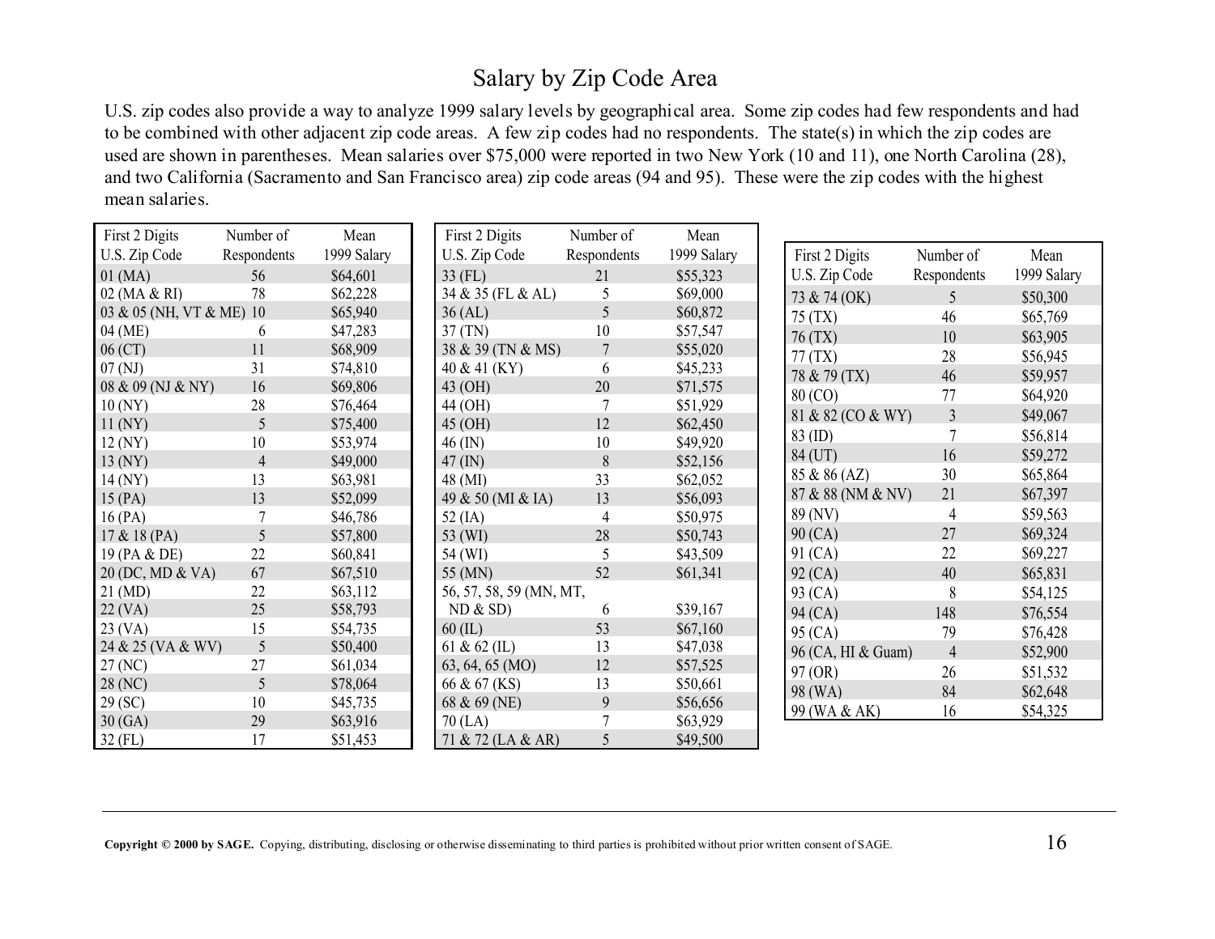# Salary by Zip Code Area

U.S. zip codes also provide a way to analyze 1999 salary levels by geographical area. Some zip codes had few respondents and had to be combined with other adjacent zip code areas. A few zip codes had no respondents. The state(s) in which the zip codes are used are shown in parentheses. Mean salaries over $75,000 were reported in two New York (10 and 11), one North Carolina (28), and two California (Sacramento and San Francisco area) zip code areas (94 and 95). These were the zip codes with the highest mean salaries.

| First 2 Digits U.S. Zip Code | Number of Respondents | Mean 1999 Salary |
|---|---|---|
| 01 (MA) | 56 | $64,601 |
| 02 (MA & RI) | 78 | $62,228 |
| 03 & 05 (NH, VT & ME) | 10 | $65,940 |
| 04 (ME) | 6 | $47,283 |
| 06 (CT) | 11 | $68,909 |
| 07 (NJ) | 31 | $74,810 |
| 08 & 09 (NJ & NY) | 16 | $69,806 |
| 10 (NY) | 28 | $76,464 |
| 11 (NY) | 5 | $75,400 |
| 12 (NY) | 10 | $53,974 |
| 13 (NY) | 4 | $49,000 |
| 14 (NY) | 13 | $63,981 |
| 15 (PA) | 13 | $52,099 |
| 16 (PA) | 7 | $46,786 |
| 17 & 18 (PA) | 5 | $57,800 |
| 19 (PA & DE) | 22 | $60,841 |
| 20 (DC, MD & VA) | 67 | $67,510 |
| 21 (MD) | 22 | $63,112 |
| 22 (VA) | 25 | $58,793 |
| 23 (VA) | 15 | $54,735 |
| 24 & 25 (VA & WV) | 5 | $50,400 |
| 27 (NC) | 27 | $61,034 |
| 28 (NC) | 5 | $78,064 |
| 29 (SC) | 10 | $45,735 |
| 30 (GA) | 29 | $63,916 |
| 32 (FL) | 17 | $51,453 |

| First 2 Digits U.S. Zip Code | Number of Respondents | Mean 1999 Salary |
|---|---|---|
| 33 (FL) | 21 | $55,323 |
| 34 & 35 (FL & AL) | 5 | $69,000 |
| 36 (AL) | 5 | $60,872 |
| 37 (TN) | 10 | $57,547 |
| 38 & 39 (TN & MS) | 7 | $55,020 |
| 40 & 41 (KY) | 6 | $45,233 |
| 43 (OH) | 20 | $71,575 |
| 44 (OH) | 7 | $51,929 |
| 45 (OH) | 12 | $62,450 |
| 46 (IN) | 10 | $49,920 |
| 47 (IN) | 8 | $52,156 |
| 48 (MI) | 33 | $62,052 |
| 49 & 50 (MI & IA) | 13 | $56,093 |
| 52 (IA) | 4 | $50,975 |
| 53 (WI) | 28 | $50,743 |
| 54 (WI) | 5 | $43,509 |
| 55 (MN) | 52 | $61,341 |
| 56, 57, 58, 59 (MN, MT, ND & SD) | 6 | $39,167 |
| 60 (IL) | 53 | $67,160 |
| 61 & 62 (IL) | 13 | $47,038 |
| 63, 64, 65 (MO) | 12 | $57,525 |
| 66 & 67 (KS) | 13 | $50,661 |
| 68 & 69 (NE) | 9 | $56,656 |
| 70 (LA) | 7 | $63,929 |
| 71 & 72 (LA & AR) | 5 | $49,500 |

| First 2 Digits U.S. Zip Code | Number of Respondents | Mean 1999 Salary |
|---|---|---|
| 73 & 74 (OK) | 5 | $50,300 |
| 75 (TX) | 46 | $65,769 |
| 76 (TX) | 10 | $63,905 |
| 77 (TX) | 28 | $56,945 |
| 78 & 79 (TX) | 46 | $59,957 |
| 80 (CO) | 77 | $64,920 |
| 81 & 82 (CO & WY) | 3 | $49,067 |
| 83 (ID) | 7 | $56,814 |
| 84 (UT) | 16 | $59,272 |
| 85 & 86 (AZ) | 30 | $65,864 |
| 87 & 88 (NM & NV) | 21 | $67,397 |
| 89 (NV) | 4 | $59,563 |
| 90 (CA) | 27 | $69,324 |
| 91 (CA) | 22 | $69,227 |
| 92 (CA) | 40 | $65,831 |
| 93 (CA) | 8 | $54,125 |
| 94 (CA) | 148 | $76,554 |
| 95 (CA) | 79 | $76,428 |
| 96 (CA, HI & Guam) | 4 | $52,900 |
| 97 (OR) | 26 | $51,532 |
| 98 (WA) | 84 | $62,648 |
| 99 (WA & AK) | 16 | $54,325 |

**Copyright © 2000 by SAGE.** Copying, distributing, disclosing or otherwise disseminating to third parties is prohibited without prior written consent of SAGE.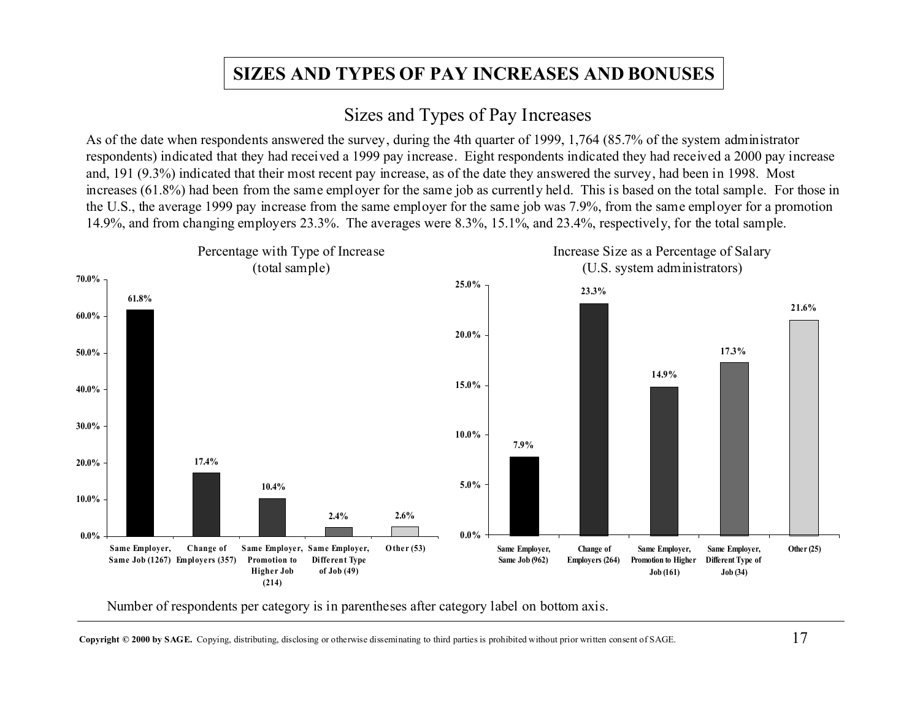# SIZES AND TYPES OF PAY INCREASES AND BONUSES

## Sizes and Types of Pay Increases

As of the date when respondents answered the survey, during the 4th quarter of 1999, 1,764 (85.7% of the system administrator respondents) indicated that they had received a 1999 pay increase. Eight respondents indicated they had received a 2000 pay increase and, 191 (9.3%) indicated that their most recent pay increase, as of the date they answered the survey, had been in 1998. Most increases (61.8%) had been from the same employer for the same job as currently held. This is based on the total sample. For those in the U.S., the average 1999 pay increase from the same employer for the same job was 7.9%, from the same employer for a promotion 14.9%, and from changing employers 23.3%. The averages were 8.3%, 15.1%, and 23.4%, respectively, for the total sample.

**Percentage with Type of Increase (total sample)**

| Category | Percentage |
|---|---|
| Same Employer, Same Job (1267) | 61.8% |
| Change of Employers (357) | 17.4% |
| Same Employer, Promotion to Higher Job (214) | 10.4% |
| Same Employer, Different Type of Job (49) | 2.4% |
| Other (53) | 2.6% |

**Increase Size as a Percentage of Salary (U.S. system administrators)**

| Category | Increase Size |
|---|---|
| Same Employer, Same Job (962) | 7.9% |
| Change of Employers (264) | 23.3% |
| Same Employer, Promotion to Higher Job (161) | 14.9% |
| Same Employer, Different Type of Job (34) | 17.3% |
| Other (25) | 21.6% |

Number of respondents per category is in parentheses after category label on bottom axis.

**Copyright © 2000 by SAGE.** Copying, distributing, disclosing or otherwise disseminating to third parties is prohibited without prior written consent of SAGE.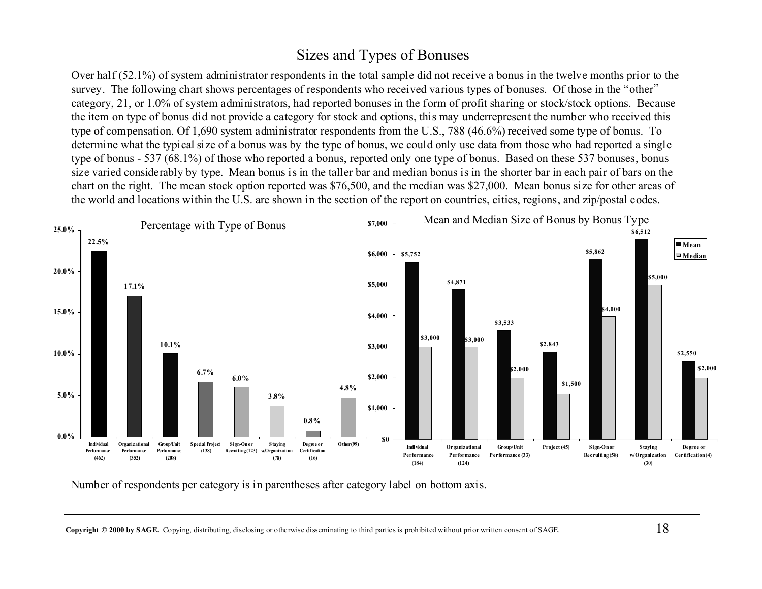# Sizes and Types of Bonuses

Over half (52.1%) of system administrator respondents in the total sample did not receive a bonus in the twelve months prior to the survey. The following chart shows percentages of respondents who received various types of bonuses. Of those in the "other" category, 21, or 1.0% of system administrators, had reported bonuses in the form of profit sharing or stock/stock options. Because the item on type of bonus did not provide a category for stock and options, this may underrepresent the number who received this type of compensation. Of 1,690 system administrator respondents from the U.S., 788 (46.6%) received some type of bonus. To determine what the typical size of a bonus was by the type of bonus, we could only use data from those who had reported a single type of bonus - 537 (68.1%) of those who reported a bonus, reported only one type of bonus. Based on these 537 bonuses, bonus size varied considerably by type. Mean bonus is in the taller bar and median bonus is in the shorter bar in each pair of bars on the chart on the right. The mean stock option reported was $76,500, and the median was $27,000. Mean bonus size for other areas of the world and locations within the U.S. are shown in the section of the report on countries, cities, regions, and zip/postal codes.

**Percentage with Type of Bonus**

| Type of Bonus | Percentage |
|---|---|
| Individual Performance (462) | 22.5% |
| Organizational Performance (352) | 17.1% |
| Group/Unit Performance (208) | 10.1% |
| Special Project (138) | 6.7% |
| Sign-On or Recruiting (123) | 6.0% |
| Staying w/Organization (78) | 3.8% |
| Degree or Certification (16) | 0.8% |
| Other (99) | 4.8% |

**Mean and Median Size of Bonus by Bonus Type**

| Bonus Type | Mean | Median |
|---|---|---|
| Individual Performance (184) | $5,752 | $3,000 |
| Organizational Performance (124) | $4,871 | $3,000 |
| Group/Unit Performance (33) | $3,533 | $2,000 |
| Project (45) | $2,843 | $1,500 |
| Sign-On or Recruiting (58) | $5,862 | $4,000 |
| Staying w/Organization (30) | $6,512 | $5,000 |
| Degree or Certification (4) | $2,550 | $2,000 |

Number of respondents per category is in parentheses after category label on bottom axis.

**Copyright © 2000 by SAGE.** Copying, distributing, disclosing or otherwise disseminating to third parties is prohibited without prior written consent of SAGE.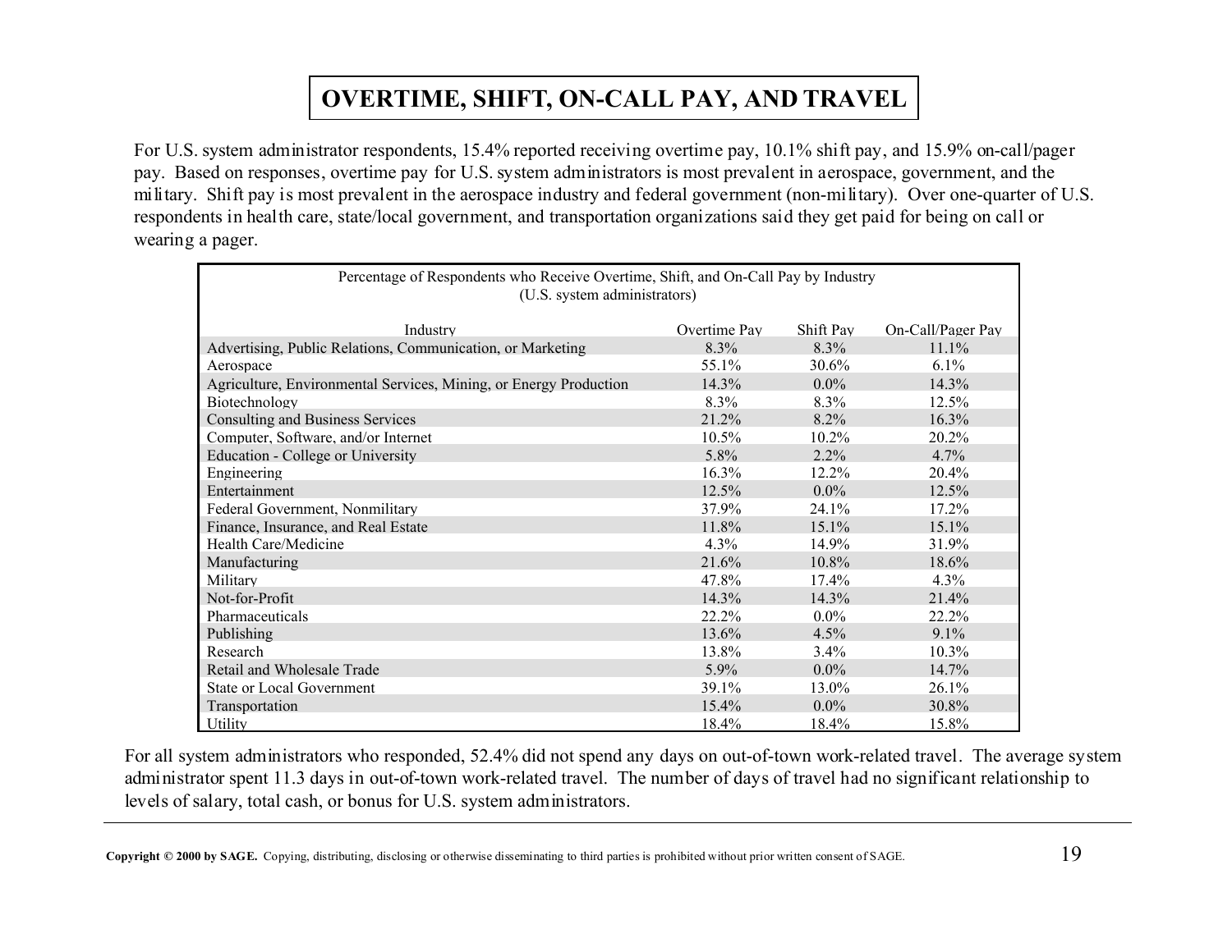# OVERTIME, SHIFT, ON-CALL PAY, AND TRAVEL

For U.S. system administrator respondents, 15.4% reported receiving overtime pay, 10.1% shift pay, and 15.9% on-call/pager pay. Based on responses, overtime pay for U.S. system administrators is most prevalent in aerospace, government, and the military. Shift pay is most prevalent in the aerospace industry and federal government (non-military). Over one-quarter of U.S. respondents in health care, state/local government, and transportation organizations said they get paid for being on call or wearing a pager.

Percentage of Respondents who Receive Overtime, Shift, and On-Call Pay by Industry
(U.S. system administrators)

| Industry | Overtime Pay | Shift Pay | On-Call/Pager Pay |
|---|---|---|---|
| Advertising, Public Relations, Communication, or Marketing | 8.3% | 8.3% | 11.1% |
| Aerospace | 55.1% | 30.6% | 6.1% |
| Agriculture, Environmental Services, Mining, or Energy Production | 14.3% | 0.0% | 14.3% |
| Biotechnology | 8.3% | 8.3% | 12.5% |
| Consulting and Business Services | 21.2% | 8.2% | 16.3% |
| Computer, Software, and/or Internet | 10.5% | 10.2% | 20.2% |
| Education - College or University | 5.8% | 2.2% | 4.7% |
| Engineering | 16.3% | 12.2% | 20.4% |
| Entertainment | 12.5% | 0.0% | 12.5% |
| Federal Government, Nonmilitary | 37.9% | 24.1% | 17.2% |
| Finance, Insurance, and Real Estate | 11.8% | 15.1% | 15.1% |
| Health Care/Medicine | 4.3% | 14.9% | 31.9% |
| Manufacturing | 21.6% | 10.8% | 18.6% |
| Military | 47.8% | 17.4% | 4.3% |
| Not-for-Profit | 14.3% | 14.3% | 21.4% |
| Pharmaceuticals | 22.2% | 0.0% | 22.2% |
| Publishing | 13.6% | 4.5% | 9.1% |
| Research | 13.8% | 3.4% | 10.3% |
| Retail and Wholesale Trade | 5.9% | 0.0% | 14.7% |
| State or Local Government | 39.1% | 13.0% | 26.1% |
| Transportation | 15.4% | 0.0% | 30.8% |
| Utility | 18.4% | 18.4% | 15.8% |

For all system administrators who responded, 52.4% did not spend any days on out-of-town work-related travel. The average system administrator spent 11.3 days in out-of-town work-related travel. The number of days of travel had no significant relationship to levels of salary, total cash, or bonus for U.S. system administrators.

**Copyright © 2000 by SAGE.** Copying, distributing, disclosing or otherwise disseminating to third parties is prohibited without prior written consent of SAGE.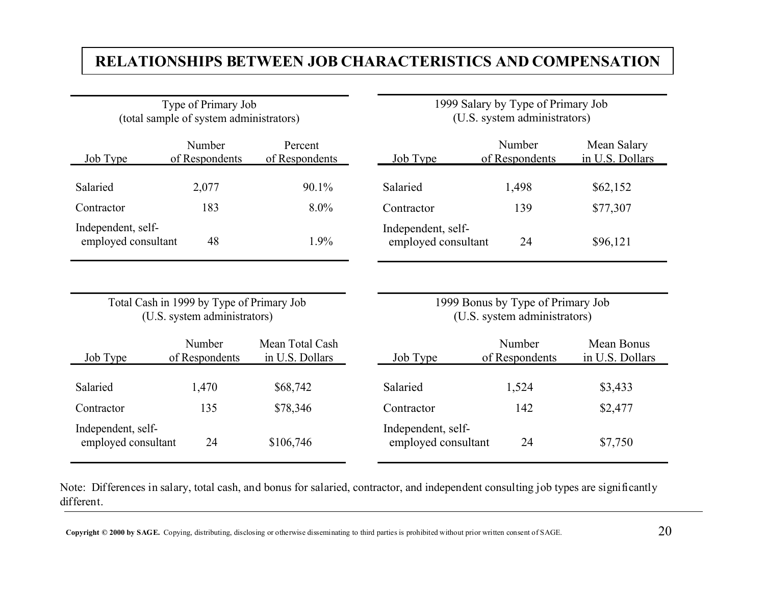# RELATIONSHIPS BETWEEN JOB CHARACTERISTICS AND COMPENSATION

Type of Primary Job
(total sample of system administrators)

| Job Type | Number of Respondents | Percent of Respondents |
|---|---|---|
| Salaried | 2,077 | 90.1% |
| Contractor | 183 | 8.0% |
| Independent, self-employed consultant | 48 | 1.9% |

1999 Salary by Type of Primary Job
(U.S. system administrators)

| Job Type | Number of Respondents | Mean Salary in U.S. Dollars |
|---|---|---|
| Salaried | 1,498 | $62,152 |
| Contractor | 139 | $77,307 |
| Independent, self-employed consultant | 24 | $96,121 |

Total Cash in 1999 by Type of Primary Job
(U.S. system administrators)

| Job Type | Number of Respondents | Mean Total Cash in U.S. Dollars |
|---|---|---|
| Salaried | 1,470 | $68,742 |
| Contractor | 135 | $78,346 |
| Independent, self-employed consultant | 24 | $106,746 |

1999 Bonus by Type of Primary Job
(U.S. system administrators)

| Job Type | Number of Respondents | Mean Bonus in U.S. Dollars |
|---|---|---|
| Salaried | 1,524 | $3,433 |
| Contractor | 142 | $2,477 |
| Independent, self-employed consultant | 24 | $7,750 |

Note: Differences in salary, total cash, and bonus for salaried, contractor, and independent consulting job types are significantly different.

**Copyright © 2000 by SAGE.** Copying, distributing, disclosing or otherwise disseminating to third parties is prohibited without prior written consent of SAGE.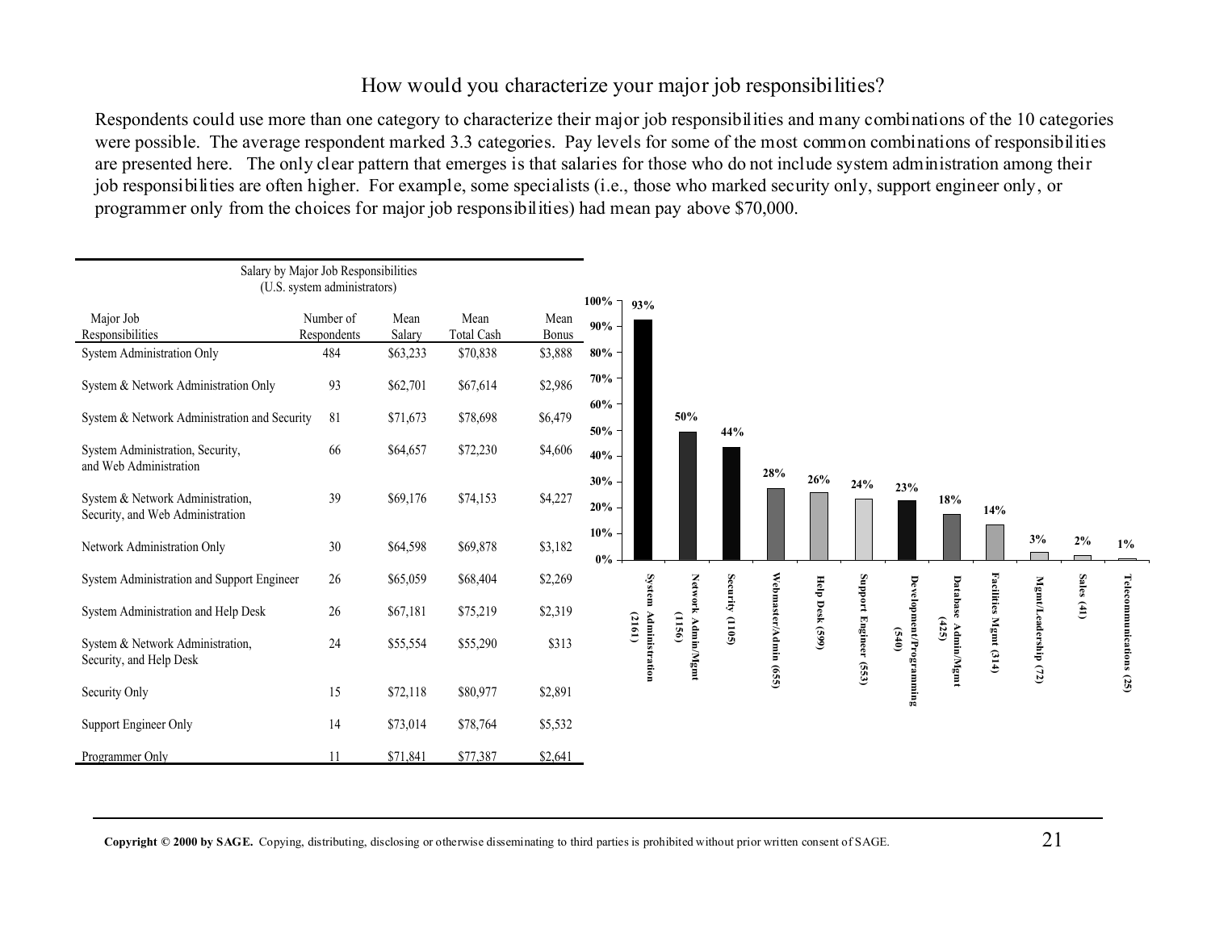## How would you characterize your major job responsibilities?

Respondents could use more than one category to characterize their major job responsibilities and many combinations of the 10 categories were possible. The average respondent marked 3.3 categories. Pay levels for some of the most common combinations of responsibilities are presented here. The only clear pattern that emerges is that salaries for those who do not include system administration among their job responsibilities are often higher. For example, some specialists (i.e., those who marked security only, support engineer only, or programmer only from the choices for major job responsibilities) had mean pay above $70,000.

Salary by Major Job Responsibilities
(U.S. system administrators)

| Major Job Responsibilities | Number of Respondents | Mean Salary | Mean Total Cash | Mean Bonus |
|---|---|---|---|---|
| System Administration Only | 484 | $63,233 | $70,838 | $3,888 |
| System & Network Administration Only | 93 | $62,701 | $67,614 | $2,986 |
| System & Network Administration and Security | 81 | $71,673 | $78,698 | $6,479 |
| System Administration, Security, and Web Administration | 66 | $64,657 | $72,230 | $4,606 |
| System & Network Administration, Security, and Web Administration | 39 | $69,176 | $74,153 | $4,227 |
| Network Administration Only | 30 | $64,598 | $69,878 | $3,182 |
| System Administration and Support Engineer | 26 | $65,059 | $68,404 | $2,269 |
| System Administration and Help Desk | 26 | $67,181 | $75,219 | $2,319 |
| System & Network Administration, Security, and Help Desk | 24 | $55,554 | $55,290 | $313 |
| Security Only | 15 | $72,118 | $80,977 | $2,891 |
| Support Engineer Only | 14 | $73,014 | $78,764 | $5,532 |
| Programmer Only | 11 | $71,841 | $77,387 | $2,641 |

| Responsibility | Percent |
|---|---|
| System Administration (2161) | 93% |
| Network Admin/Mgmt (1156) | 50% |
| Security (1105) | 44% |
| Webmaster/Admin (655) | 28% |
| Help Desk (599) | 26% |
| Support Engineer (553) | 24% |
| Development/Programming (540) | 23% |
| Database Admin/Mgmt (425) | 18% |
| Facilities Mgmt (314) | 14% |
| Mgmt/Leadership (72) | 3% |
| Sales (41) | 2% |
| Telecommunications (25) | 1% |

**Copyright © 2000 by SAGE.** Copying, distributing, disclosing or otherwise disseminating to third parties is prohibited without prior written consent of SAGE.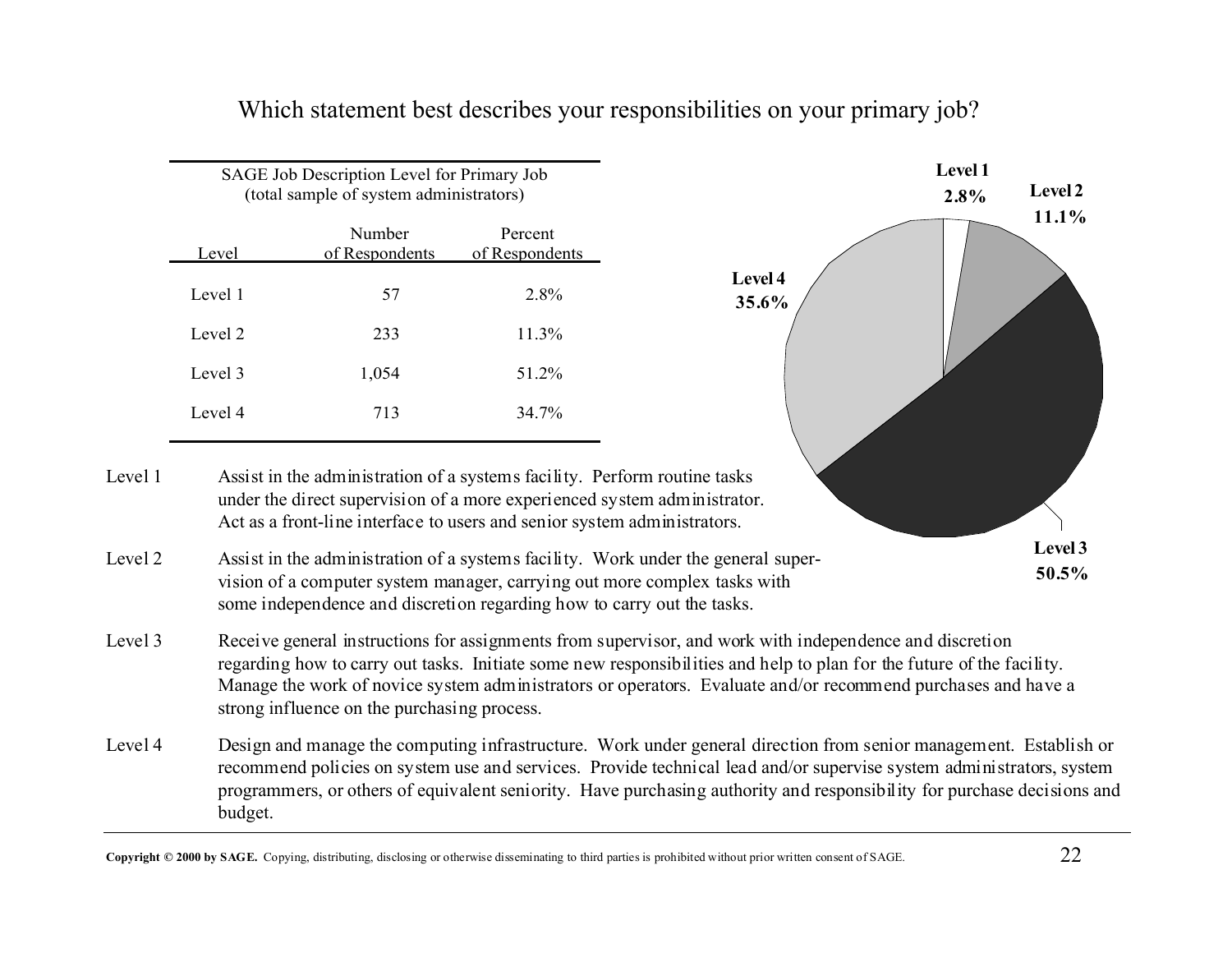## Which statement best describes your responsibilities on your primary job?

SAGE Job Description Level for Primary Job
(total sample of system administrators)

| Level | Number of Respondents | Percent of Respondents |
|---|---|---|
| Level 1 | 57 | 2.8% |
| Level 2 | 233 | 11.3% |
| Level 3 | 1,054 | 51.2% |
| Level 4 | 713 | 34.7% |

**Level 1** 2.8%
**Level 2** 11.1%
**Level 3** 50.5%
**Level 4** 35.6%

**Level 1** Assist in the administration of a systems facility. Perform routine tasks under the direct supervision of a more experienced system administrator. Act as a front-line interface to users and senior system administrators.

**Level 2** Assist in the administration of a systems facility. Work under the general supervision of a computer system manager, carrying out more complex tasks with some independence and discretion regarding how to carry out the tasks.

**Level 3** Receive general instructions for assignments from supervisor, and work with independence and discretion regarding how to carry out tasks. Initiate some new responsibilities and help to plan for the future of the facility. Manage the work of novice system administrators or operators. Evaluate and/or recommend purchases and have a strong influence on the purchasing process.

**Level 4** Design and manage the computing infrastructure. Work under general direction from senior management. Establish or recommend policies on system use and services. Provide technical lead and/or supervise system administrators, system programmers, or others of equivalent seniority. Have purchasing authority and responsibility for purchase decisions and budget.

**Copyright © 2000 by SAGE.** Copying, distributing, disclosing or otherwise disseminating to third parties is prohibited without prior written consent of SAGE.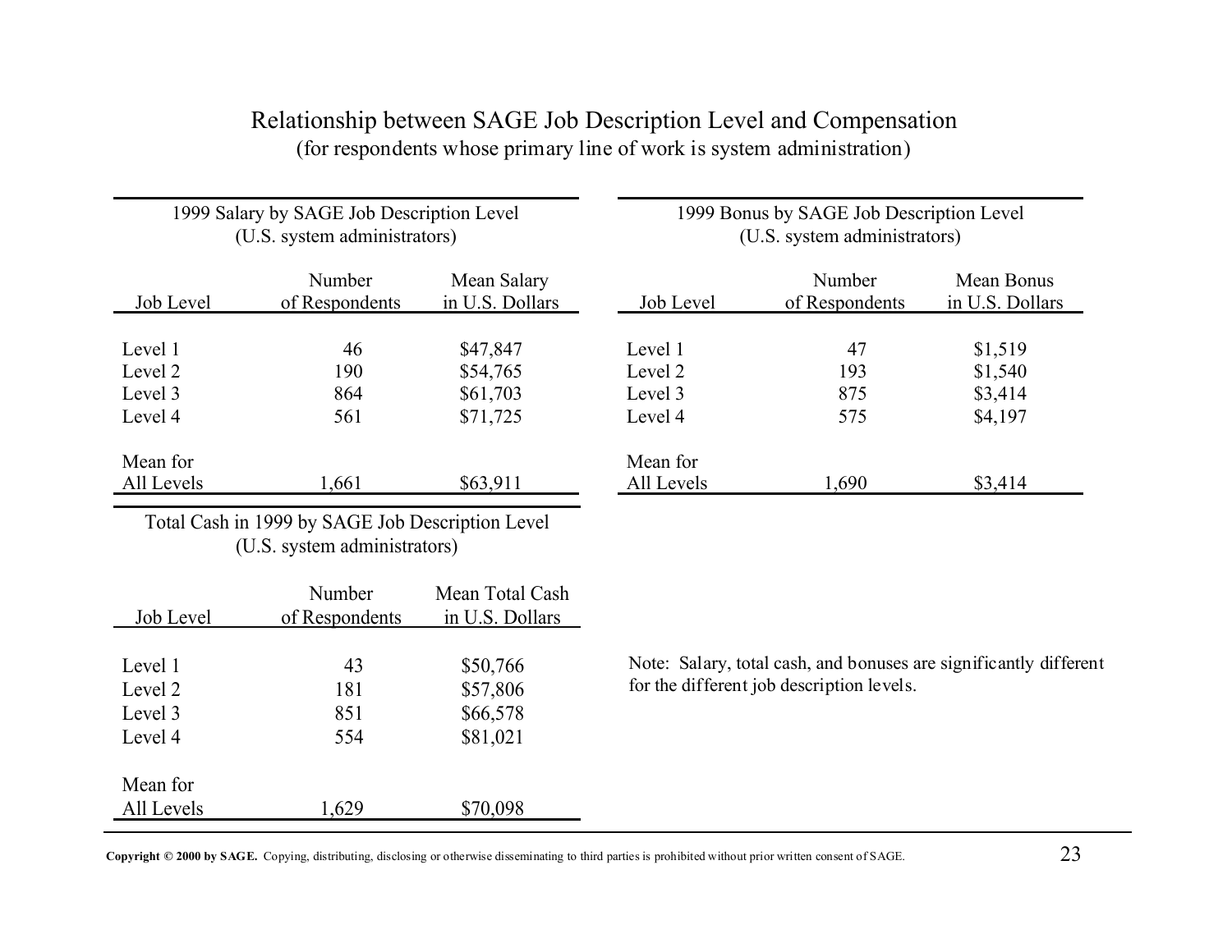# Relationship between SAGE Job Description Level and Compensation

(for respondents whose primary line of work is system administration)

**1999 Salary by SAGE Job Description Level**
(U.S. system administrators)

| Job Level | Number of Respondents | Mean Salary in U.S. Dollars |
|---|---|---|
| Level 1 | 46 | $47,847 |
| Level 2 | 190 | $54,765 |
| Level 3 | 864 | $61,703 |
| Level 4 | 561 | $71,725 |
| Mean for All Levels | 1,661 | $63,911 |

**1999 Bonus by SAGE Job Description Level**
(U.S. system administrators)

| Job Level | Number of Respondents | Mean Bonus in U.S. Dollars |
|---|---|---|
| Level 1 | 47 | $1,519 |
| Level 2 | 193 | $1,540 |
| Level 3 | 875 | $3,414 |
| Level 4 | 575 | $4,197 |
| Mean for All Levels | 1,690 | $3,414 |

**Total Cash in 1999 by SAGE Job Description Level**
(U.S. system administrators)

| Job Level | Number of Respondents | Mean Total Cash in U.S. Dollars |
|---|---|---|
| Level 1 | 43 | $50,766 |
| Level 2 | 181 | $57,806 |
| Level 3 | 851 | $66,578 |
| Level 4 | 554 | $81,021 |
| Mean for All Levels | 1,629 | $70,098 |

Note: Salary, total cash, and bonuses are significantly different for the different job description levels.

**Copyright © 2000 by SAGE.** Copying, distributing, disclosing or otherwise disseminating to third parties is prohibited without prior written consent of SAGE.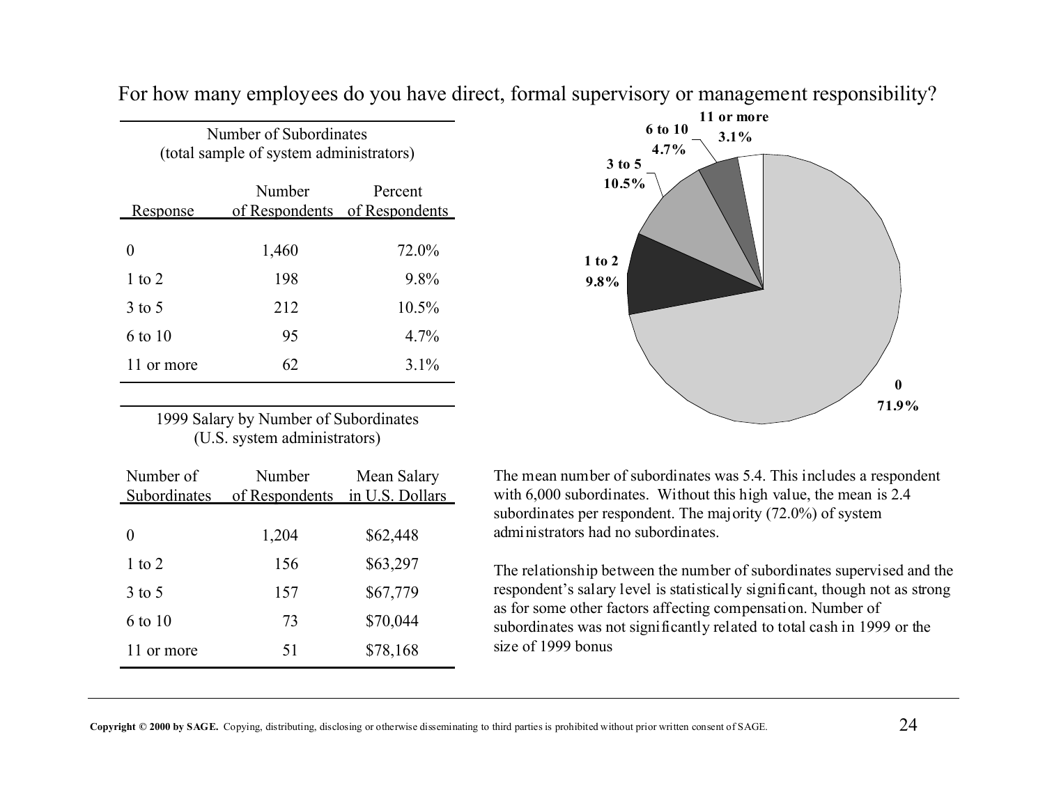## For how many employees do you have direct, formal supervisory or management responsibility?

Number of Subordinates
(total sample of system administrators)

| Response | Number of Respondents | Percent of Respondents |
|---|---|---|
| 0 | 1,460 | 72.0% |
| 1 to 2 | 198 | 9.8% |
| 3 to 5 | 212 | 10.5% |
| 6 to 10 | 95 | 4.7% |
| 11 or more | 62 | 3.1% |

1999 Salary by Number of Subordinates
(U.S. system administrators)

| Number of Subordinates | Number of Respondents | Mean Salary in U.S. Dollars |
|---|---|---|
| 0 | 1,204 | $62,448 |
| 1 to 2 | 156 | $63,297 |
| 3 to 5 | 157 | $67,779 |
| 6 to 10 | 73 | $70,044 |
| 11 or more | 51 | $78,168 |

The mean number of subordinates was 5.4. This includes a respondent with 6,000 subordinates. Without this high value, the mean is 2.4 subordinates per respondent. The majority (72.0%) of system administrators had no subordinates.

The relationship between the number of subordinates supervised and the respondent's salary level is statistically significant, though not as strong as for some other factors affecting compensation. Number of subordinates was not significantly related to total cash in 1999 or the size of 1999 bonus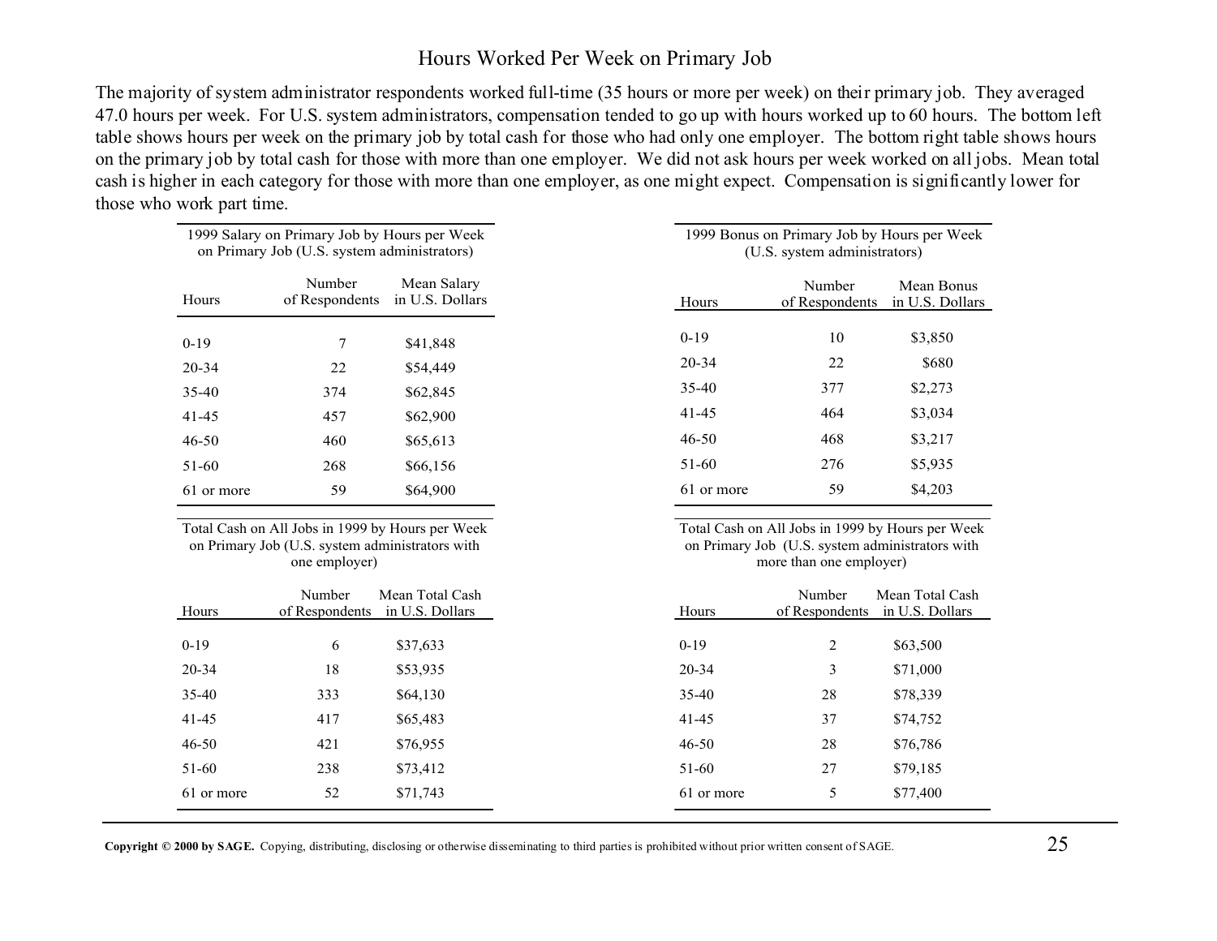# Hours Worked Per Week on Primary Job

The majority of system administrator respondents worked full-time (35 hours or more per week) on their primary job. They averaged 47.0 hours per week. For U.S. system administrators, compensation tended to go up with hours worked up to 60 hours. The bottom left table shows hours per week on the primary job by total cash for those who had only one employer. The bottom right table shows hours on the primary job by total cash for those with more than one employer. We did not ask hours per week worked on all jobs. Mean total cash is higher in each category for those with more than one employer, as one might expect. Compensation is significantly lower for those who work part time.

1999 Salary on Primary Job by Hours per Week on Primary Job (U.S. system administrators)

| Hours | Number of Respondents | Mean Salary in U.S. Dollars |
|---|---|---|
| 0-19 | 7 | $41,848 |
| 20-34 | 22 | $54,449 |
| 35-40 | 374 | $62,845 |
| 41-45 | 457 | $62,900 |
| 46-50 | 460 | $65,613 |
| 51-60 | 268 | $66,156 |
| 61 or more | 59 | $64,900 |

1999 Bonus on Primary Job by Hours per Week (U.S. system administrators)

| Hours | Number of Respondents | Mean Bonus in U.S. Dollars |
|---|---|---|
| 0-19 | 10 | $3,850 |
| 20-34 | 22 | $680 |
| 35-40 | 377 | $2,273 |
| 41-45 | 464 | $3,034 |
| 46-50 | 468 | $3,217 |
| 51-60 | 276 | $5,935 |
| 61 or more | 59 | $4,203 |

Total Cash on All Jobs in 1999 by Hours per Week on Primary Job (U.S. system administrators with one employer)

| Hours | Number of Respondents | Mean Total Cash in U.S. Dollars |
|---|---|---|
| 0-19 | 6 | $37,633 |
| 20-34 | 18 | $53,935 |
| 35-40 | 333 | $64,130 |
| 41-45 | 417 | $65,483 |
| 46-50 | 421 | $76,955 |
| 51-60 | 238 | $73,412 |
| 61 or more | 52 | $71,743 |

Total Cash on All Jobs in 1999 by Hours per Week on Primary Job (U.S. system administrators with more than one employer)

| Hours | Number of Respondents | Mean Total Cash in U.S. Dollars |
|---|---|---|
| 0-19 | 2 | $63,500 |
| 20-34 | 3 | $71,000 |
| 35-40 | 28 | $78,339 |
| 41-45 | 37 | $74,752 |
| 46-50 | 28 | $76,786 |
| 51-60 | 27 | $79,185 |
| 61 or more | 5 | $77,400 |

**Copyright © 2000 by SAGE.** Copying, distributing, disclosing or otherwise disseminating to third parties is prohibited without prior written consent of SAGE.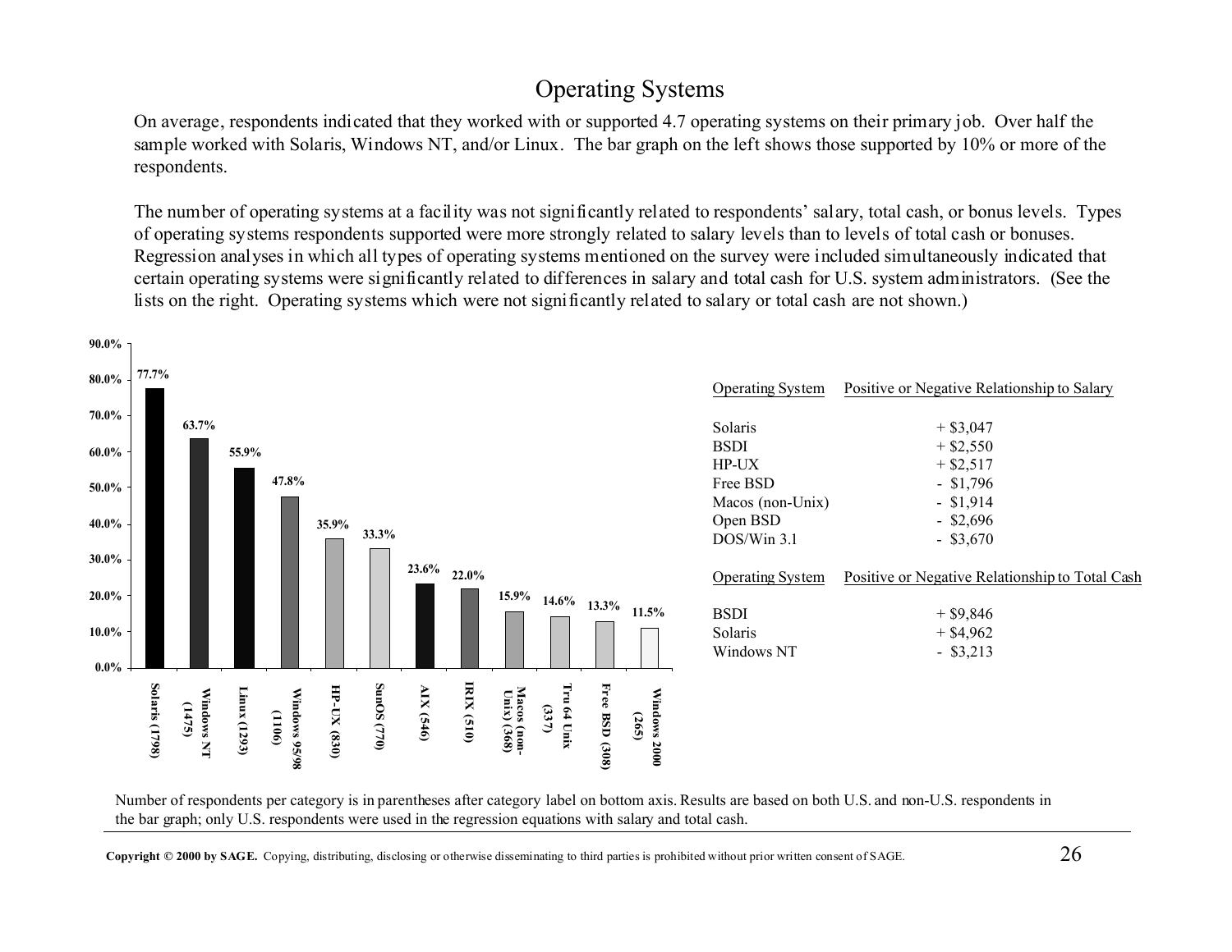# Operating Systems

On average, respondents indicated that they worked with or supported 4.7 operating systems on their primary job. Over half the sample worked with Solaris, Windows NT, and/or Linux. The bar graph on the left shows those supported by 10% or more of the respondents.

The number of operating systems at a facility was not significantly related to respondents' salary, total cash, or bonus levels. Types of operating systems respondents supported were more strongly related to salary levels than to levels of total cash or bonuses. Regression analyses in which all types of operating systems mentioned on the survey were included simultaneously indicated that certain operating systems were significantly related to differences in salary and total cash for U.S. system administrators. (See the lists on the right. Operating systems which were not significantly related to salary or total cash are not shown.)

| Operating System | Percent |
|---|---|
| Solaris (1798) | 77.7% |
| Windows NT (1475) | 63.7% |
| Linux (1293) | 55.9% |
| Windows 95/98 (1106) | 47.8% |
| HP-UX (830) | 35.9% |
| SunOS (770) | 33.3% |
| AIX (546) | 23.6% |
| IRIX (510) | 22.0% |
| Macos (non-Unix) (368) | 15.9% |
| Tru 64 Unix (337) | 14.6% |
| Free BSD (308) | 13.3% |
| Windows 2000 (265) | 11.5% |

| Operating System | Positive or Negative Relationship to Salary |
|---|---|
| Solaris | + $3,047 |
| BSDI | + $2,550 |
| HP-UX | + $2,517 |
| Free BSD | - $1,796 |
| Macos (non-Unix) | - $1,914 |
| Open BSD | - $2,696 |
| DOS/Win 3.1 | - $3,670 |

| Operating System | Positive or Negative Relationship to Total Cash |
|---|---|
| BSDI | + $9,846 |
| Solaris | + $4,962 |
| Windows NT | - $3,213 |

Number of respondents per category is in parentheses after category label on bottom axis. Results are based on both U.S. and non-U.S. respondents in the bar graph; only U.S. respondents were used in the regression equations with salary and total cash.

**Copyright © 2000 by SAGE.** Copying, distributing, disclosing or otherwise disseminating to third parties is prohibited without prior written consent of SAGE.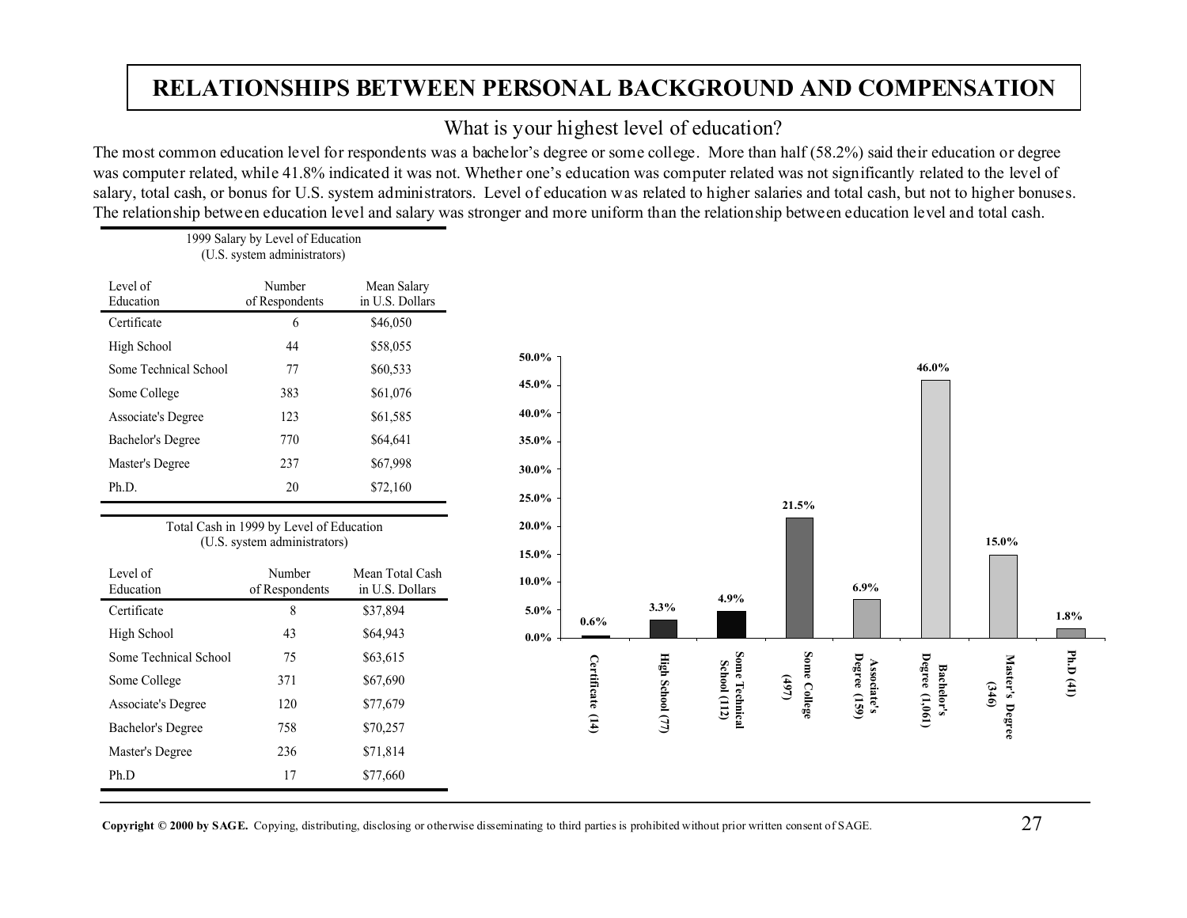# RELATIONSHIPS BETWEEN PERSONAL BACKGROUND AND COMPENSATION

## What is your highest level of education?

The most common education level for respondents was a bachelor's degree or some college. More than half (58.2%) said their education or degree was computer related, while 41.8% indicated it was not. Whether one's education was computer related was not significantly related to the level of salary, total cash, or bonus for U.S. system administrators. Level of education was related to higher salaries and total cash, but not to higher bonuses. The relationship between education level and salary was stronger and more uniform than the relationship between education level and total cash.

1999 Salary by Level of Education
(U.S. system administrators)

| Level of Education | Number of Respondents | Mean Salary in U.S. Dollars |
|---|---|---|
| Certificate | 6 | $46,050 |
| High School | 44 | $58,055 |
| Some Technical School | 77 | $60,533 |
| Some College | 383 | $61,076 |
| Associate's Degree | 123 | $61,585 |
| Bachelor's Degree | 770 | $64,641 |
| Master's Degree | 237 | $67,998 |
| Ph.D. | 20 | $72,160 |

Total Cash in 1999 by Level of Education
(U.S. system administrators)

| Level of Education | Number of Respondents | Mean Total Cash in U.S. Dollars |
|---|---|---|
| Certificate | 8 | $37,894 |
| High School | 43 | $64,943 |
| Some Technical School | 75 | $63,615 |
| Some College | 371 | $67,690 |
| Associate's Degree | 120 | $77,679 |
| Bachelor's Degree | 758 | $70,257 |
| Master's Degree | 236 | $71,814 |
| Ph.D | 17 | $77,660 |

| Level of Education | Percent |
|---|---|
| Certificate (14) | 0.6% |
| High School (77) | 3.3% |
| Some Technical School (112) | 4.9% |
| Some College (497) | 21.5% |
| Associate's Degree (159) | 6.9% |
| Bachelor's Degree (1,061) | 46.0% |
| Master's Degree (346) | 15.0% |
| Ph.D (41) | 1.8% |

**Copyright © 2000 by SAGE.** Copying, distributing, disclosing or otherwise disseminating to third parties is prohibited without prior written consent of SAGE.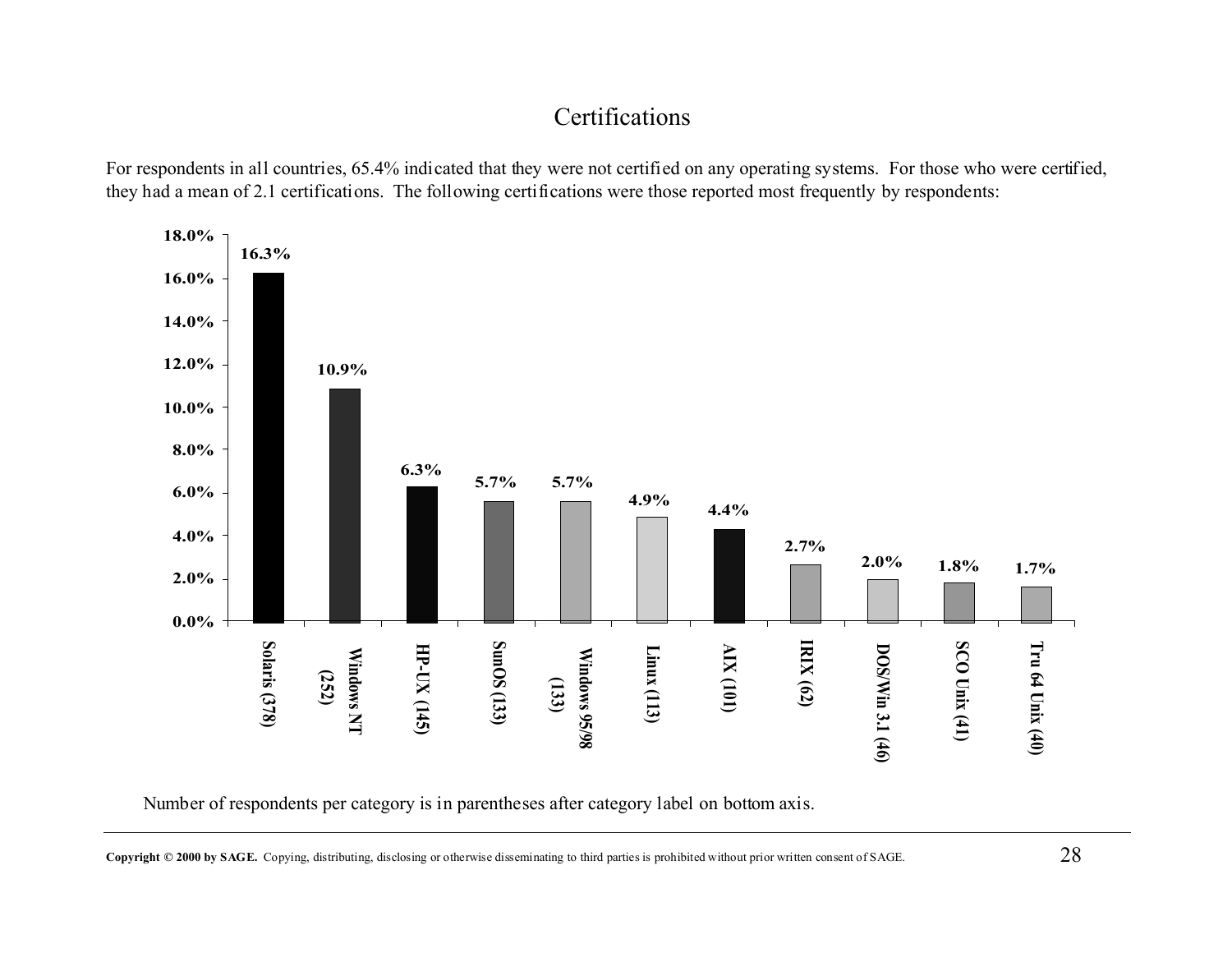# Certifications

For respondents in all countries, 65.4% indicated that they were not certified on any operating systems. For those who were certified, they had a mean of 2.1 certifications. The following certifications were those reported most frequently by respondents:

| Certification | Percentage |
|---|---|
| Solaris (378) | 16.3% |
| Windows NT (252) | 10.9% |
| HP-UX (145) | 6.3% |
| SunOS (133) | 5.7% |
| Windows 95/98 (133) | 5.7% |
| Linux (113) | 4.9% |
| AIX (101) | 4.4% |
| IRIX (62) | 2.7% |
| DOS/Win 3.1 (46) | 2.0% |
| SCO Unix (41) | 1.8% |
| Tru 64 Unix (40) | 1.7% |

Number of respondents per category is in parentheses after category label on bottom axis.

**Copyright © 2000 by SAGE.** Copying, distributing, disclosing or otherwise disseminating to third parties is prohibited without prior written consent of SAGE.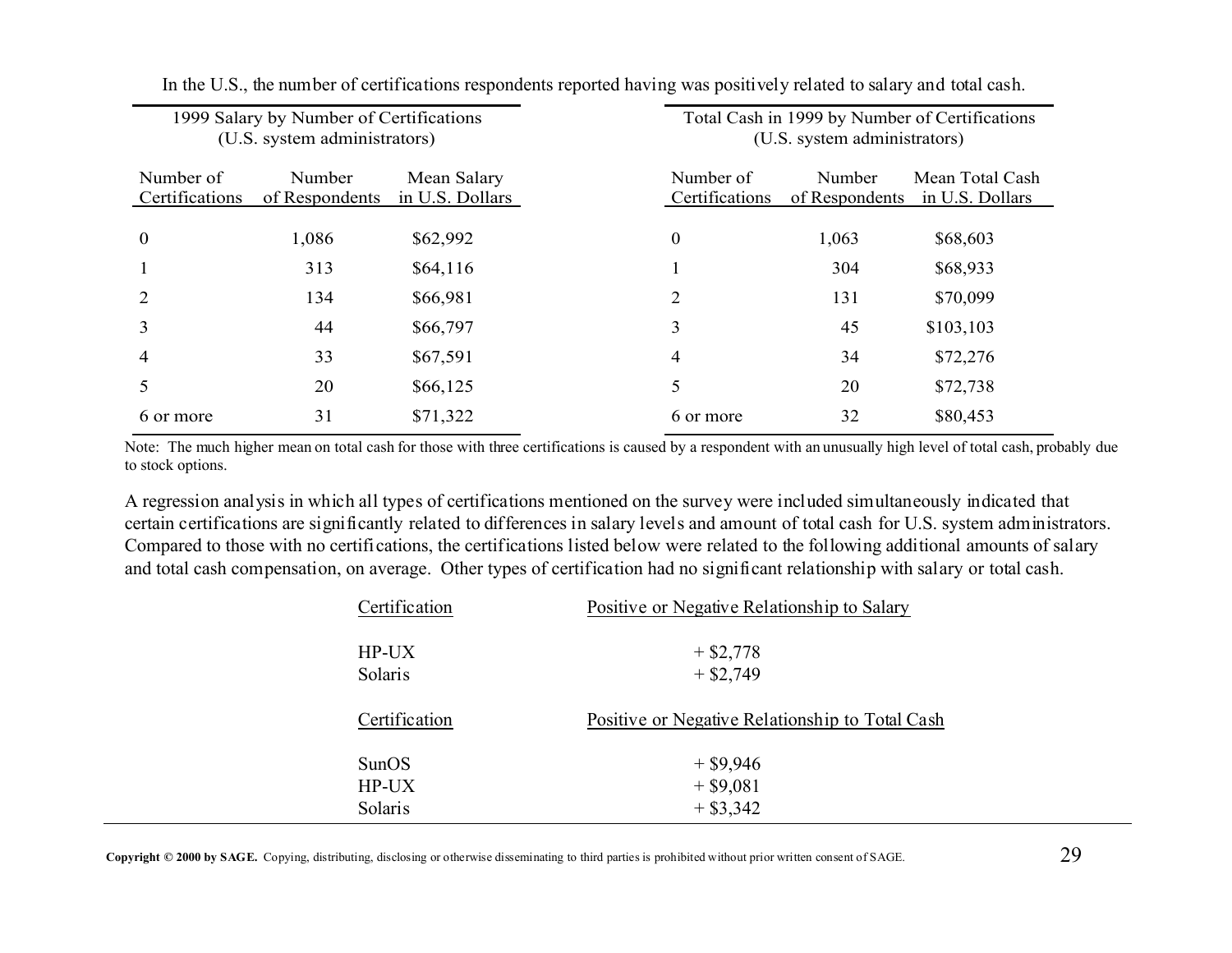In the U.S., the number of certifications respondents reported having was positively related to salary and total cash.

1999 Salary by Number of Certifications (U.S. system administrators)

| Number of Certifications | Number of Respondents | Mean Salary in U.S. Dollars |
|---|---|---|
| 0 | 1,086 | $62,992 |
| 1 | 313 | $64,116 |
| 2 | 134 | $66,981 |
| 3 | 44 | $66,797 |
| 4 | 33 | $67,591 |
| 5 | 20 | $66,125 |
| 6 or more | 31 | $71,322 |

Total Cash in 1999 by Number of Certifications (U.S. system administrators)

| Number of Certifications | Number of Respondents | Mean Total Cash in U.S. Dollars |
|---|---|---|
| 0 | 1,063 | $68,603 |
| 1 | 304 | $68,933 |
| 2 | 131 | $70,099 |
| 3 | 45 | $103,103 |
| 4 | 34 | $72,276 |
| 5 | 20 | $72,738 |
| 6 or more | 32 | $80,453 |

Note: The much higher mean on total cash for those with three certifications is caused by a respondent with an unusually high level of total cash, probably due to stock options.

A regression analysis in which all types of certifications mentioned on the survey were included simultaneously indicated that certain certifications are significantly related to differences in salary levels and amount of total cash for U.S. system administrators. Compared to those with no certifications, the certifications listed below were related to the following additional amounts of salary and total cash compensation, on average. Other types of certification had no significant relationship with salary or total cash.

| Certification | Positive or Negative Relationship to Salary |
|---|---|
| HP-UX | + $2,778 |
| Solaris | + $2,749 |

| Certification | Positive or Negative Relationship to Total Cash |
|---|---|
| SunOS | + $9,946 |
| HP-UX | + $9,081 |
| Solaris | + $3,342 |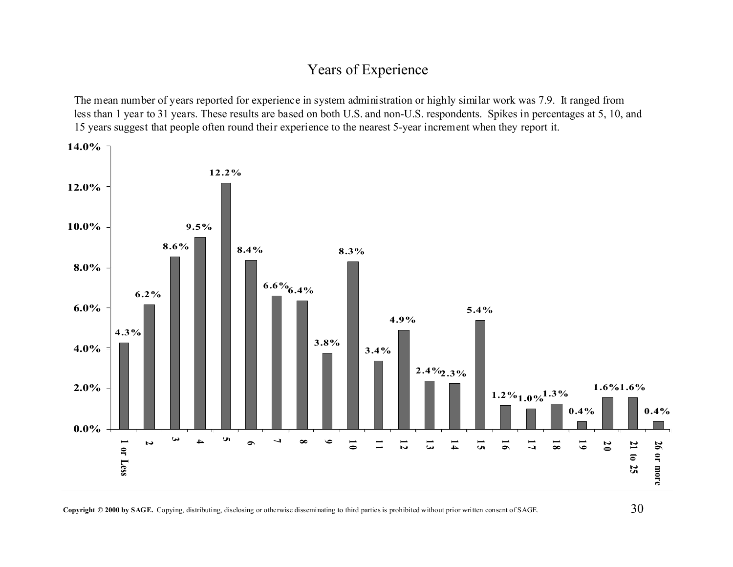# Years of Experience

The mean number of years reported for experience in system administration or highly similar work was 7.9. It ranged from less than 1 year to 31 years. These results are based on both U.S. and non-U.S. respondents. Spikes in percentages at 5, 10, and 15 years suggest that people often round their experience to the nearest 5-year increment when they report it.

| Years | Percentage |
|---|---|
| 1 or Less | 4.3% |
| 2 | 6.2% |
| 3 | 8.6% |
| 4 | 9.5% |
| 5 | 12.2% |
| 6 | 8.4% |
| 7 | 6.6% |
| 8 | 6.4% |
| 9 | 3.8% |
| 10 | 8.3% |
| 11 | 3.4% |
| 12 | 4.9% |
| 13 | 2.4% |
| 14 | 2.3% |
| 15 | 5.4% |
| 16 | 1.2% |
| 17 | 1.0% |
| 18 | 1.3% |
| 19 | 0.4% |
| 20 | 1.6% |
| 21 to 25 | 1.6% |
| 26 or more | 0.4% |

**Copyright © 2000 by SAGE.** Copying, distributing, disclosing or otherwise disseminating to third parties is prohibited without prior written consent of SAGE.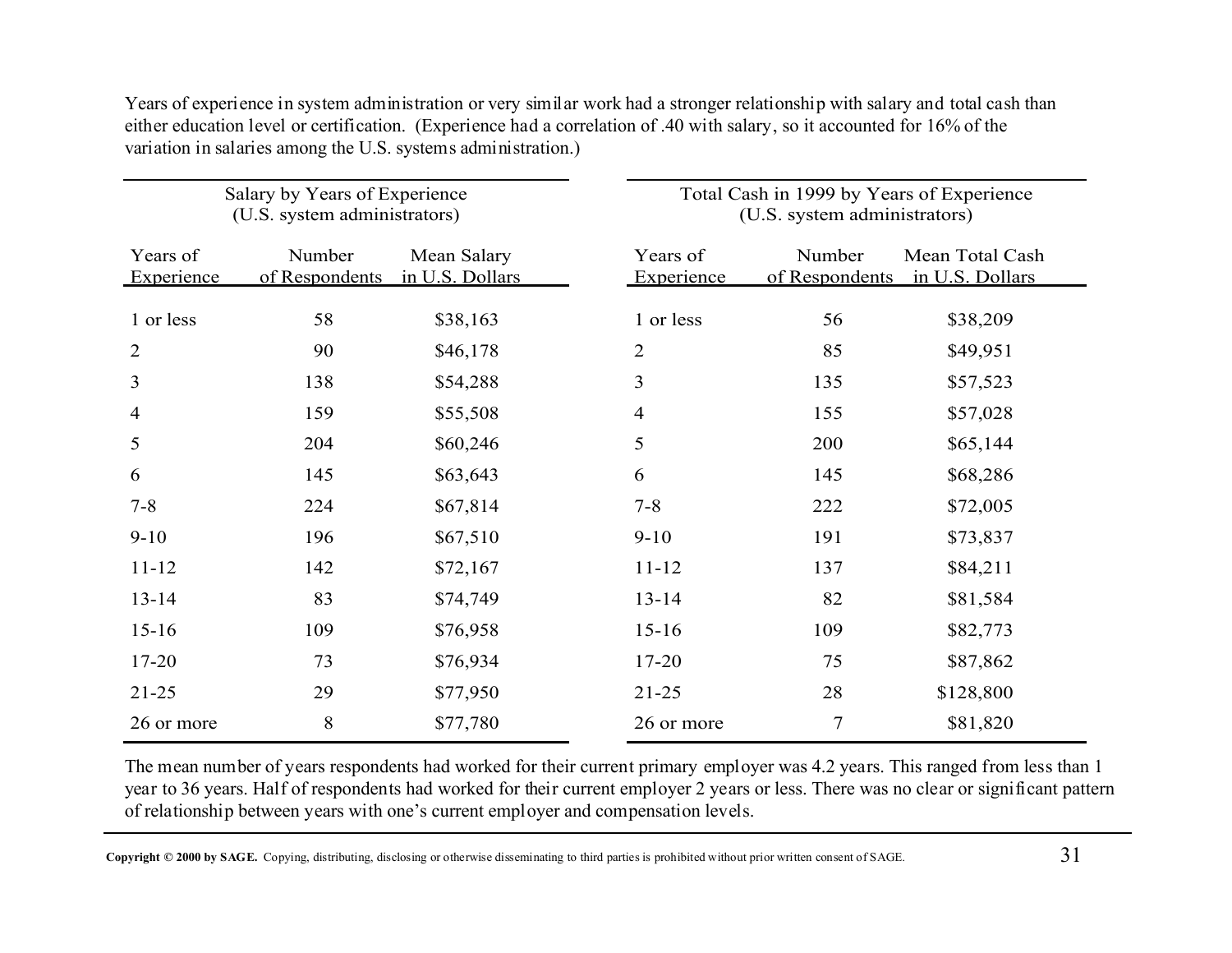Years of experience in system administration or very similar work had a stronger relationship with salary and total cash than either education level or certification. (Experience had a correlation of .40 with salary, so it accounted for 16% of the variation in salaries among the U.S. systems administration.)

**Salary by Years of Experience (U.S. system administrators)**

| Years of Experience | Number of Respondents | Mean Salary in U.S. Dollars |
|---|---|---|
| 1 or less | 58 | $38,163 |
| 2 | 90 | $46,178 |
| 3 | 138 | $54,288 |
| 4 | 159 | $55,508 |
| 5 | 204 | $60,246 |
| 6 | 145 | $63,643 |
| 7-8 | 224 | $67,814 |
| 9-10 | 196 | $67,510 |
| 11-12 | 142 | $72,167 |
| 13-14 | 83 | $74,749 |
| 15-16 | 109 | $76,958 |
| 17-20 | 73 | $76,934 |
| 21-25 | 29 | $77,950 |
| 26 or more | 8 | $77,780 |

**Total Cash in 1999 by Years of Experience (U.S. system administrators)**

| Years of Experience | Number of Respondents | Mean Total Cash in U.S. Dollars |
|---|---|---|
| 1 or less | 56 | $38,209 |
| 2 | 85 | $49,951 |
| 3 | 135 | $57,523 |
| 4 | 155 | $57,028 |
| 5 | 200 | $65,144 |
| 6 | 145 | $68,286 |
| 7-8 | 222 | $72,005 |
| 9-10 | 191 | $73,837 |
| 11-12 | 137 | $84,211 |
| 13-14 | 82 | $81,584 |
| 15-16 | 109 | $82,773 |
| 17-20 | 75 | $87,862 |
| 21-25 | 28 | $128,800 |
| 26 or more | 7 | $81,820 |

The mean number of years respondents had worked for their current primary employer was 4.2 years. This ranged from less than 1 year to 36 years. Half of respondents had worked for their current employer 2 years or less. There was no clear or significant pattern of relationship between years with one's current employer and compensation levels.

**Copyright © 2000 by SAGE.** Copying, distributing, disclosing or otherwise disseminating to third parties is prohibited without prior written consent of SAGE.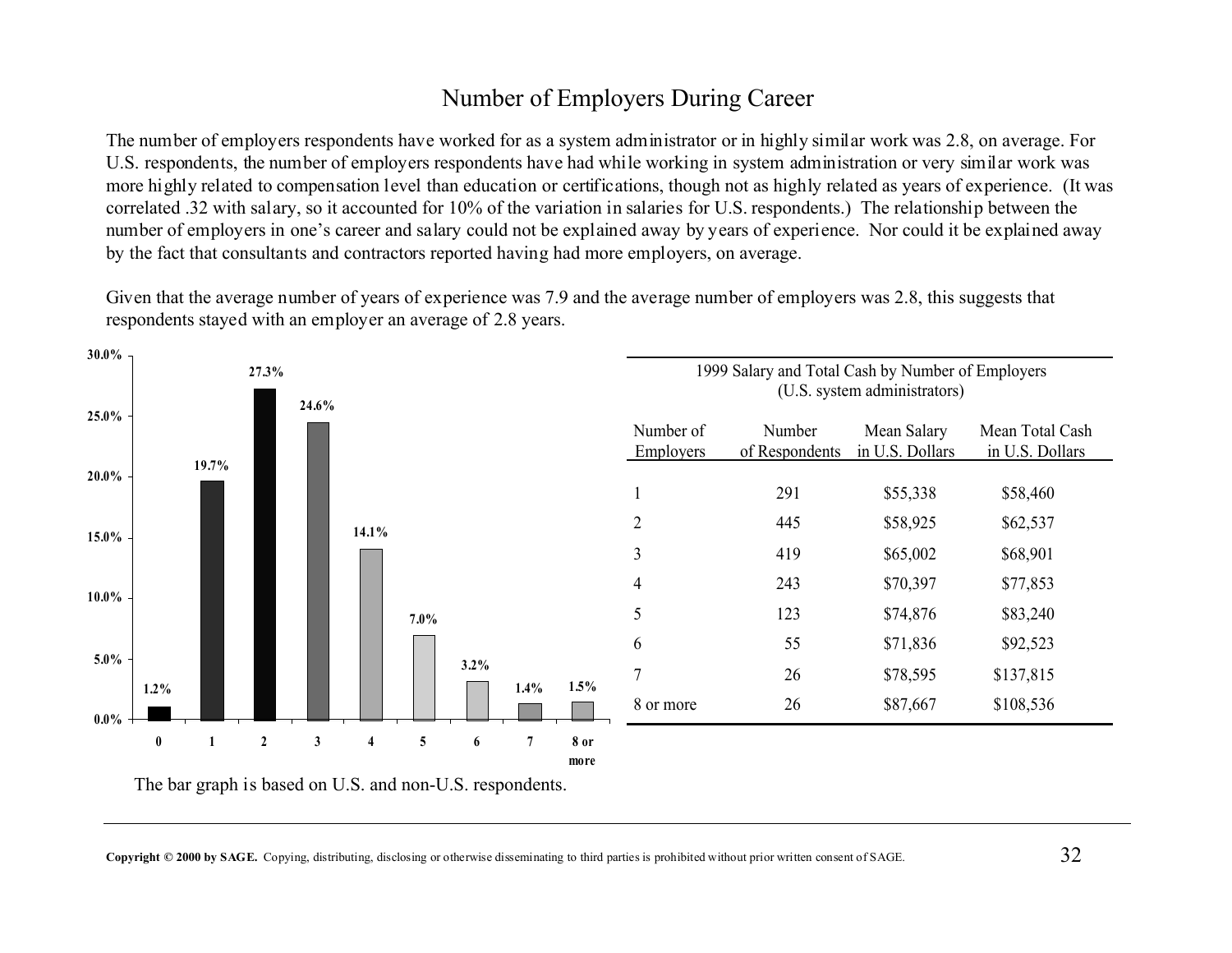# Number of Employers During Career

The number of employers respondents have worked for as a system administrator or in highly similar work was 2.8, on average. For U.S. respondents, the number of employers respondents have had while working in system administration or very similar work was more highly related to compensation level than education or certifications, though not as highly related as years of experience. (It was correlated .32 with salary, so it accounted for 10% of the variation in salaries for U.S. respondents.) The relationship between the number of employers in one's career and salary could not be explained away by years of experience. Nor could it be explained away by the fact that consultants and contractors reported having had more employers, on average.

Given that the average number of years of experience was 7.9 and the average number of employers was 2.8, this suggests that respondents stayed with an employer an average of 2.8 years.

| Number of Employers | Percent |
|---|---|
| 0 | 1.2% |
| 1 | 19.7% |
| 2 | 27.3% |
| 3 | 24.6% |
| 4 | 14.1% |
| 5 | 7.0% |
| 6 | 3.2% |
| 7 | 1.4% |
| 8 or more | 1.5% |

The bar graph is based on U.S. and non-U.S. respondents.

1999 Salary and Total Cash by Number of Employers (U.S. system administrators)

| Number of Employers | Number of Respondents | Mean Salary in U.S. Dollars | Mean Total Cash in U.S. Dollars |
|---|---|---|---|
| 1 | 291 | $55,338 | $58,460 |
| 2 | 445 | $58,925 | $62,537 |
| 3 | 419 | $65,002 | $68,901 |
| 4 | 243 | $70,397 | $77,853 |
| 5 | 123 | $74,876 | $83,240 |
| 6 | 55 | $71,836 | $92,523 |
| 7 | 26 | $78,595 | $137,815 |
| 8 or more | 26 | $87,667 | $108,536 |

**Copyright © 2000 by SAGE.** Copying, distributing, disclosing or otherwise disseminating to third parties is prohibited without prior written consent of SAGE.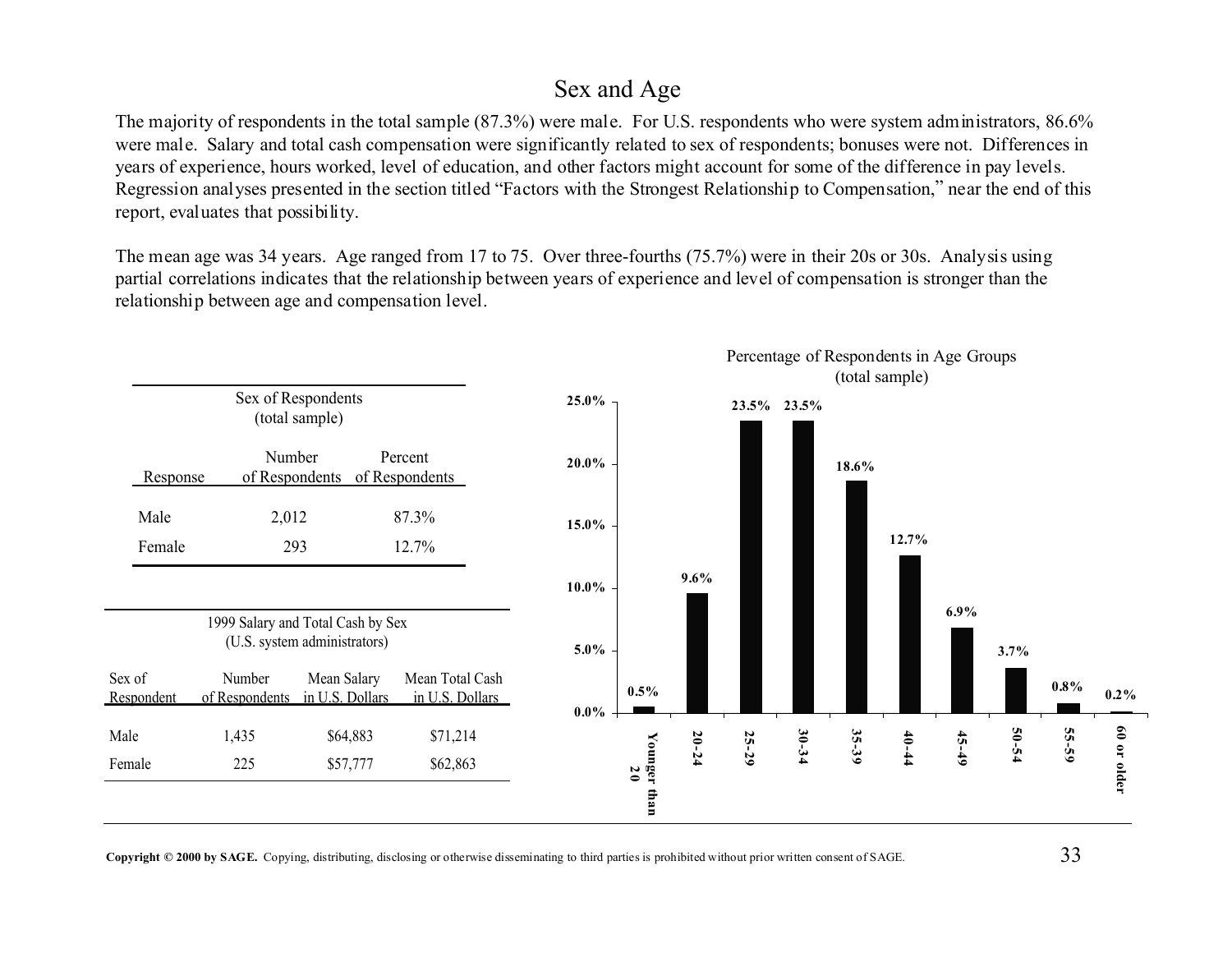# Sex and Age

The majority of respondents in the total sample (87.3%) were male. For U.S. respondents who were system administrators, 86.6% were male. Salary and total cash compensation were significantly related to sex of respondents; bonuses were not. Differences in years of experience, hours worked, level of education, and other factors might account for some of the difference in pay levels. Regression analyses presented in the section titled "Factors with the Strongest Relationship to Compensation," near the end of this report, evaluates that possibility.

The mean age was 34 years. Age ranged from 17 to 75. Over three-fourths (75.7%) were in their 20s or 30s. Analysis using partial correlations indicates that the relationship between years of experience and level of compensation is stronger than the relationship between age and compensation level.

Sex of Respondents
(total sample)

| Response | Number of Respondents | Percent of Respondents |
|---|---|---|
| Male | 2,012 | 87.3% |
| Female | 293 | 12.7% |

1999 Salary and Total Cash by Sex
(U.S. system administrators)

| Sex of Respondent | Number of Respondents | Mean Salary in U.S. Dollars | Mean Total Cash in U.S. Dollars |
|---|---|---|---|
| Male | 1,435 | $64,883 | $71,214 |
| Female | 225 | $57,777 | $62,863 |

Percentage of Respondents in Age Groups
(total sample)

| Age Group | Percent |
|---|---|
| Younger than 20 | 0.5% |
| 20-24 | 9.6% |
| 25-29 | 23.5% |
| 30-34 | 23.5% |
| 35-39 | 18.6% |
| 40-44 | 12.7% |
| 45-49 | 6.9% |
| 50-54 | 3.7% |
| 55-59 | 0.8% |
| 60 or older | 0.2% |

**Copyright © 2000 by SAGE.** Copying, distributing, disclosing or otherwise disseminating to third parties is prohibited without prior written consent of SAGE.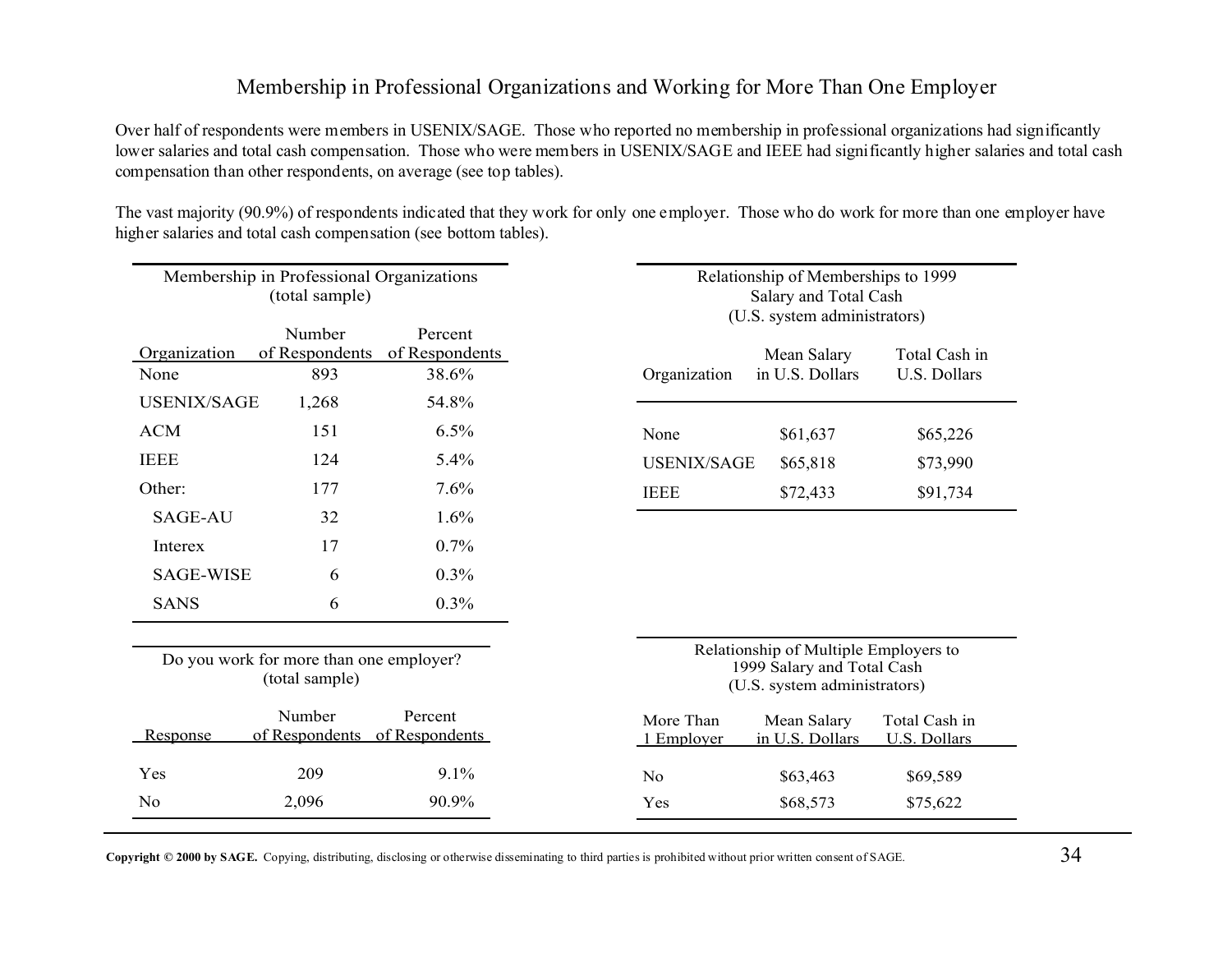# Membership in Professional Organizations and Working for More Than One Employer

Over half of respondents were members in USENIX/SAGE. Those who reported no membership in professional organizations had significantly lower salaries and total cash compensation. Those who were members in USENIX/SAGE and IEEE had significantly higher salaries and total cash compensation than other respondents, on average (see top tables).

The vast majority (90.9%) of respondents indicated that they work for only one employer. Those who do work for more than one employer have higher salaries and total cash compensation (see bottom tables).

Membership in Professional Organizations (total sample)

| Organization | Number of Respondents | Percent of Respondents |
|---|---|---|
| None | 893 | 38.6% |
| USENIX/SAGE | 1,268 | 54.8% |
| ACM | 151 | 6.5% |
| IEEE | 124 | 5.4% |
| Other: | 177 | 7.6% |
| SAGE-AU | 32 | 1.6% |
| Interex | 17 | 0.7% |
| SAGE-WISE | 6 | 0.3% |
| SANS | 6 | 0.3% |

Relationship of Memberships to 1999 Salary and Total Cash (U.S. system administrators)

| Organization | Mean Salary in U.S. Dollars | Total Cash in U.S. Dollars |
|---|---|---|
| None | $61,637 | $65,226 |
| USENIX/SAGE | $65,818 | $73,990 |
| IEEE | $72,433 | $91,734 |

Do you work for more than one employer? (total sample)

| Response | Number of Respondents | Percent of Respondents |
|---|---|---|
| Yes | 209 | 9.1% |
| No | 2,096 | 90.9% |

Relationship of Multiple Employers to 1999 Salary and Total Cash (U.S. system administrators)

| More Than 1 Employer | Mean Salary in U.S. Dollars | Total Cash in U.S. Dollars |
|---|---|---|
| No | $63,463 | $69,589 |
| Yes | $68,573 | $75,622 |

**Copyright © 2000 by SAGE.** Copying, distributing, disclosing or otherwise disseminating to third parties is prohibited without prior written consent of SAGE.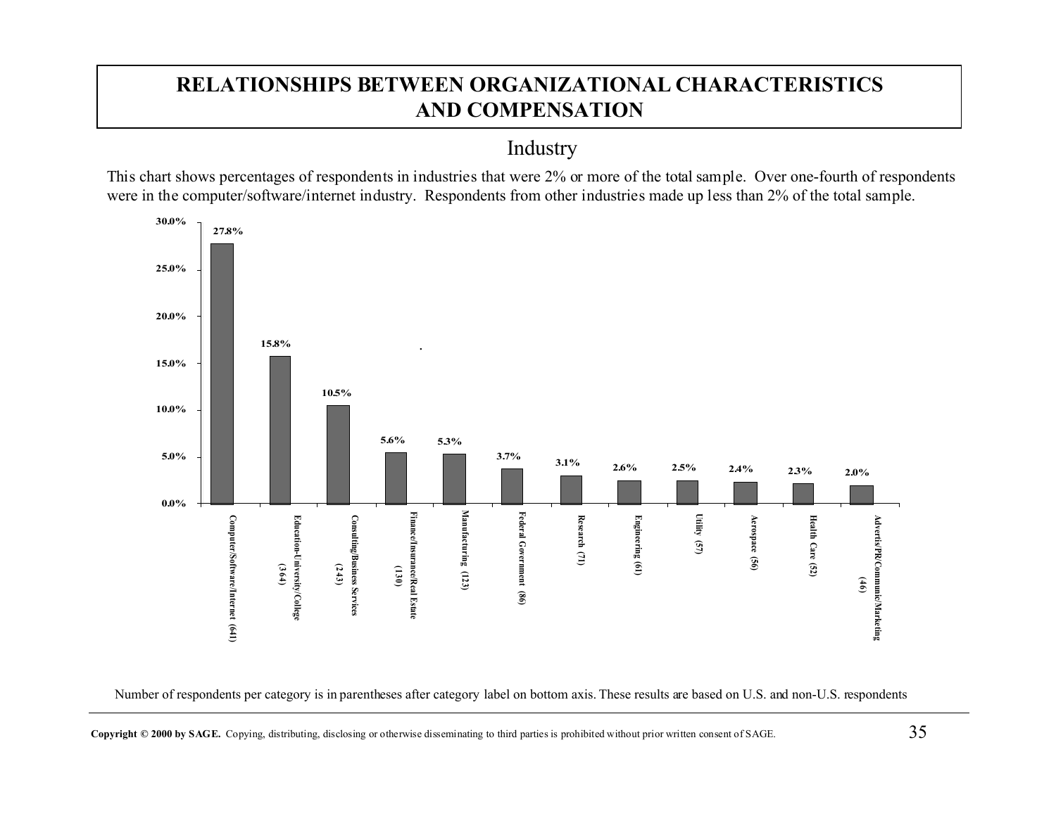# RELATIONSHIPS BETWEEN ORGANIZATIONAL CHARACTERISTICS AND COMPENSATION

## Industry

This chart shows percentages of respondents in industries that were 2% or more of the total sample. Over one-fourth of respondents were in the computer/software/internet industry. Respondents from other industries made up less than 2% of the total sample.

| Industry | Percentage |
|---|---|
| Computer/Software/Internet (641) | 27.8% |
| Education-University/College (364) | 15.8% |
| Consulting/Business Services (243) | 10.5% |
| Finance/Insurance/Real Estate (130) | 5.6% |
| Manufacturing (123) | 5.3% |
| Federal Government (86) | 3.7% |
| Research (71) | 3.1% |
| Engineering (61) | 2.6% |
| Utility (57) | 2.5% |
| Aerospace (56) | 2.4% |
| Health Care (52) | 2.3% |
| Advertis/PR/Communic/Marketing (46) | 2.0% |

Number of respondents per category is in parentheses after category label on bottom axis. These results are based on U.S. and non-U.S. respondents

**Copyright © 2000 by SAGE.** Copying, distributing, disclosing or otherwise disseminating to third parties is prohibited without prior written consent of SAGE.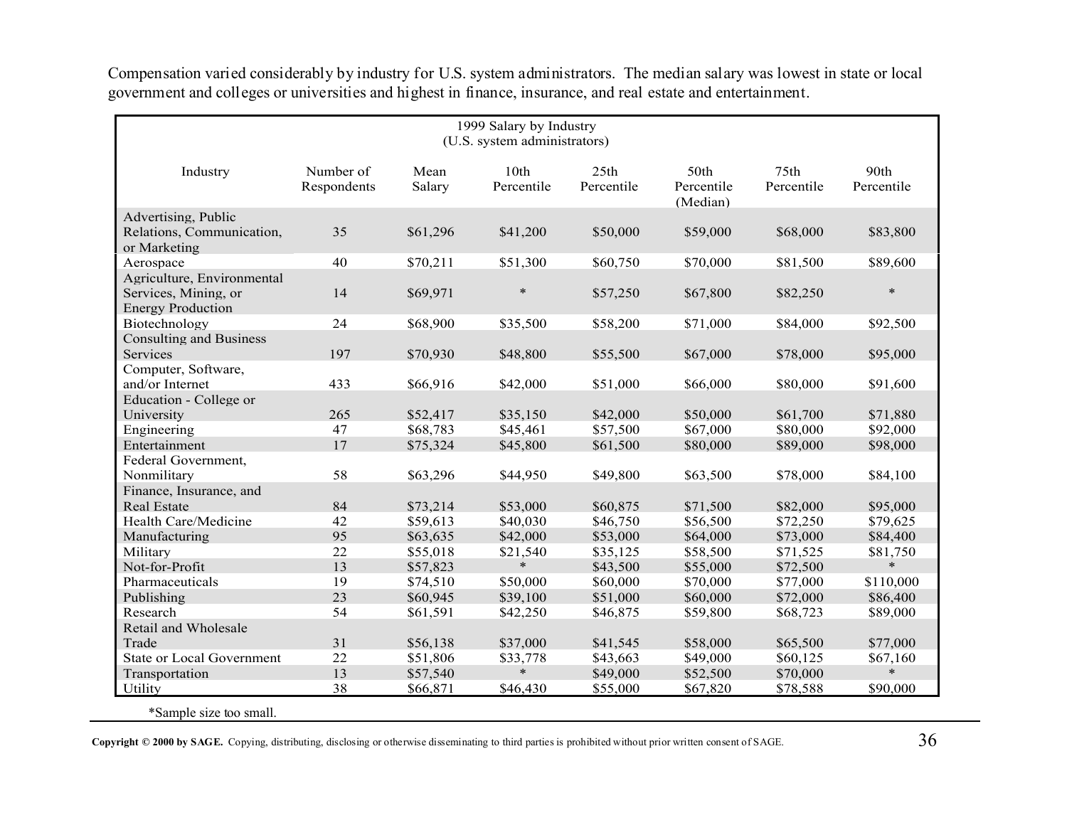Compensation varied considerably by industry for U.S. system administrators. The median salary was lowest in state or local government and colleges or universities and highest in finance, insurance, and real estate and entertainment.

1999 Salary by Industry
(U.S. system administrators)

| Industry | Number of Respondents | Mean Salary | 10th Percentile | 25th Percentile | 50th Percentile (Median) | 75th Percentile | 90th Percentile |
|---|---|---|---|---|---|---|---|
| Advertising, Public Relations, Communication, or Marketing | 35 | $61,296 | $41,200 | $50,000 | $59,000 | $68,000 | $83,800 |
| Aerospace | 40 | $70,211 | $51,300 | $60,750 | $70,000 | $81,500 | $89,600 |
| Agriculture, Environmental Services, Mining, or Energy Production | 14 | $69,971 | * | $57,250 | $67,800 | $82,250 | * |
| Biotechnology | 24 | $68,900 | $35,500 | $58,200 | $71,000 | $84,000 | $92,500 |
| Consulting and Business Services | 197 | $70,930 | $48,800 | $55,500 | $67,000 | $78,000 | $95,000 |
| Computer, Software, and/or Internet | 433 | $66,916 | $42,000 | $51,000 | $66,000 | $80,000 | $91,600 |
| Education - College or University | 265 | $52,417 | $35,150 | $42,000 | $50,000 | $61,700 | $71,880 |
| Engineering | 47 | $68,783 | $45,461 | $57,500 | $67,000 | $80,000 | $92,000 |
| Entertainment | 17 | $75,324 | $45,800 | $61,500 | $80,000 | $89,000 | $98,000 |
| Federal Government, Nonmilitary | 58 | $63,296 | $44,950 | $49,800 | $63,500 | $78,000 | $84,100 |
| Finance, Insurance, and Real Estate | 84 | $73,214 | $53,000 | $60,875 | $71,500 | $82,000 | $95,000 |
| Health Care/Medicine | 42 | $59,613 | $40,030 | $46,750 | $56,500 | $72,250 | $79,625 |
| Manufacturing | 95 | $63,635 | $42,000 | $53,000 | $64,000 | $73,000 | $84,400 |
| Military | 22 | $55,018 | $21,540 | $35,125 | $58,500 | $71,525 | $81,750 |
| Not-for-Profit | 13 | $57,823 | * | $43,500 | $55,000 | $72,500 | * |
| Pharmaceuticals | 19 | $74,510 | $50,000 | $60,000 | $70,000 | $77,000 | $110,000 |
| Publishing | 23 | $60,945 | $39,100 | $51,000 | $60,000 | $72,000 | $86,400 |
| Research | 54 | $61,591 | $42,250 | $46,875 | $59,800 | $68,723 | $89,000 |
| Retail and Wholesale Trade | 31 | $56,138 | $37,000 | $41,545 | $58,000 | $65,500 | $77,000 |
| State or Local Government | 22 | $51,806 | $33,778 | $43,663 | $49,000 | $60,125 | $67,160 |
| Transportation | 13 | $57,540 | * | $49,000 | $52,500 | $70,000 | * |
| Utility | 38 | $66,871 | $46,430 | $55,000 | $67,820 | $78,588 | $90,000 |

*Sample size too small.

**Copyright © 2000 by SAGE.** Copying, distributing, disclosing or otherwise disseminating to third parties is prohibited without prior written consent of SAGE.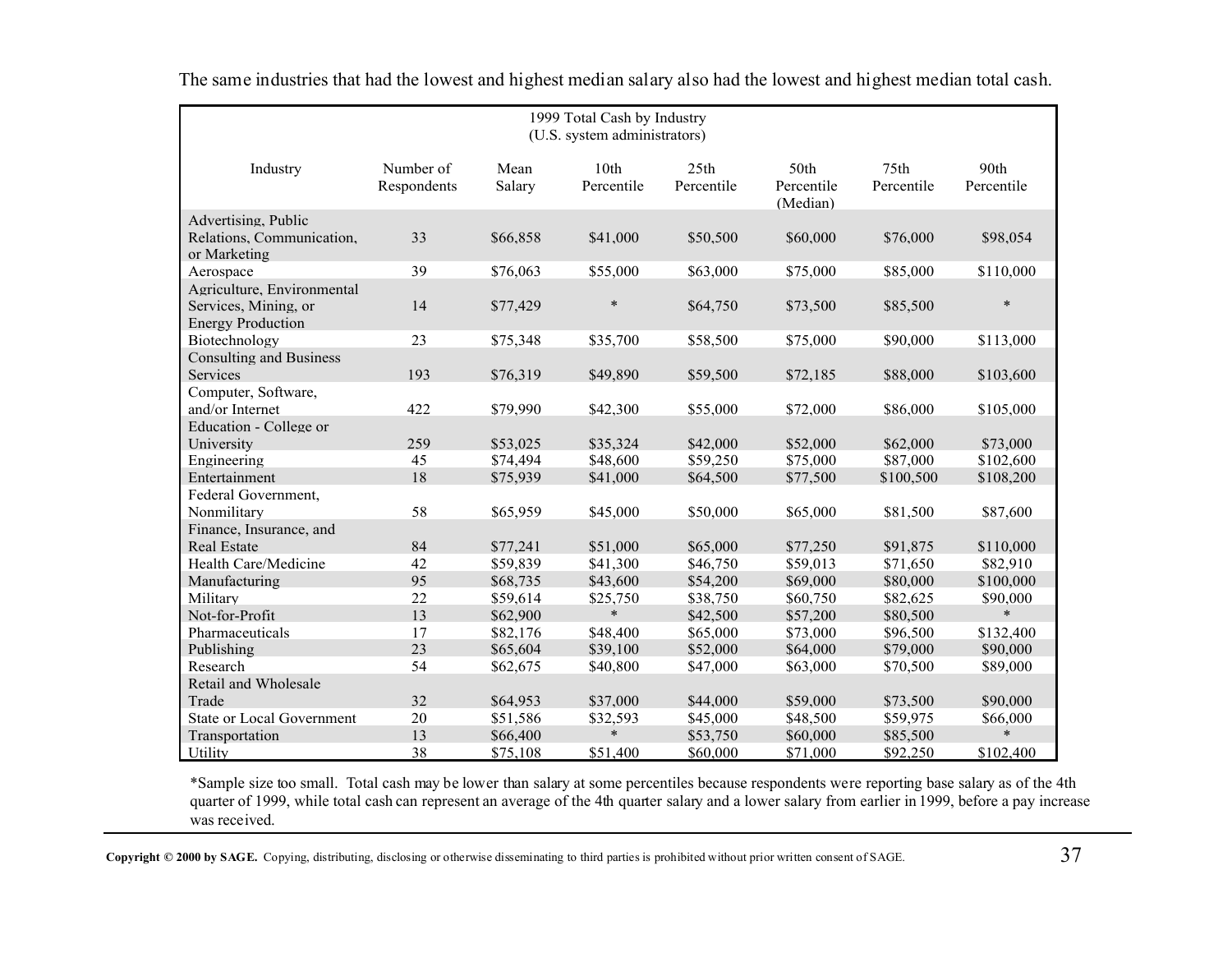The same industries that had the lowest and highest median salary also had the lowest and highest median total cash.

1999 Total Cash by Industry
(U.S. system administrators)

| Industry | Number of Respondents | Mean Salary | 10th Percentile | 25th Percentile | 50th Percentile (Median) | 75th Percentile | 90th Percentile |
|---|---|---|---|---|---|---|---|
| Advertising, Public Relations, Communication, or Marketing | 33 | $66,858 | $41,000 | $50,500 | $60,000 | $76,000 | $98,054 |
| Aerospace | 39 | $76,063 | $55,000 | $63,000 | $75,000 | $85,000 | $110,000 |
| Agriculture, Environmental Services, Mining, or Energy Production | 14 | $77,429 | * | $64,750 | $73,500 | $85,500 | * |
| Biotechnology | 23 | $75,348 | $35,700 | $58,500 | $75,000 | $90,000 | $113,000 |
| Consulting and Business Services | 193 | $76,319 | $49,890 | $59,500 | $72,185 | $88,000 | $103,600 |
| Computer, Software, and/or Internet | 422 | $79,990 | $42,300 | $55,000 | $72,000 | $86,000 | $105,000 |
| Education - College or University | 259 | $53,025 | $35,324 | $42,000 | $52,000 | $62,000 | $73,000 |
| Engineering | 45 | $74,494 | $48,600 | $59,250 | $75,000 | $87,000 | $102,600 |
| Entertainment | 18 | $75,939 | $41,000 | $64,500 | $77,500 | $100,500 | $108,200 |
| Federal Government, Nonmilitary | 58 | $65,959 | $45,000 | $50,000 | $65,000 | $81,500 | $87,600 |
| Finance, Insurance, and Real Estate | 84 | $77,241 | $51,000 | $65,000 | $77,250 | $91,875 | $110,000 |
| Health Care/Medicine | 42 | $59,839 | $41,300 | $46,750 | $59,013 | $71,650 | $82,910 |
| Manufacturing | 95 | $68,735 | $43,600 | $54,200 | $69,000 | $80,000 | $100,000 |
| Military | 22 | $59,614 | $25,750 | $38,750 | $60,750 | $82,625 | $90,000 |
| Not-for-Profit | 13 | $62,900 | * | $42,500 | $57,200 | $80,500 | * |
| Pharmaceuticals | 17 | $82,176 | $48,400 | $65,000 | $73,000 | $96,500 | $132,400 |
| Publishing | 23 | $65,604 | $39,100 | $52,000 | $64,000 | $79,000 | $90,000 |
| Research | 54 | $62,675 | $40,800 | $47,000 | $63,000 | $70,500 | $89,000 |
| Retail and Wholesale Trade | 32 | $64,953 | $37,000 | $44,000 | $59,000 | $73,500 | $90,000 |
| State or Local Government | 20 | $51,586 | $32,593 | $45,000 | $48,500 | $59,975 | $66,000 |
| Transportation | 13 | $66,400 | * | $53,750 | $60,000 | $85,500 | * |
| Utility | 38 | $75,108 | $51,400 | $60,000 | $71,000 | $92,250 | $102,400 |

*Sample size too small. Total cash may be lower than salary at some percentiles because respondents were reporting base salary as of the 4th quarter of 1999, while total cash can represent an average of the 4th quarter salary and a lower salary from earlier in 1999, before a pay increase was received.

**Copyright © 2000 by SAGE.** Copying, distributing, disclosing or otherwise disseminating to third parties is prohibited without prior written consent of SAGE.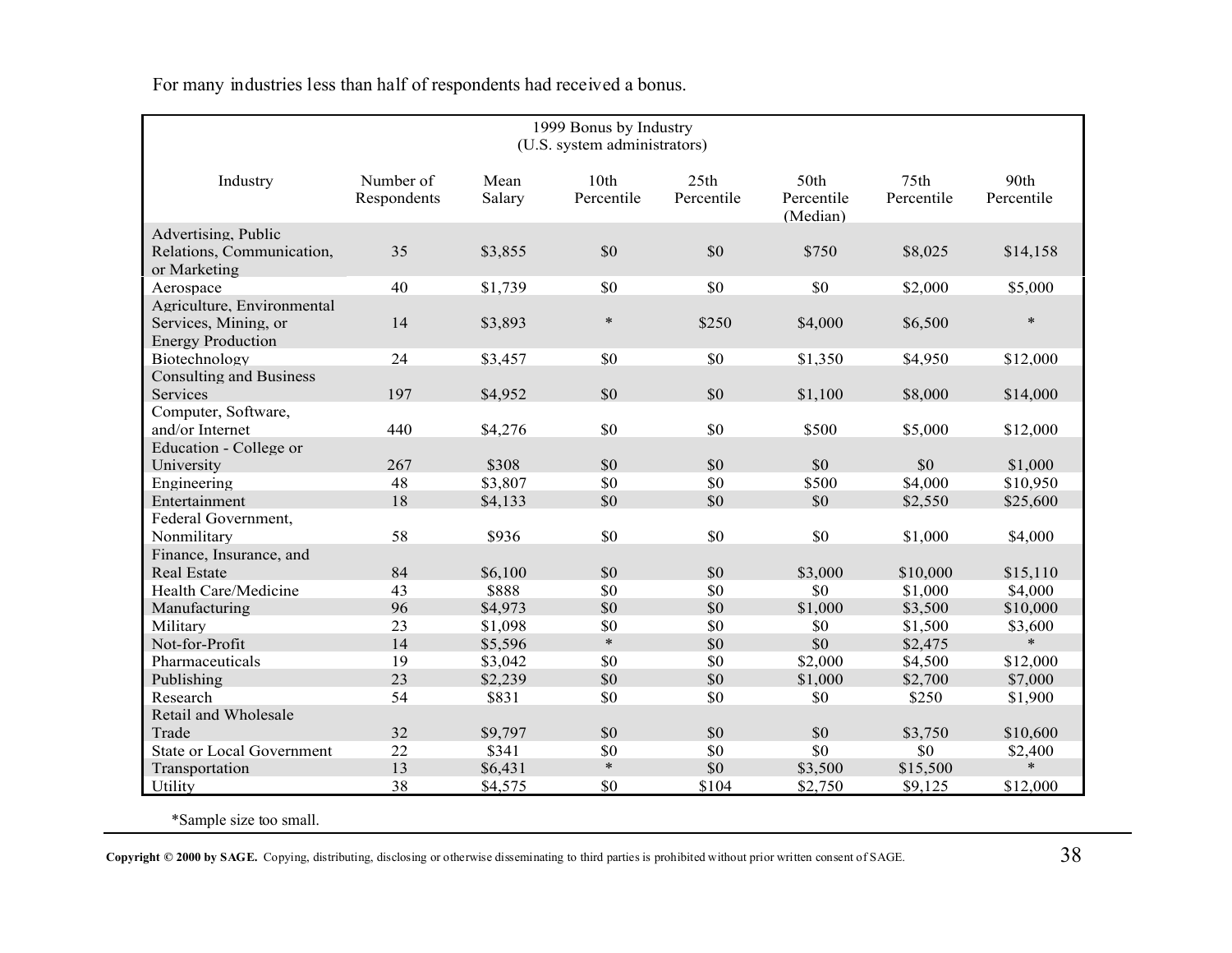For many industries less than half of respondents had received a bonus.

1999 Bonus by Industry
(U.S. system administrators)

| Industry | Number of Respondents | Mean Salary | 10th Percentile | 25th Percentile | 50th Percentile (Median) | 75th Percentile | 90th Percentile |
|---|---|---|---|---|---|---|---|
| Advertising, Public Relations, Communication, or Marketing | 35 | $3,855 | $0 | $0 | $750 | $8,025 | $14,158 |
| Aerospace | 40 | $1,739 | $0 | $0 | $0 | $2,000 | $5,000 |
| Agriculture, Environmental Services, Mining, or Energy Production | 14 | $3,893 | * | $250 | $4,000 | $6,500 | * |
| Biotechnology | 24 | $3,457 | $0 | $0 | $1,350 | $4,950 | $12,000 |
| Consulting and Business Services | 197 | $4,952 | $0 | $0 | $1,100 | $8,000 | $14,000 |
| Computer, Software, and/or Internet | 440 | $4,276 | $0 | $0 | $500 | $5,000 | $12,000 |
| Education - College or University | 267 | $308 | $0 | $0 | $0 | $0 | $1,000 |
| Engineering | 48 | $3,807 | $0 | $0 | $500 | $4,000 | $10,950 |
| Entertainment | 18 | $4,133 | $0 | $0 | $0 | $2,550 | $25,600 |
| Federal Government, Nonmilitary | 58 | $936 | $0 | $0 | $0 | $1,000 | $4,000 |
| Finance, Insurance, and Real Estate | 84 | $6,100 | $0 | $0 | $3,000 | $10,000 | $15,110 |
| Health Care/Medicine | 43 | $888 | $0 | $0 | $0 | $1,000 | $4,000 |
| Manufacturing | 96 | $4,973 | $0 | $0 | $1,000 | $3,500 | $10,000 |
| Military | 23 | $1,098 | $0 | $0 | $0 | $1,500 | $3,600 |
| Not-for-Profit | 14 | $5,596 | * | $0 | $0 | $2,475 | * |
| Pharmaceuticals | 19 | $3,042 | $0 | $0 | $2,000 | $4,500 | $12,000 |
| Publishing | 23 | $2,239 | $0 | $0 | $1,000 | $2,700 | $7,000 |
| Research | 54 | $831 | $0 | $0 | $0 | $250 | $1,900 |
| Retail and Wholesale Trade | 32 | $9,797 | $0 | $0 | $0 | $3,750 | $10,600 |
| State or Local Government | 22 | $341 | $0 | $0 | $0 | $0 | $2,400 |
| Transportation | 13 | $6,431 | * | $0 | $3,500 | $15,500 | * |
| Utility | 38 | $4,575 | $0 | $104 | $2,750 | $9,125 | $12,000 |

*Sample size too small.

**Copyright © 2000 by SAGE.** Copying, distributing, disclosing or otherwise disseminating to third parties is prohibited without prior written consent of SAGE.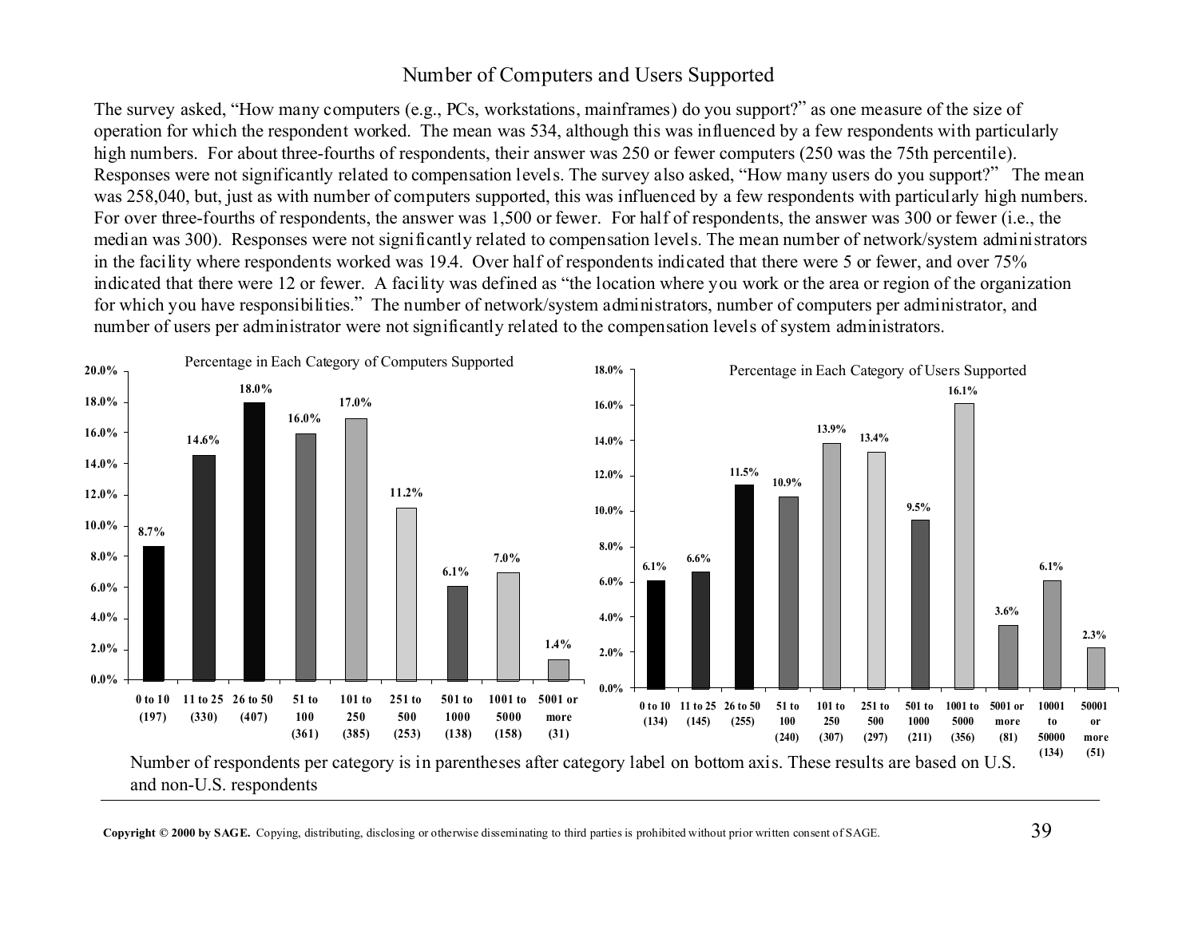## Number of Computers and Users Supported

The survey asked, "How many computers (e.g., PCs, workstations, mainframes) do you support?" as one measure of the size of operation for which the respondent worked. The mean was 534, although this was influenced by a few respondents with particularly high numbers. For about three-fourths of respondents, their answer was 250 or fewer computers (250 was the 75th percentile). Responses were not significantly related to compensation levels. The survey also asked, "How many users do you support?" The mean was 258,040, but, just as with number of computers supported, this was influenced by a few respondents with particularly high numbers. For over three-fourths of respondents, the answer was 1,500 or fewer. For half of respondents, the answer was 300 or fewer (i.e., the median was 300). Responses were not significantly related to compensation levels. The mean number of network/system administrators in the facility where respondents worked was 19.4. Over half of respondents indicated that there were 5 or fewer, and over 75% indicated that there were 12 or fewer. A facility was defined as "the location where you work or the area or region of the organization for which you have responsibilities." The number of network/system administrators, number of computers per administrator, and number of users per administrator were not significantly related to the compensation levels of system administrators.

**Percentage in Each Category of Computers Supported**

| Computers Supported (n) | Percentage |
|---|---|
| 0 to 10 (197) | 8.7% |
| 11 to 25 (330) | 14.6% |
| 26 to 50 (407) | 18.0% |
| 51 to 100 (361) | 16.0% |
| 101 to 250 (385) | 17.0% |
| 251 to 500 (253) | 11.2% |
| 501 to 1000 (138) | 6.1% |
| 1001 to 5000 (158) | 7.0% |
| 5001 or more (31) | 1.4% |

**Percentage in Each Category of Users Supported**

| Users Supported (n) | Percentage |
|---|---|
| 0 to 10 (134) | 6.1% |
| 11 to 25 (145) | 6.6% |
| 26 to 50 (255) | 11.5% |
| 51 to 100 (240) | 10.9% |
| 101 to 250 (307) | 13.9% |
| 251 to 500 (297) | 13.4% |
| 501 to 1000 (211) | 9.5% |
| 1001 to 5000 (356) | 16.1% |
| 5001 or more (81) | 3.6% |
| 10001 to 50000 (134) | 6.1% |
| 50001 or more (51) | 2.3% |

Number of respondents per category is in parentheses after category label on bottom axis. These results are based on U.S. and non-U.S. respondents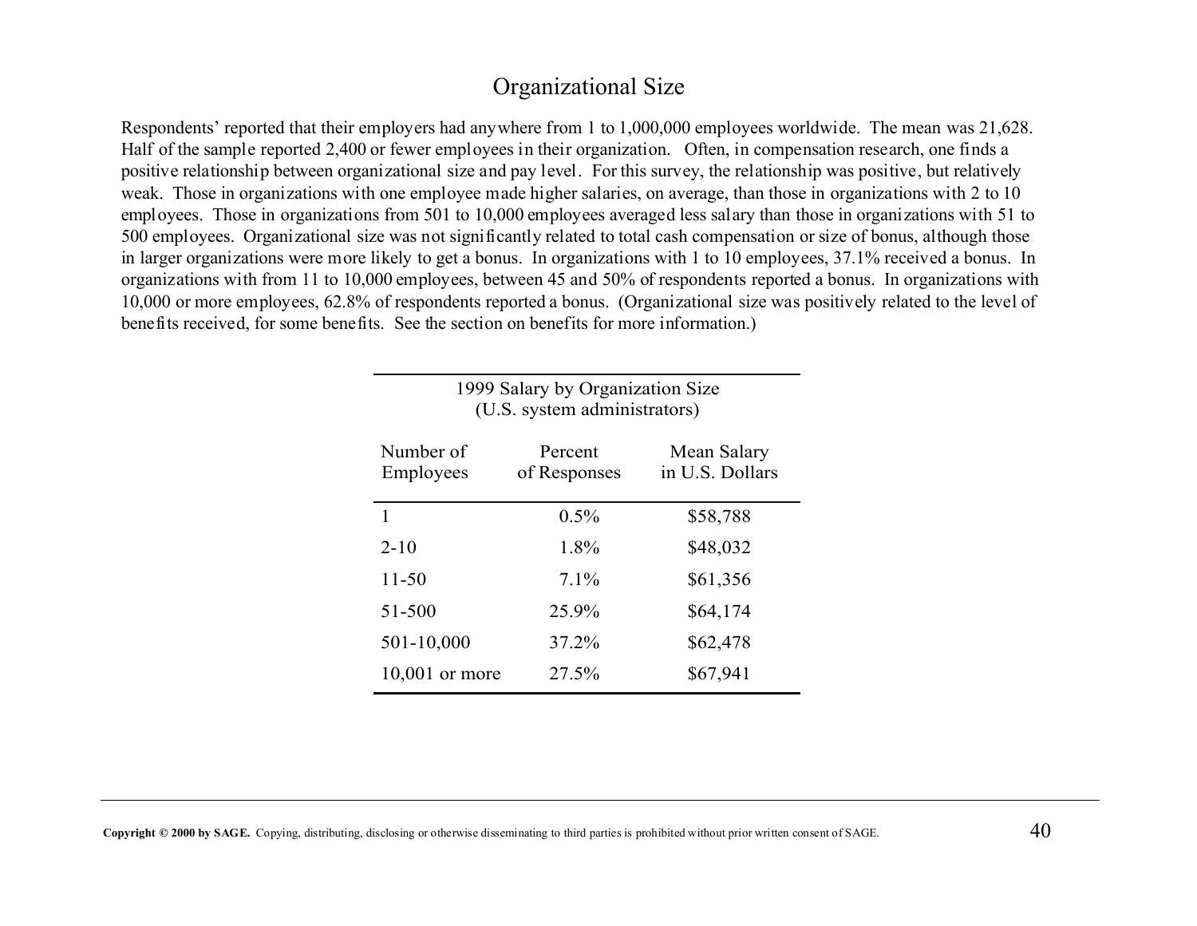## Organizational Size

Respondents' reported that their employers had anywhere from 1 to 1,000,000 employees worldwide. The mean was 21,628. Half of the sample reported 2,400 or fewer employees in their organization. Often, in compensation research, one finds a positive relationship between organizational size and pay level. For this survey, the relationship was positive, but relatively weak. Those in organizations with one employee made higher salaries, on average, than those in organizations with 2 to 10 employees. Those in organizations from 501 to 10,000 employees averaged less salary than those in organizations with 51 to 500 employees. Organizational size was not significantly related to total cash compensation or size of bonus, although those in larger organizations were more likely to get a bonus. In organizations with 1 to 10 employees, 37.1% received a bonus. In organizations with from 11 to 10,000 employees, between 45 and 50% of respondents reported a bonus. In organizations with 10,000 or more employees, 62.8% of respondents reported a bonus. (Organizational size was positively related to the level of benefits received, for some benefits. See the section on benefits for more information.)

1999 Salary by Organization Size
(U.S. system administrators)

| Number of Employees | Percent of Responses | Mean Salary in U.S. Dollars |
|---|---|---|
| 1 | 0.5% | $58,788 |
| 2-10 | 1.8% | $48,032 |
| 11-50 | 7.1% | $61,356 |
| 51-500 | 25.9% | $64,174 |
| 501-10,000 | 37.2% | $62,478 |
| 10,001 or more | 27.5% | $67,941 |

**Copyright © 2000 by SAGE.** Copying, distributing, disclosing or otherwise disseminating to third parties is prohibited without prior written consent of SAGE.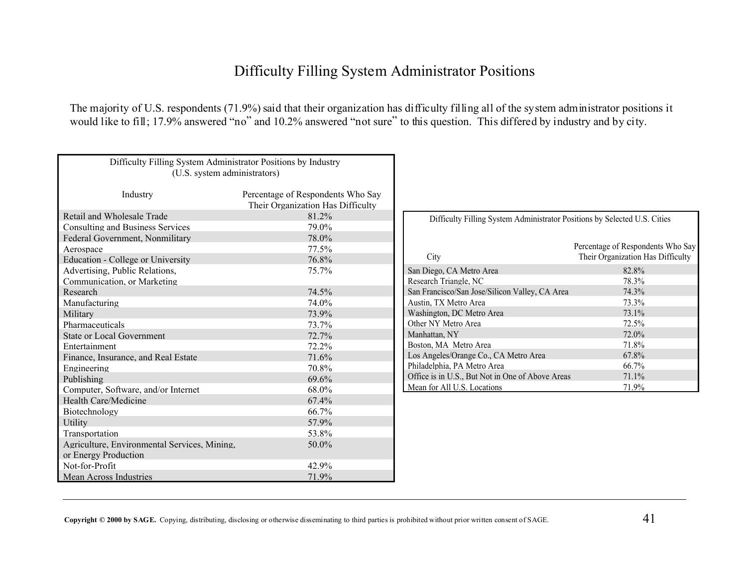# Difficulty Filling System Administrator Positions

The majority of U.S. respondents (71.9%) said that their organization has difficulty filling all of the system administrator positions it would like to fill; 17.9% answered "no" and 10.2% answered "not sure" to this question. This differed by industry and by city.

Difficulty Filling System Administrator Positions by Industry
(U.S. system administrators)

| Industry | Percentage of Respondents Who Say Their Organization Has Difficulty |
|---|---|
| Retail and Wholesale Trade | 81.2% |
| Consulting and Business Services | 79.0% |
| Federal Government, Nonmilitary | 78.0% |
| Aerospace | 77.5% |
| Education - College or University | 76.8% |
| Advertising, Public Relations, Communication, or Marketing | 75.7% |
| Research | 74.5% |
| Manufacturing | 74.0% |
| Military | 73.9% |
| Pharmaceuticals | 73.7% |
| State or Local Government | 72.7% |
| Entertainment | 72.2% |
| Finance, Insurance, and Real Estate | 71.6% |
| Engineering | 70.8% |
| Publishing | 69.6% |
| Computer, Software, and/or Internet | 68.0% |
| Health Care/Medicine | 67.4% |
| Biotechnology | 66.7% |
| Utility | 57.9% |
| Transportation | 53.8% |
| Agriculture, Environmental Services, Mining, or Energy Production | 50.0% |
| Not-for-Profit | 42.9% |
| Mean Across Industries | 71.9% |

Difficulty Filling System Administrator Positions by Selected U.S. Cities

| City | Percentage of Respondents Who Say Their Organization Has Difficulty |
|---|---|
| San Diego, CA Metro Area | 82.8% |
| Research Triangle, NC | 78.3% |
| San Francisco/San Jose/Silicon Valley, CA Area | 74.3% |
| Austin, TX Metro Area | 73.3% |
| Washington, DC Metro Area | 73.1% |
| Other NY Metro Area | 72.5% |
| Manhattan, NY | 72.0% |
| Boston, MA Metro Area | 71.8% |
| Los Angeles/Orange Co., CA Metro Area | 67.8% |
| Philadelphia, PA Metro Area | 66.7% |
| Office is in U.S., But Not in One of Above Areas | 71.1% |
| Mean for All U.S. Locations | 71.9% |

**Copyright © 2000 by SAGE.** Copying, distributing, disclosing or otherwise disseminating to third parties is prohibited without prior written consent of SAGE.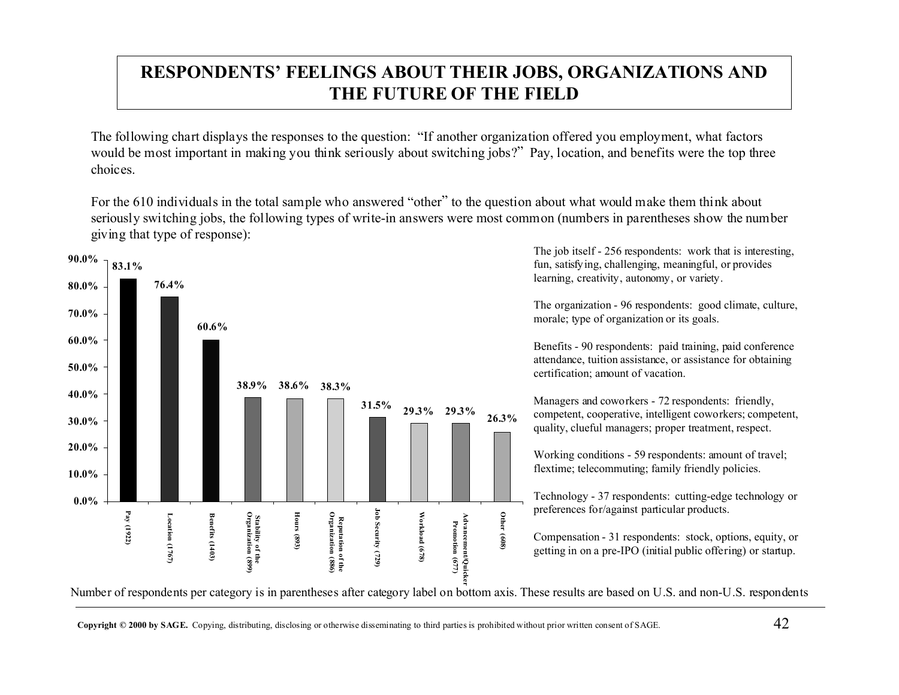# RESPONDENTS' FEELINGS ABOUT THEIR JOBS, ORGANIZATIONS AND THE FUTURE OF THE FIELD

The following chart displays the responses to the question: "If another organization offered you employment, what factors would be most important in making you think seriously about switching jobs?" Pay, location, and benefits were the top three choices.

For the 610 individuals in the total sample who answered "other" to the question about what would make them think about seriously switching jobs, the following types of write-in answers were most common (numbers in parentheses show the number giving that type of response):

| Factor | Percent |
|---|---|
| Pay (1922) | 83.1% |
| Location (1767) | 76.4% |
| Benefits (1403) | 60.6% |
| Stability of the Organization (899) | 38.9% |
| Hours (893) | 38.6% |
| Reputation of the Organization (886) | 38.3% |
| Job Security (729) | 31.5% |
| Workload (678) | 29.3% |
| Advancement/Quicker Promotion (677) | 29.3% |
| Other (608) | 26.3% |

The job itself - 256 respondents: work that is interesting, fun, satisfying, challenging, meaningful, or provides learning, creativity, autonomy, or variety.

The organization - 96 respondents: good climate, culture, morale; type of organization or its goals.

Benefits - 90 respondents: paid training, paid conference attendance, tuition assistance, or assistance for obtaining certification; amount of vacation.

Managers and coworkers - 72 respondents: friendly, competent, cooperative, intelligent coworkers; competent, quality, clueful managers; proper treatment, respect.

Working conditions - 59 respondents: amount of travel; flextime; telecommuting; family friendly policies.

Technology - 37 respondents: cutting-edge technology or preferences for/against particular products.

Compensation - 31 respondents: stock, options, equity, or getting in on a pre-IPO (initial public offering) or startup.

Number of respondents per category is in parentheses after category label on bottom axis. These results are based on U.S. and non-U.S. respondents

**Copyright © 2000 by SAGE.** Copying, distributing, disclosing or otherwise disseminating to third parties is prohibited without prior written consent of SAGE.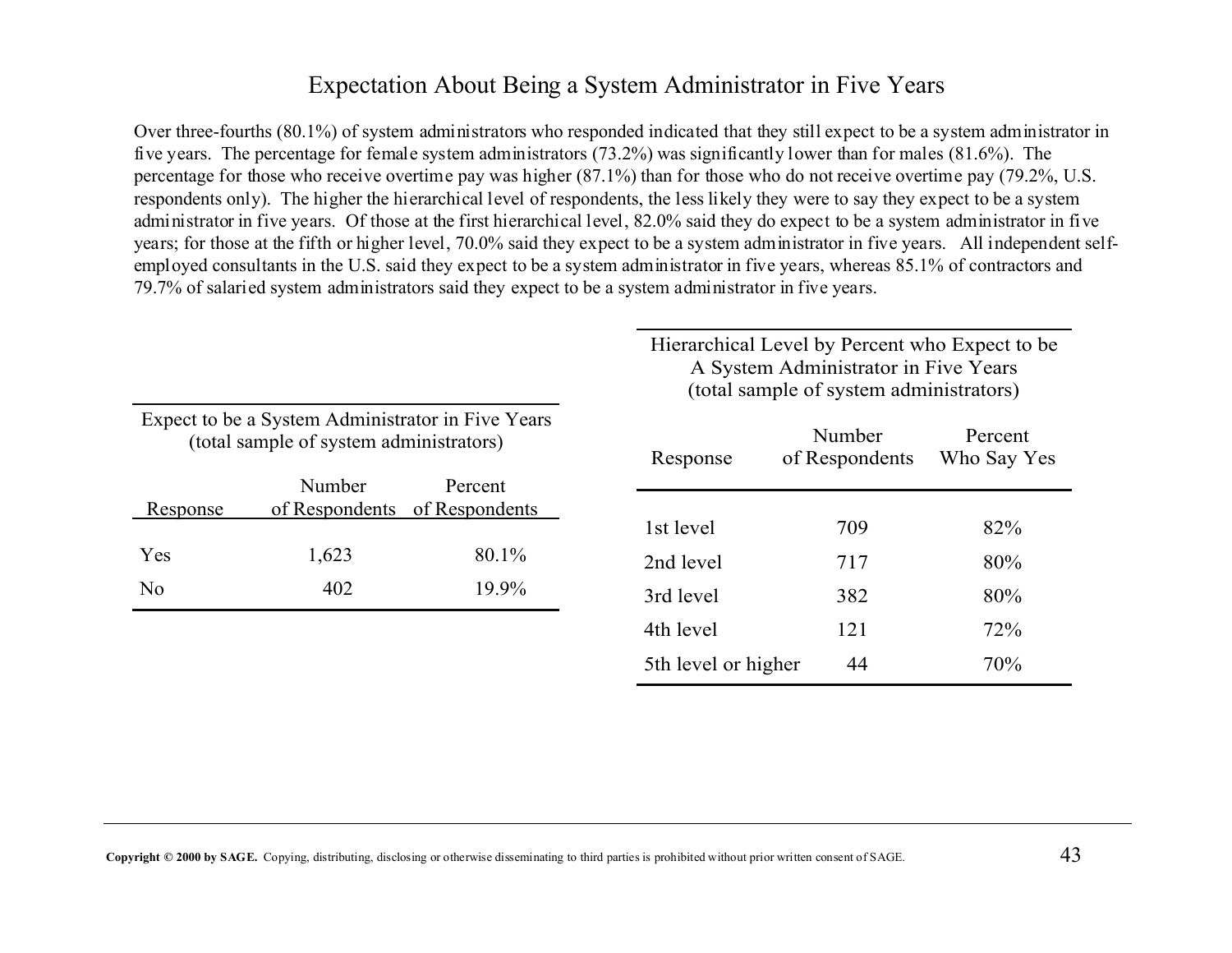# Expectation About Being a System Administrator in Five Years

Over three-fourths (80.1%) of system administrators who responded indicated that they still expect to be a system administrator in five years. The percentage for female system administrators (73.2%) was significantly lower than for males (81.6%). The percentage for those who receive overtime pay was higher (87.1%) than for those who do not receive overtime pay (79.2%, U.S. respondents only). The higher the hierarchical level of respondents, the less likely they were to say they expect to be a system administrator in five years. Of those at the first hierarchical level, 82.0% said they do expect to be a system administrator in five years; for those at the fifth or higher level, 70.0% said they expect to be a system administrator in five years. All independent self-employed consultants in the U.S. said they expect to be a system administrator in five years, whereas 85.1% of contractors and 79.7% of salaried system administrators said they expect to be a system administrator in five years.

Expect to be a System Administrator in Five Years (total sample of system administrators)

| Response | Number of Respondents | Percent of Respondents |
|---|---|---|
| Yes | 1,623 | 80.1% |
| No | 402 | 19.9% |

Hierarchical Level by Percent who Expect to be A System Administrator in Five Years (total sample of system administrators)

| Response | Number of Respondents | Percent Who Say Yes |
|---|---|---|
| 1st level | 709 | 82% |
| 2nd level | 717 | 80% |
| 3rd level | 382 | 80% |
| 4th level | 121 | 72% |
| 5th level or higher | 44 | 70% |

**Copyright © 2000 by SAGE.** Copying, distributing, disclosing or otherwise disseminating to third parties is prohibited without prior written consent of SAGE.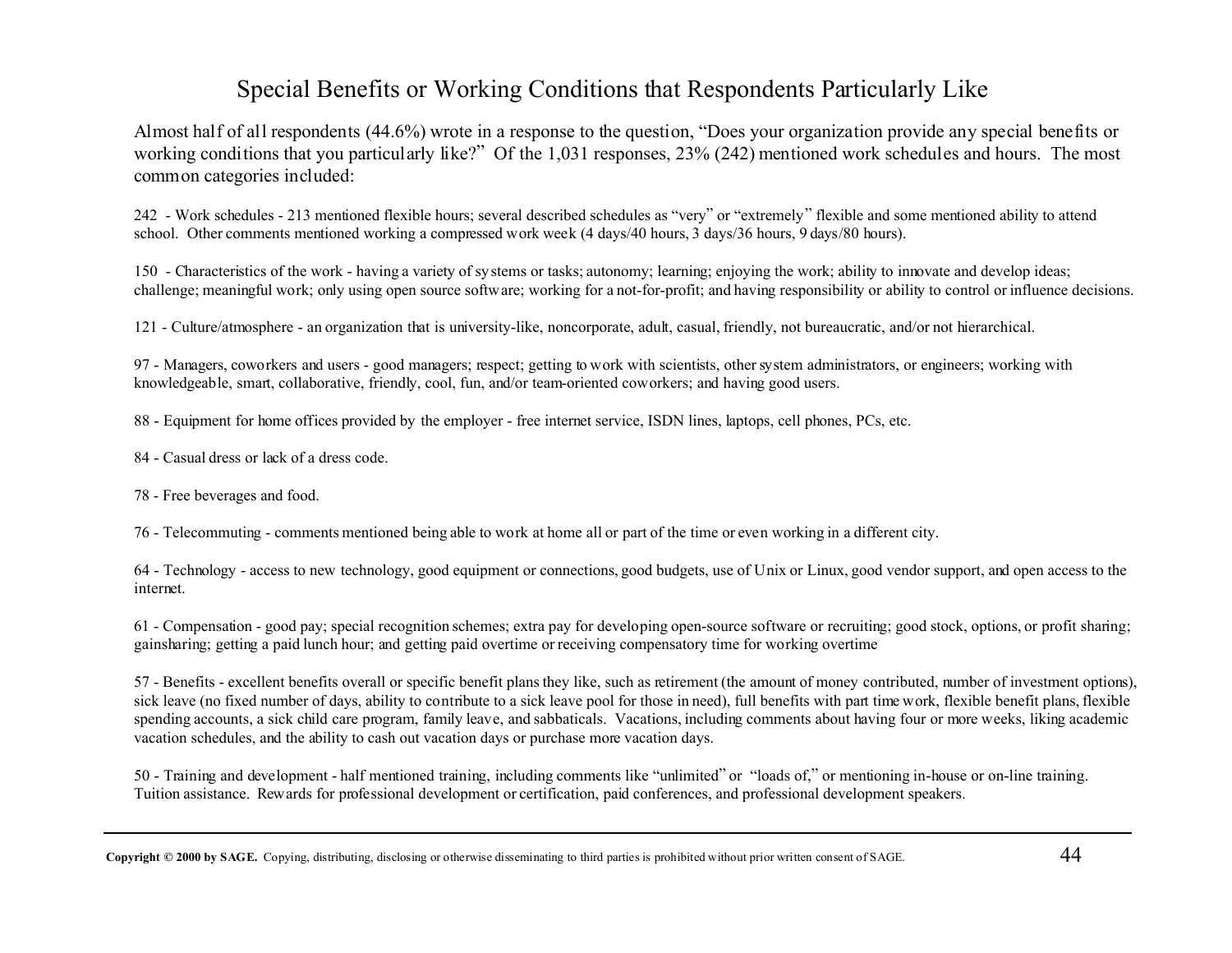# Special Benefits or Working Conditions that Respondents Particularly Like

Almost half of all respondents (44.6%) wrote in a response to the question, "Does your organization provide any special benefits or working conditions that you particularly like?" Of the 1,031 responses, 23% (242) mentioned work schedules and hours. The most common categories included:

242 - Work schedules - 213 mentioned flexible hours; several described schedules as "very" or "extremely" flexible and some mentioned ability to attend school. Other comments mentioned working a compressed work week (4 days/40 hours, 3 days/36 hours, 9 days/80 hours).

150 - Characteristics of the work - having a variety of systems or tasks; autonomy; learning; enjoying the work; ability to innovate and develop ideas; challenge; meaningful work; only using open source software; working for a not-for-profit; and having responsibility or ability to control or influence decisions.

121 - Culture/atmosphere - an organization that is university-like, noncorporate, adult, casual, friendly, not bureaucratic, and/or not hierarchical.

97 - Managers, coworkers and users - good managers; respect; getting to work with scientists, other system administrators, or engineers; working with knowledgeable, smart, collaborative, friendly, cool, fun, and/or team-oriented coworkers; and having good users.

88 - Equipment for home offices provided by the employer - free internet service, ISDN lines, laptops, cell phones, PCs, etc.

84 - Casual dress or lack of a dress code.

78 - Free beverages and food.

76 - Telecommuting - comments mentioned being able to work at home all or part of the time or even working in a different city.

64 - Technology - access to new technology, good equipment or connections, good budgets, use of Unix or Linux, good vendor support, and open access to the internet.

61 - Compensation - good pay; special recognition schemes; extra pay for developing open-source software or recruiting; good stock, options, or profit sharing; gainsharing; getting a paid lunch hour; and getting paid overtime or receiving compensatory time for working overtime

57 - Benefits - excellent benefits overall or specific benefit plans they like, such as retirement (the amount of money contributed, number of investment options), sick leave (no fixed number of days, ability to contribute to a sick leave pool for those in need), full benefits with part time work, flexible benefit plans, flexible spending accounts, a sick child care program, family leave, and sabbaticals. Vacations, including comments about having four or more weeks, liking academic vacation schedules, and the ability to cash out vacation days or purchase more vacation days.

50 - Training and development - half mentioned training, including comments like "unlimited" or "loads of," or mentioning in-house or on-line training. Tuition assistance. Rewards for professional development or certification, paid conferences, and professional development speakers.

**Copyright © 2000 by SAGE.** Copying, distributing, disclosing or otherwise disseminating to third parties is prohibited without prior written consent of SAGE.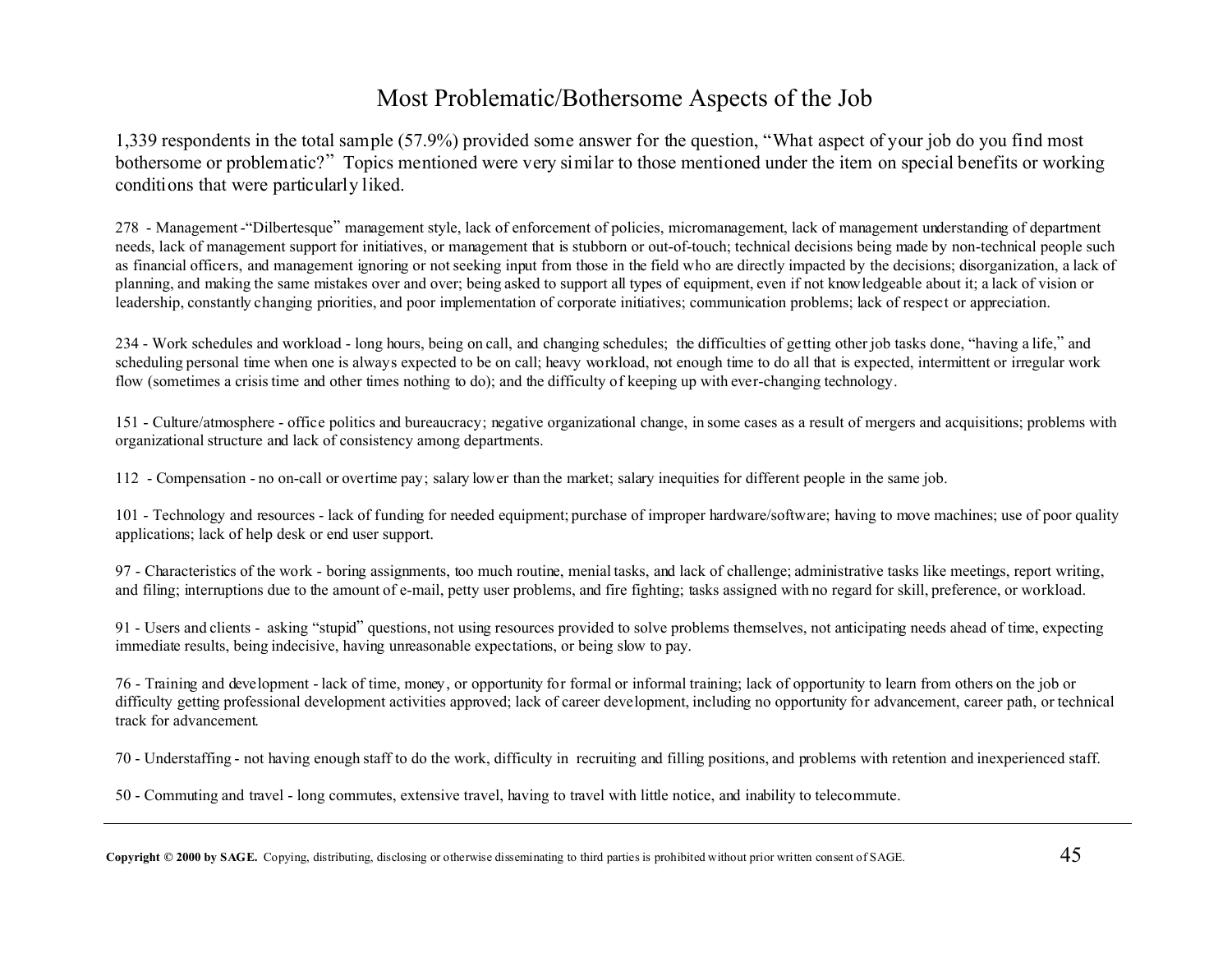# Most Problematic/Bothersome Aspects of the Job

1,339 respondents in the total sample (57.9%) provided some answer for the question, "What aspect of your job do you find most bothersome or problematic?" Topics mentioned were very similar to those mentioned under the item on special benefits or working conditions that were particularly liked.

278 - Management -"Dilbertesque" management style, lack of enforcement of policies, micromanagement, lack of management understanding of department needs, lack of management support for initiatives, or management that is stubborn or out-of-touch; technical decisions being made by non-technical people such as financial officers, and management ignoring or not seeking input from those in the field who are directly impacted by the decisions; disorganization, a lack of planning, and making the same mistakes over and over; being asked to support all types of equipment, even if not knowledgeable about it; a lack of vision or leadership, constantly changing priorities, and poor implementation of corporate initiatives; communication problems; lack of respect or appreciation.

234 - Work schedules and workload - long hours, being on call, and changing schedules; the difficulties of getting other job tasks done, "having a life," and scheduling personal time when one is always expected to be on call; heavy workload, not enough time to do all that is expected, intermittent or irregular work flow (sometimes a crisis time and other times nothing to do); and the difficulty of keeping up with ever-changing technology.

151 - Culture/atmosphere - office politics and bureaucracy; negative organizational change, in some cases as a result of mergers and acquisitions; problems with organizational structure and lack of consistency among departments.

112 - Compensation - no on-call or overtime pay; salary lower than the market; salary inequities for different people in the same job.

101 - Technology and resources - lack of funding for needed equipment; purchase of improper hardware/software; having to move machines; use of poor quality applications; lack of help desk or end user support.

97 - Characteristics of the work - boring assignments, too much routine, menial tasks, and lack of challenge; administrative tasks like meetings, report writing, and filing; interruptions due to the amount of e-mail, petty user problems, and fire fighting; tasks assigned with no regard for skill, preference, or workload.

91 - Users and clients - asking "stupid" questions, not using resources provided to solve problems themselves, not anticipating needs ahead of time, expecting immediate results, being indecisive, having unreasonable expectations, or being slow to pay.

76 - Training and development - lack of time, money, or opportunity for formal or informal training; lack of opportunity to learn from others on the job or difficulty getting professional development activities approved; lack of career development, including no opportunity for advancement, career path, or technical track for advancement.

70 - Understaffing - not having enough staff to do the work, difficulty in recruiting and filling positions, and problems with retention and inexperienced staff.

50 - Commuting and travel - long commutes, extensive travel, having to travel with little notice, and inability to telecommute.

**Copyright © 2000 by SAGE.** Copying, distributing, disclosing or otherwise disseminating to third parties is prohibited without prior written consent of SAGE.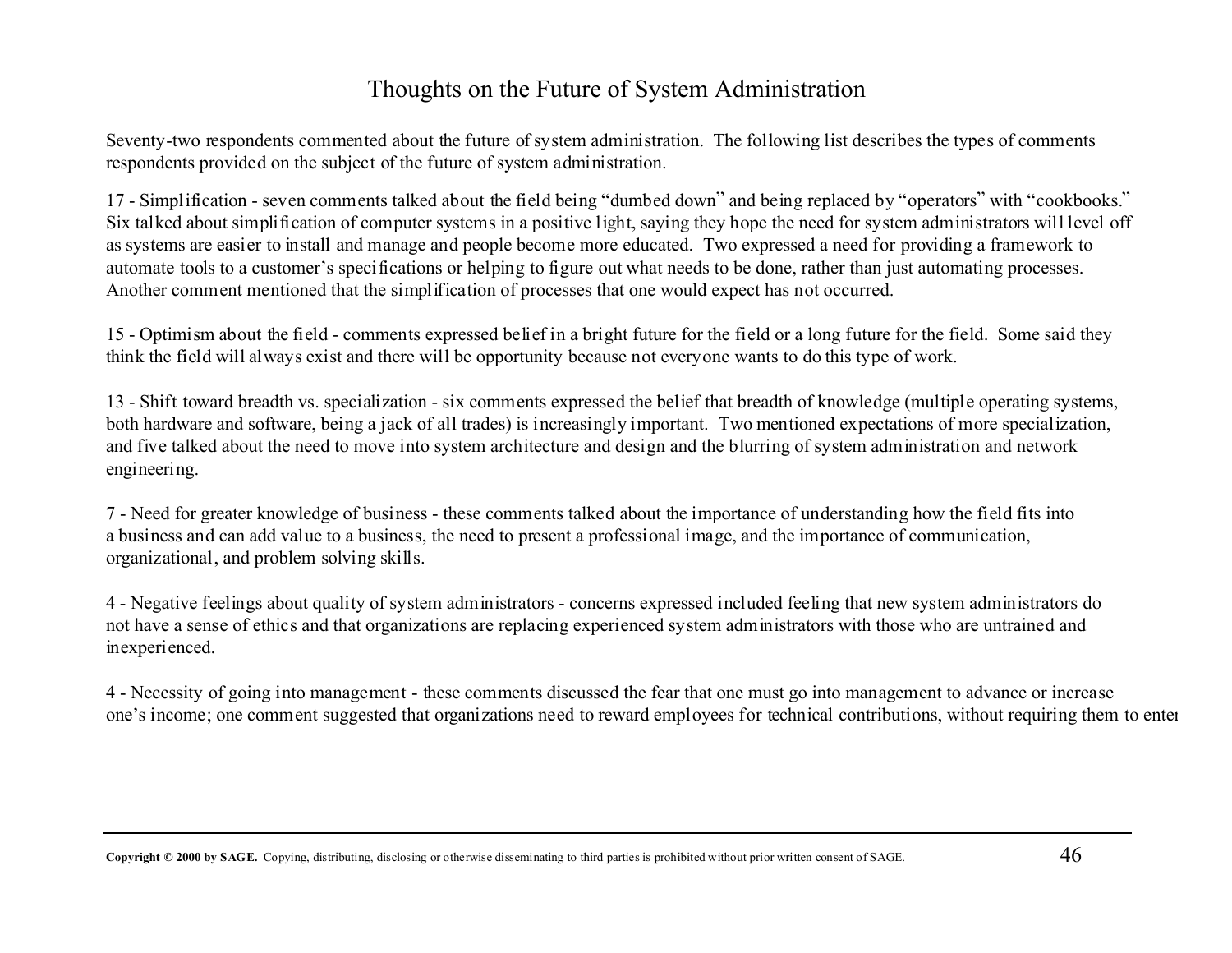# Thoughts on the Future of System Administration

Seventy-two respondents commented about the future of system administration. The following list describes the types of comments respondents provided on the subject of the future of system administration.

17 - Simplification - seven comments talked about the field being "dumbed down" and being replaced by "operators" with "cookbooks." Six talked about simplification of computer systems in a positive light, saying they hope the need for system administrators will level off as systems are easier to install and manage and people become more educated. Two expressed a need for providing a framework to automate tools to a customer's specifications or helping to figure out what needs to be done, rather than just automating processes. Another comment mentioned that the simplification of processes that one would expect has not occurred.

15 - Optimism about the field - comments expressed belief in a bright future for the field or a long future for the field. Some said they think the field will always exist and there will be opportunity because not everyone wants to do this type of work.

13 - Shift toward breadth vs. specialization - six comments expressed the belief that breadth of knowledge (multiple operating systems, both hardware and software, being a jack of all trades) is increasingly important. Two mentioned expectations of more specialization, and five talked about the need to move into system architecture and design and the blurring of system administration and network engineering.

7 - Need for greater knowledge of business - these comments talked about the importance of understanding how the field fits into a business and can add value to a business, the need to present a professional image, and the importance of communication, organizational, and problem solving skills.

4 - Negative feelings about quality of system administrators - concerns expressed included feeling that new system administrators do not have a sense of ethics and that organizations are replacing experienced system administrators with those who are untrained and inexperienced.

4 - Necessity of going into management - these comments discussed the fear that one must go into management to advance or increase one's income; one comment suggested that organizations need to reward employees for technical contributions, without requiring them to enter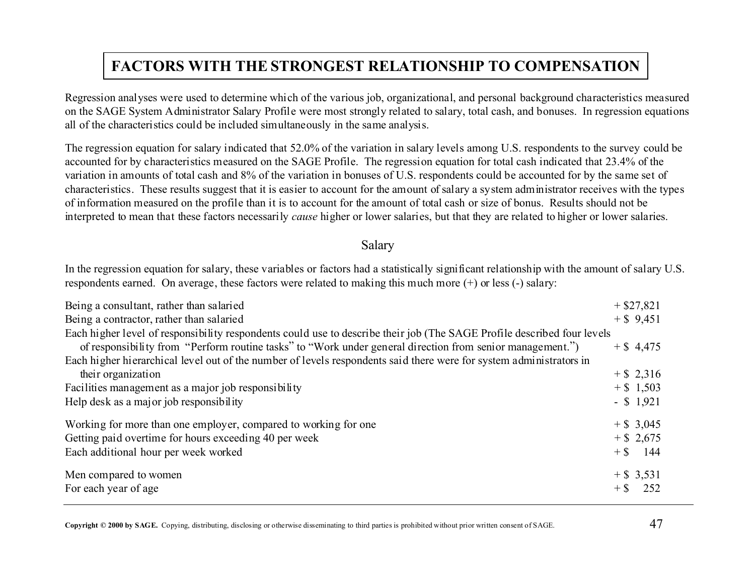# FACTORS WITH THE STRONGEST RELATIONSHIP TO COMPENSATION

Regression analyses were used to determine which of the various job, organizational, and personal background characteristics measured on the SAGE System Administrator Salary Profile were most strongly related to salary, total cash, and bonuses. In regression equations all of the characteristics could be included simultaneously in the same analysis.

The regression equation for salary indicated that 52.0% of the variation in salary levels among U.S. respondents to the survey could be accounted for by characteristics measured on the SAGE Profile. The regression equation for total cash indicated that 23.4% of the variation in amounts of total cash and 8% of the variation in bonuses of U.S. respondents could be accounted for by the same set of characteristics. These results suggest that it is easier to account for the amount of salary a system administrator receives with the types of information measured on the profile than it is to account for the amount of total cash or size of bonus. Results should not be interpreted to mean that these factors necessarily *cause* higher or lower salaries, but that they are related to higher or lower salaries.

## Salary

In the regression equation for salary, these variables or factors had a statistically significant relationship with the amount of salary U.S. respondents earned. On average, these factors were related to making this much more (+) or less (-) salary:

| Factor | Amount |
|---|---|
| Being a consultant, rather than salaried | + $27,821 |
| Being a contractor, rather than salaried | + $ 9,451 |
| Each higher level of responsibility respondents could use to describe their job (The SAGE Profile described four levels of responsibility from "Perform routine tasks" to "Work under general direction from senior management.") | + $ 4,475 |
| Each higher hierarchical level out of the number of levels respondents said there were for system administrators in their organization | + $ 2,316 |
| Facilities management as a major job responsibility | + $ 1,503 |
| Help desk as a major job responsibility | - $ 1,921 |
| Working for more than one employer, compared to working for one | + $ 3,045 |
| Getting paid overtime for hours exceeding 40 per week | + $ 2,675 |
| Each additional hour per week worked | + $ 144 |
| Men compared to women | + $ 3,531 |
| For each year of age | + $ 252 |

**Copyright © 2000 by SAGE.** Copying, distributing, disclosing or otherwise disseminating to third parties is prohibited without prior written consent of SAGE.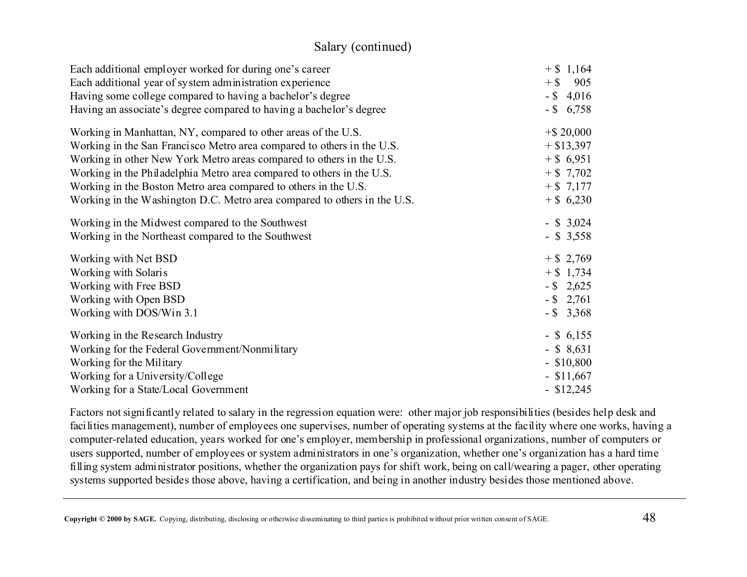## Salary (continued)

| Factor | Effect |
|---|---|
| Each additional employer worked for during one's career | + $ 1,164 |
| Each additional year of system administration experience | + $ 905 |
| Having some college compared to having a bachelor's degree | - $ 4,016 |
| Having an associate's degree compared to having a bachelor's degree | - $ 6,758 |
| Working in Manhattan, NY, compared to other areas of the U.S. | +$ 20,000 |
| Working in the San Francisco Metro area compared to others in the U.S. | + $13,397 |
| Working in other New York Metro areas compared to others in the U.S. | + $ 6,951 |
| Working in the Philadelphia Metro area compared to others in the U.S. | + $ 7,702 |
| Working in the Boston Metro area compared to others in the U.S. | + $ 7,177 |
| Working in the Washington D.C. Metro area compared to others in the U.S. | + $ 6,230 |
| Working in the Midwest compared to the Southwest | - $ 3,024 |
| Working in the Northeast compared to the Southwest | - $ 3,558 |
| Working with Net BSD | + $ 2,769 |
| Working with Solaris | + $ 1,734 |
| Working with Free BSD | - $ 2,625 |
| Working with Open BSD | - $ 2,761 |
| Working with DOS/Win 3.1 | - $ 3,368 |
| Working in the Research Industry | - $ 6,155 |
| Working for the Federal Government/Nonmilitary | - $ 8,631 |
| Working for the Military | - $10,800 |
| Working for a University/College | - $11,667 |
| Working for a State/Local Government | - $12,245 |

Factors not significantly related to salary in the regression equation were: other major job responsibilities (besides help desk and facilities management), number of employees one supervises, number of operating systems at the facility where one works, having a computer-related education, years worked for one's employer, membership in professional organizations, number of computers or users supported, number of employees or system administrators in one's organization, whether one's organization has a hard time filling system administrator positions, whether the organization pays for shift work, being on call/wearing a pager, other operating systems supported besides those above, having a certification, and being in another industry besides those mentioned above.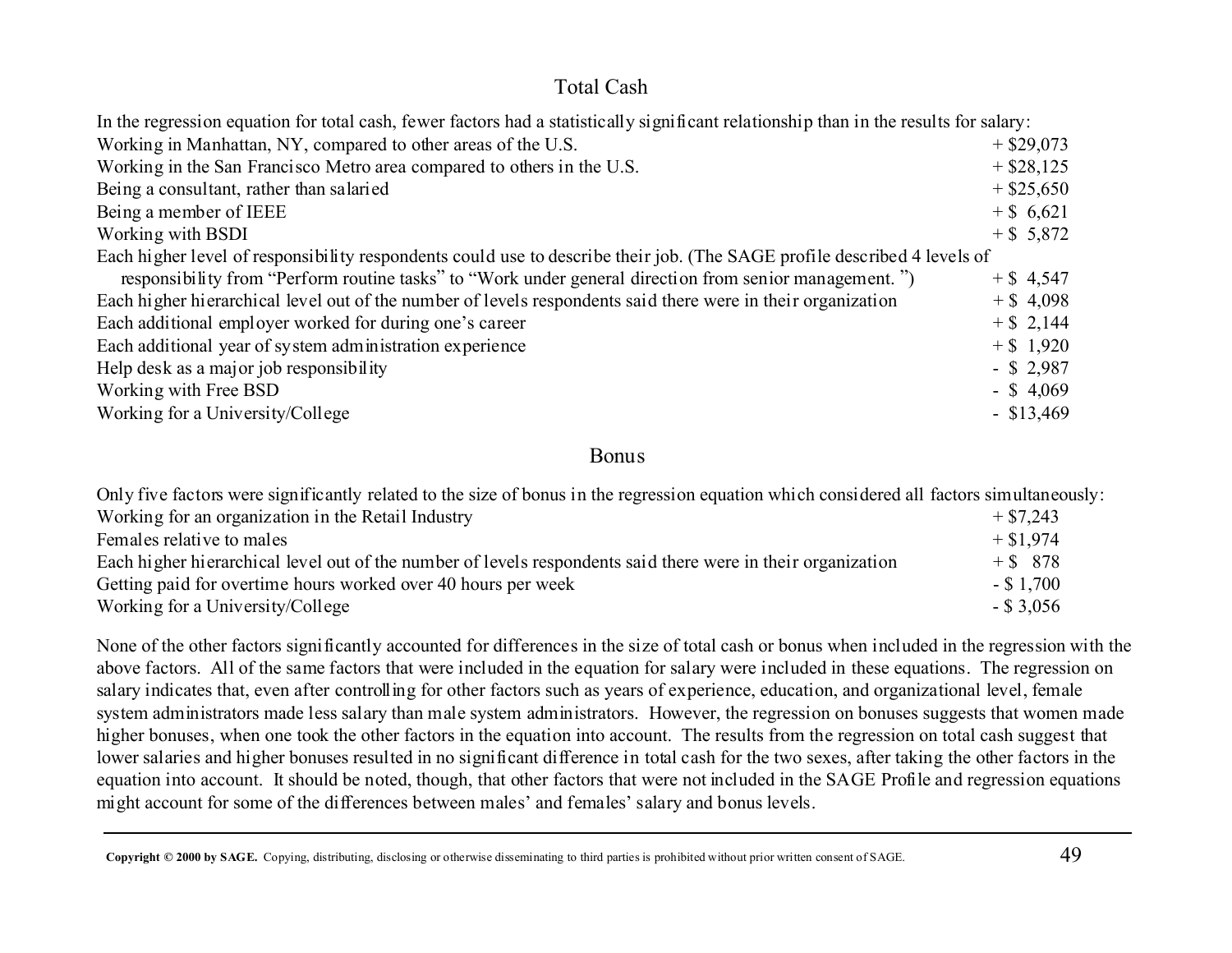## Total Cash

In the regression equation for total cash, fewer factors had a statistically significant relationship than in the results for salary:

| Factor | Amount |
|---|---|
| Working in Manhattan, NY, compared to other areas of the U.S. | + $29,073 |
| Working in the San Francisco Metro area compared to others in the U.S. | + $28,125 |
| Being a consultant, rather than salaried | + $25,650 |
| Being a member of IEEE | + $ 6,621 |
| Working with BSDI | + $ 5,872 |
| Each higher level of responsibility respondents could use to describe their job. (The SAGE profile described 4 levels of responsibility from "Perform routine tasks" to "Work under general direction from senior management. ") | + $ 4,547 |
| Each higher hierarchical level out of the number of levels respondents said there were in their organization | + $ 4,098 |
| Each additional employer worked for during one's career | + $ 2,144 |
| Each additional year of system administration experience | + $ 1,920 |
| Help desk as a major job responsibility | - $ 2,987 |
| Working with Free BSD | - $ 4,069 |
| Working for a University/College | - $13,469 |

## Bonus

Only five factors were significantly related to the size of bonus in the regression equation which considered all factors simultaneously:

| Factor | Amount |
|---|---|
| Working for an organization in the Retail Industry | + $7,243 |
| Females relative to males | + $1,974 |
| Each higher hierarchical level out of the number of levels respondents said there were in their organization | + $ 878 |
| Getting paid for overtime hours worked over 40 hours per week | - $ 1,700 |
| Working for a University/College | - $ 3,056 |

None of the other factors significantly accounted for differences in the size of total cash or bonus when included in the regression with the above factors. All of the same factors that were included in the equation for salary were included in these equations. The regression on salary indicates that, even after controlling for other factors such as years of experience, education, and organizational level, female system administrators made less salary than male system administrators. However, the regression on bonuses suggests that women made higher bonuses, when one took the other factors in the equation into account. The results from the regression on total cash suggest that lower salaries and higher bonuses resulted in no significant difference in total cash for the two sexes, after taking the other factors in the equation into account. It should be noted, though, that other factors that were not included in the SAGE Profile and regression equations might account for some of the differences between males' and females' salary and bonus levels.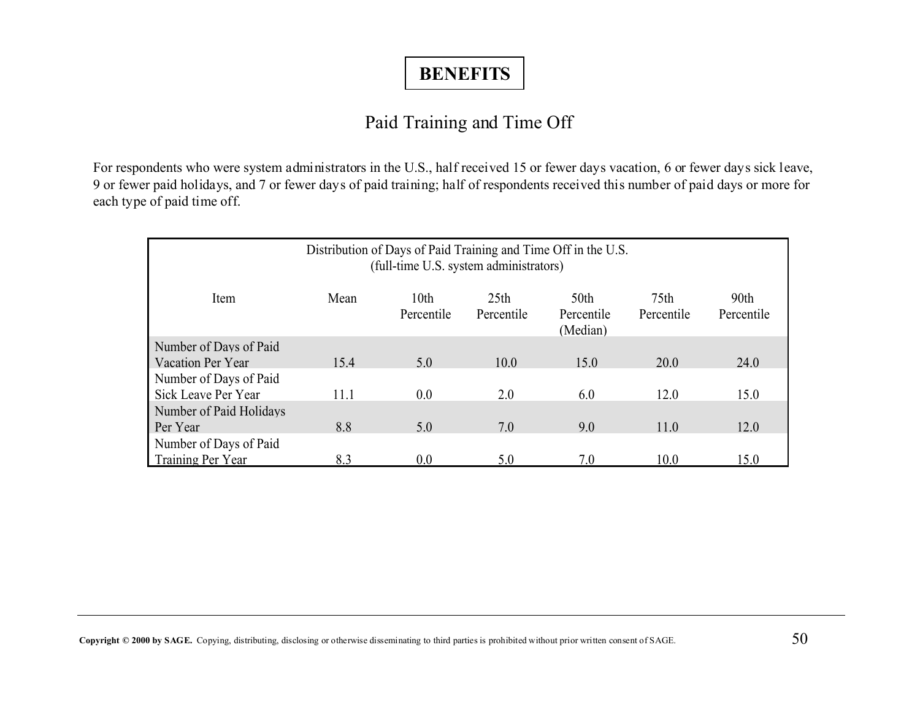# BENEFITS

## Paid Training and Time Off

For respondents who were system administrators in the U.S., half received 15 or fewer days vacation, 6 or fewer days sick leave, 9 or fewer paid holidays, and 7 or fewer days of paid training; half of respondents received this number of paid days or more for each type of paid time off.

Distribution of Days of Paid Training and Time Off in the U.S.
(full-time U.S. system administrators)

| Item | Mean | 10th Percentile | 25th Percentile | 50th Percentile (Median) | 75th Percentile | 90th Percentile |
|---|---|---|---|---|---|---|
| Number of Days of Paid Vacation Per Year | 15.4 | 5.0 | 10.0 | 15.0 | 20.0 | 24.0 |
| Number of Days of Paid Sick Leave Per Year | 11.1 | 0.0 | 2.0 | 6.0 | 12.0 | 15.0 |
| Number of Paid Holidays Per Year | 8.8 | 5.0 | 7.0 | 9.0 | 11.0 | 12.0 |
| Number of Days of Paid Training Per Year | 8.3 | 0.0 | 5.0 | 7.0 | 10.0 | 15.0 |

**Copyright © 2000 by SAGE.** Copying, distributing, disclosing or otherwise disseminating to third parties is prohibited without prior written consent of SAGE.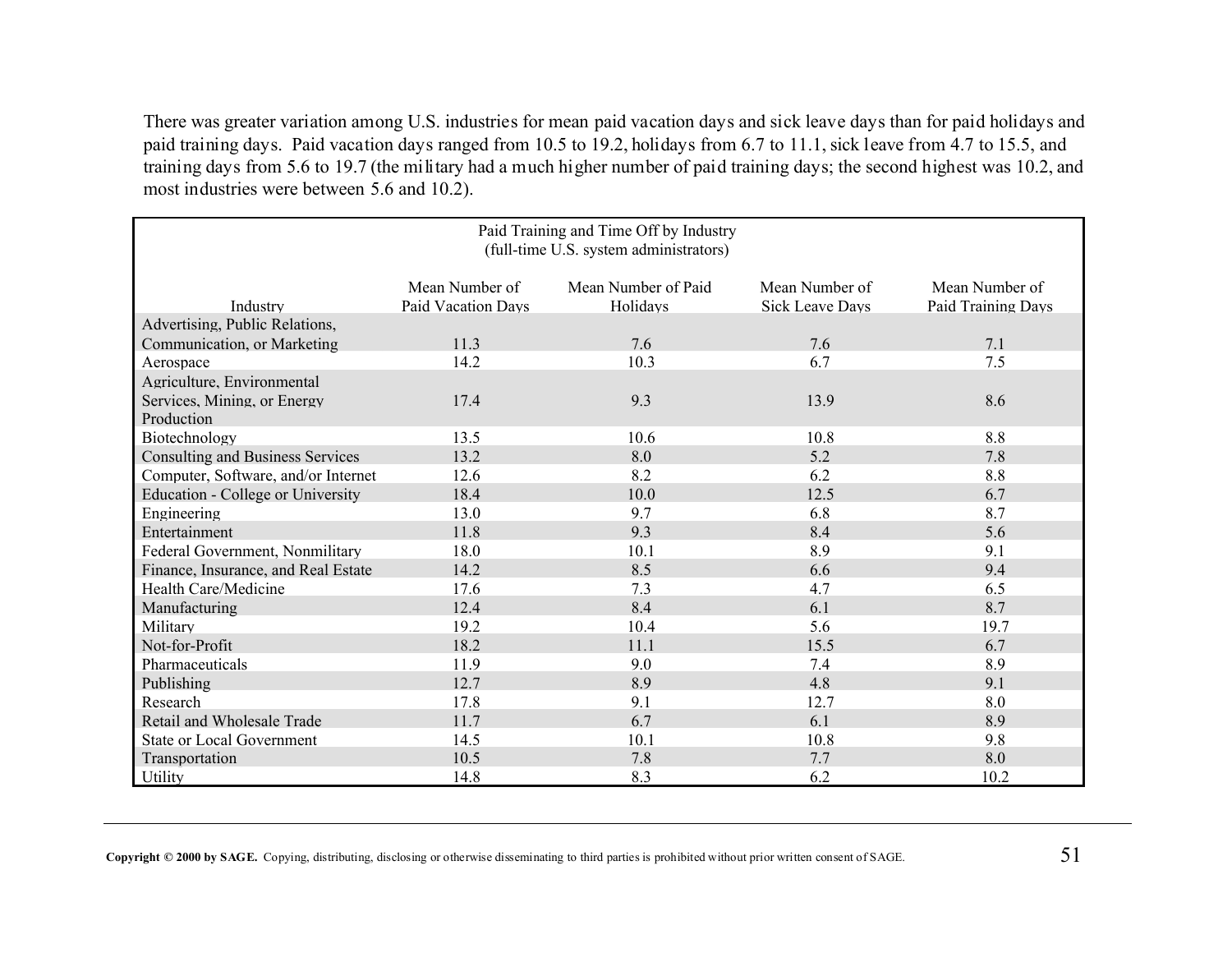There was greater variation among U.S. industries for mean paid vacation days and sick leave days than for paid holidays and paid training days. Paid vacation days ranged from 10.5 to 19.2, holidays from 6.7 to 11.1, sick leave from 4.7 to 15.5, and training days from 5.6 to 19.7 (the military had a much higher number of paid training days; the second highest was 10.2, and most industries were between 5.6 and 10.2).

Paid Training and Time Off by Industry
(full-time U.S. system administrators)

| Industry | Mean Number of Paid Vacation Days | Mean Number of Paid Holidays | Mean Number of Sick Leave Days | Mean Number of Paid Training Days |
|---|---|---|---|---|
| Advertising, Public Relations, Communication, or Marketing | 11.3 | 7.6 | 7.6 | 7.1 |
| Aerospace | 14.2 | 10.3 | 6.7 | 7.5 |
| Agriculture, Environmental Services, Mining, or Energy Production | 17.4 | 9.3 | 13.9 | 8.6 |
| Biotechnology | 13.5 | 10.6 | 10.8 | 8.8 |
| Consulting and Business Services | 13.2 | 8.0 | 5.2 | 7.8 |
| Computer, Software, and/or Internet | 12.6 | 8.2 | 6.2 | 8.8 |
| Education - College or University | 18.4 | 10.0 | 12.5 | 6.7 |
| Engineering | 13.0 | 9.7 | 6.8 | 8.7 |
| Entertainment | 11.8 | 9.3 | 8.4 | 5.6 |
| Federal Government, Nonmilitary | 18.0 | 10.1 | 8.9 | 9.1 |
| Finance, Insurance, and Real Estate | 14.2 | 8.5 | 6.6 | 9.4 |
| Health Care/Medicine | 17.6 | 7.3 | 4.7 | 6.5 |
| Manufacturing | 12.4 | 8.4 | 6.1 | 8.7 |
| Military | 19.2 | 10.4 | 5.6 | 19.7 |
| Not-for-Profit | 18.2 | 11.1 | 15.5 | 6.7 |
| Pharmaceuticals | 11.9 | 9.0 | 7.4 | 8.9 |
| Publishing | 12.7 | 8.9 | 4.8 | 9.1 |
| Research | 17.8 | 9.1 | 12.7 | 8.0 |
| Retail and Wholesale Trade | 11.7 | 6.7 | 6.1 | 8.9 |
| State or Local Government | 14.5 | 10.1 | 10.8 | 9.8 |
| Transportation | 10.5 | 7.8 | 7.7 | 8.0 |
| Utility | 14.8 | 8.3 | 6.2 | 10.2 |

**Copyright © 2000 by SAGE.** Copying, distributing, disclosing or otherwise disseminating to third parties is prohibited without prior written consent of SAGE.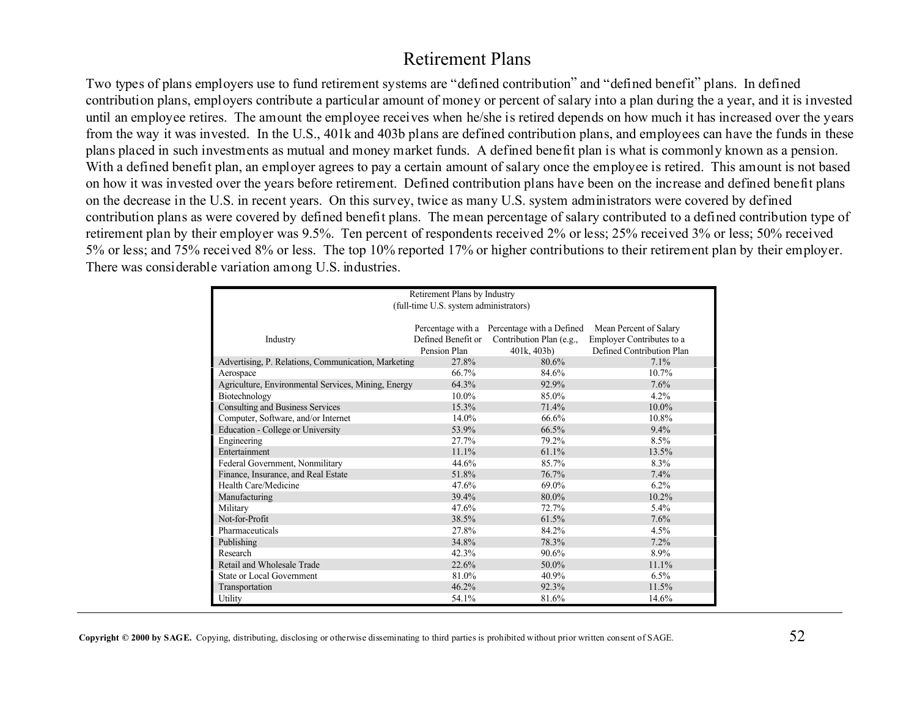# Retirement Plans

Two types of plans employers use to fund retirement systems are "defined contribution" and "defined benefit" plans. In defined contribution plans, employers contribute a particular amount of money or percent of salary into a plan during the a year, and it is invested until an employee retires. The amount the employee receives when he/she is retired depends on how much it has increased over the years from the way it was invested. In the U.S., 401k and 403b plans are defined contribution plans, and employees can have the funds in these plans placed in such investments as mutual and money market funds. A defined benefit plan is what is commonly known as a pension. With a defined benefit plan, an employer agrees to pay a certain amount of salary once the employee is retired. This amount is not based on how it was invested over the years before retirement. Defined contribution plans have been on the increase and defined benefit plans on the decrease in the U.S. in recent years. On this survey, twice as many U.S. system administrators were covered by defined contribution plans as were covered by defined benefit plans. The mean percentage of salary contributed to a defined contribution type of retirement plan by their employer was 9.5%. Ten percent of respondents received 2% or less; 25% received 3% or less; 50% received 5% or less; and 75% received 8% or less. The top 10% reported 17% or higher contributions to their retirement plan by their employer. There was considerable variation among U.S. industries.

Retirement Plans by Industry
(full-time U.S. system administrators)

| Industry | Percentage with a Defined Benefit or Pension Plan | Percentage with a Defined Contribution Plan (e.g., 401k, 403b) | Mean Percent of Salary Employer Contributes to a Defined Contribution Plan |
|---|---|---|---|
| Advertising, P. Relations, Communication, Marketing | 27.8% | 80.6% | 7.1% |
| Aerospace | 66.7% | 84.6% | 10.7% |
| Agriculture, Environmental Services, Mining, Energy | 64.3% | 92.9% | 7.6% |
| Biotechnology | 10.0% | 85.0% | 4.2% |
| Consulting and Business Services | 15.3% | 71.4% | 10.0% |
| Computer, Software, and/or Internet | 14.0% | 66.6% | 10.8% |
| Education - College or University | 53.9% | 66.5% | 9.4% |
| Engineering | 27.7% | 79.2% | 8.5% |
| Entertainment | 11.1% | 61.1% | 13.5% |
| Federal Government, Nonmilitary | 44.6% | 85.7% | 8.3% |
| Finance, Insurance, and Real Estate | 51.8% | 76.7% | 7.4% |
| Health Care/Medicine | 47.6% | 69.0% | 6.2% |
| Manufacturing | 39.4% | 80.0% | 10.2% |
| Military | 47.6% | 72.7% | 5.4% |
| Not-for-Profit | 38.5% | 61.5% | 7.6% |
| Pharmaceuticals | 27.8% | 84.2% | 4.5% |
| Publishing | 34.8% | 78.3% | 7.2% |
| Research | 42.3% | 90.6% | 8.9% |
| Retail and Wholesale Trade | 22.6% | 50.0% | 11.1% |
| State or Local Government | 81.0% | 40.9% | 6.5% |
| Transportation | 46.2% | 92.3% | 11.5% |
| Utility | 54.1% | 81.6% | 14.6% |

**Copyright © 2000 by SAGE.** Copying, distributing, disclosing or otherwise disseminating to third parties is prohibited without prior written consent of SAGE.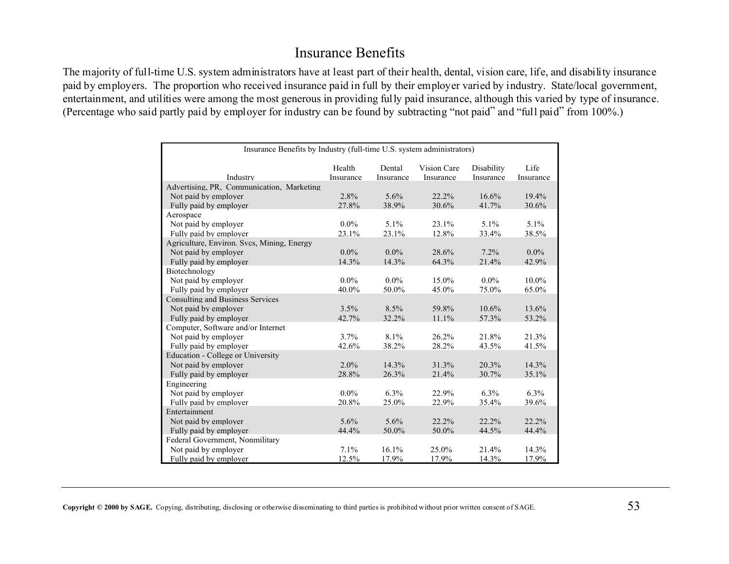# Insurance Benefits

The majority of full-time U.S. system administrators have at least part of their health, dental, vision care, life, and disability insurance paid by employers. The proportion who received insurance paid in full by their employer varied by industry. State/local government, entertainment, and utilities were among the most generous in providing fully paid insurance, although this varied by type of insurance. (Percentage who said partly paid by employer for industry can be found by subtracting "not paid" and "full paid" from 100%.)

Insurance Benefits by Industry (full-time U.S. system administrators)

| Industry | Health Insurance | Dental Insurance | Vision Care Insurance | Disability Insurance | Life Insurance |
|---|---|---|---|---|---|
| Advertising, PR, Communication, Marketing | | | | | |
| Not paid by employer | 2.8% | 5.6% | 22.2% | 16.6% | 19.4% |
| Fully paid by employer | 27.8% | 38.9% | 30.6% | 41.7% | 30.6% |
| Aerospace | | | | | |
| Not paid by employer | 0.0% | 5.1% | 23.1% | 5.1% | 5.1% |
| Fully paid by employer | 23.1% | 23.1% | 12.8% | 33.4% | 38.5% |
| Agriculture, Environ. Svcs, Mining, Energy | | | | | |
| Not paid by employer | 0.0% | 0.0% | 28.6% | 7.2% | 0.0% |
| Fully paid by employer | 14.3% | 14.3% | 64.3% | 21.4% | 42.9% |
| Biotechnology | | | | | |
| Not paid by employer | 0.0% | 0.0% | 15.0% | 0.0% | 10.0% |
| Fully paid by employer | 40.0% | 50.0% | 45.0% | 75.0% | 65.0% |
| Consulting and Business Services | | | | | |
| Not paid by employer | 3.5% | 8.5% | 59.8% | 10.6% | 13.6% |
| Fully paid by employer | 42.7% | 32.2% | 11.1% | 57.3% | 53.2% |
| Computer, Software and/or Internet | | | | | |
| Not paid by employer | 3.7% | 8.1% | 26.2% | 21.8% | 21.3% |
| Fully paid by employer | 42.6% | 38.2% | 28.2% | 43.5% | 41.5% |
| Education - College or University | | | | | |
| Not paid by employer | 2.0% | 14.3% | 31.3% | 20.3% | 14.3% |
| Fully paid by employer | 28.8% | 26.3% | 21.4% | 30.7% | 35.1% |
| Engineering | | | | | |
| Not paid by employer | 0.0% | 6.3% | 22.9% | 6.3% | 6.3% |
| Fully paid by employer | 20.8% | 25.0% | 22.9% | 35.4% | 39.6% |
| Entertainment | | | | | |
| Not paid by employer | 5.6% | 5.6% | 22.2% | 22.2% | 22.2% |
| Fully paid by employer | 44.4% | 50.0% | 50.0% | 44.5% | 44.4% |
| Federal Government, Nonmilitary | | | | | |
| Not paid by employer | 7.1% | 16.1% | 25.0% | 21.4% | 14.3% |
| Fully paid by employer | 12.5% | 17.9% | 17.9% | 14.3% | 17.9% |

**Copyright © 2000 by SAGE.** Copying, distributing, disclosing or otherwise disseminating to third parties is prohibited without prior written consent of SAGE.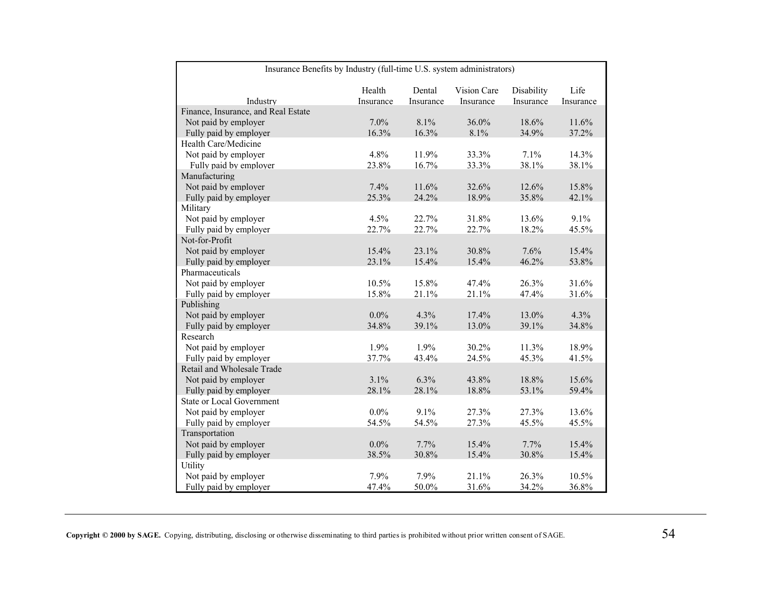Insurance Benefits by Industry (full-time U.S. system administrators)

| Industry | Health Insurance | Dental Insurance | Vision Care Insurance | Disability Insurance | Life Insurance |
|---|---|---|---|---|---|
| Finance, Insurance, and Real Estate | | | | | |
| Not paid by employer | 7.0% | 8.1% | 36.0% | 18.6% | 11.6% |
| Fully paid by employer | 16.3% | 16.3% | 8.1% | 34.9% | 37.2% |
| Health Care/Medicine | | | | | |
| Not paid by employer | 4.8% | 11.9% | 33.3% | 7.1% | 14.3% |
| Fully paid by employer | 23.8% | 16.7% | 33.3% | 38.1% | 38.1% |
| Manufacturing | | | | | |
| Not paid by employer | 7.4% | 11.6% | 32.6% | 12.6% | 15.8% |
| Fully paid by employer | 25.3% | 24.2% | 18.9% | 35.8% | 42.1% |
| Military | | | | | |
| Not paid by employer | 4.5% | 22.7% | 31.8% | 13.6% | 9.1% |
| Fully paid by employer | 22.7% | 22.7% | 22.7% | 18.2% | 45.5% |
| Not-for-Profit | | | | | |
| Not paid by employer | 15.4% | 23.1% | 30.8% | 7.6% | 15.4% |
| Fully paid by employer | 23.1% | 15.4% | 15.4% | 46.2% | 53.8% |
| Pharmaceuticals | | | | | |
| Not paid by employer | 10.5% | 15.8% | 47.4% | 26.3% | 31.6% |
| Fully paid by employer | 15.8% | 21.1% | 21.1% | 47.4% | 31.6% |
| Publishing | | | | | |
| Not paid by employer | 0.0% | 4.3% | 17.4% | 13.0% | 4.3% |
| Fully paid by employer | 34.8% | 39.1% | 13.0% | 39.1% | 34.8% |
| Research | | | | | |
| Not paid by employer | 1.9% | 1.9% | 30.2% | 11.3% | 18.9% |
| Fully paid by employer | 37.7% | 43.4% | 24.5% | 45.3% | 41.5% |
| Retail and Wholesale Trade | | | | | |
| Not paid by employer | 3.1% | 6.3% | 43.8% | 18.8% | 15.6% |
| Fully paid by employer | 28.1% | 28.1% | 18.8% | 53.1% | 59.4% |
| State or Local Government | | | | | |
| Not paid by employer | 0.0% | 9.1% | 27.3% | 27.3% | 13.6% |
| Fully paid by employer | 54.5% | 54.5% | 27.3% | 45.5% | 45.5% |
| Transportation | | | | | |
| Not paid by employer | 0.0% | 7.7% | 15.4% | 7.7% | 15.4% |
| Fully paid by employer | 38.5% | 30.8% | 15.4% | 30.8% | 15.4% |
| Utility | | | | | |
| Not paid by employer | 7.9% | 7.9% | 21.1% | 26.3% | 10.5% |
| Fully paid by employer | 47.4% | 50.0% | 31.6% | 34.2% | 36.8% |

**Copyright © 2000 by SAGE.** Copying, distributing, disclosing or otherwise disseminating to third parties is prohibited without prior written consent of SAGE.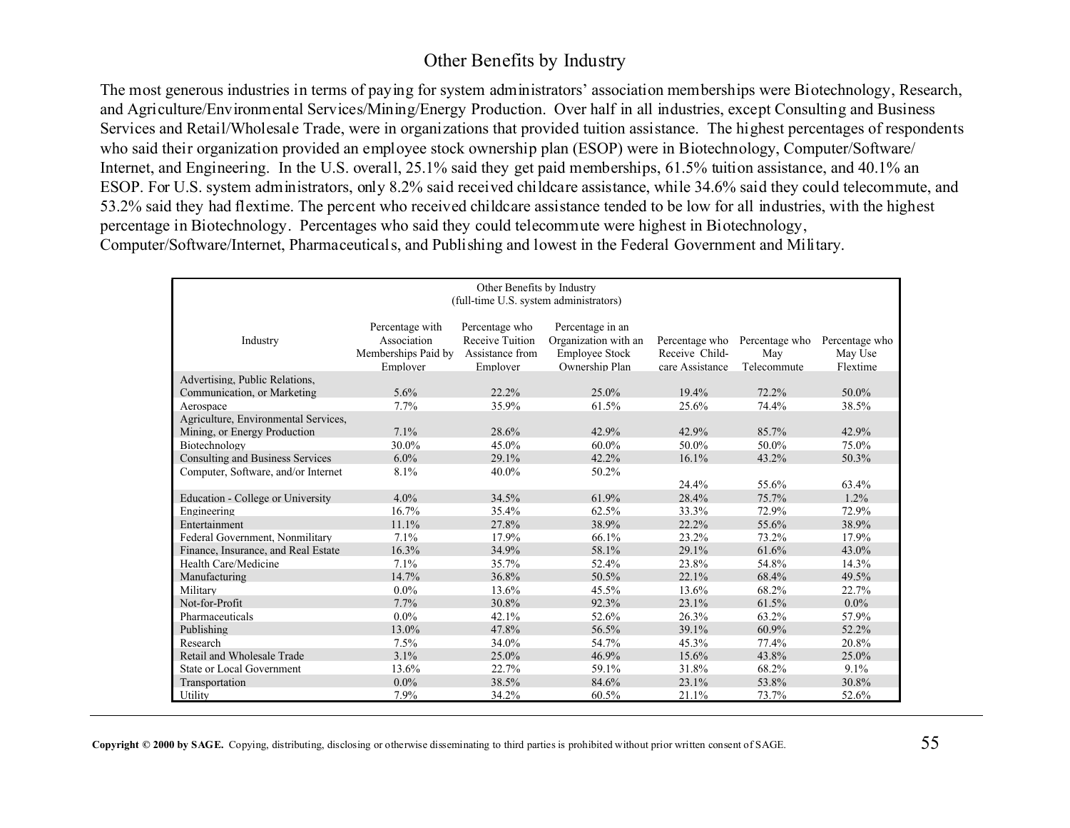# Other Benefits by Industry

The most generous industries in terms of paying for system administrators' association memberships were Biotechnology, Research, and Agriculture/Environmental Services/Mining/Energy Production. Over half in all industries, except Consulting and Business Services and Retail/Wholesale Trade, were in organizations that provided tuition assistance. The highest percentages of respondents who said their organization provided an employee stock ownership plan (ESOP) were in Biotechnology, Computer/Software/ Internet, and Engineering. In the U.S. overall, 25.1% said they get paid memberships, 61.5% tuition assistance, and 40.1% an ESOP. For U.S. system administrators, only 8.2% said received childcare assistance, while 34.6% said they could telecommute, and 53.2% said they had flextime. The percent who received childcare assistance tended to be low for all industries, with the highest percentage in Biotechnology. Percentages who said they could telecommute were highest in Biotechnology, Computer/Software/Internet, Pharmaceuticals, and Publishing and lowest in the Federal Government and Military.

Other Benefits by Industry
(full-time U.S. system administrators)

| Industry | Percentage with Association Memberships Paid by Employer | Percentage who Receive Tuition Assistance from Employer | Percentage in an Organization with an Employee Stock Ownership Plan | Percentage who Receive Child-care Assistance | Percentage who May Telecommute | Percentage who May Use Flextime |
|---|---|---|---|---|---|---|
| Advertising, Public Relations, Communication, or Marketing | 5.6% | 22.2% | 25.0% | 19.4% | 72.2% | 50.0% |
| Aerospace | 7.7% | 35.9% | 61.5% | 25.6% | 74.4% | 38.5% |
| Agriculture, Environmental Services, Mining, or Energy Production | 7.1% | 28.6% | 42.9% | 42.9% | 85.7% | 42.9% |
| Biotechnology | 30.0% | 45.0% | 60.0% | 50.0% | 50.0% | 75.0% |
| Consulting and Business Services | 6.0% | 29.1% | 42.2% | 16.1% | 43.2% | 50.3% |
| Computer, Software, and/or Internet | 8.1% | 40.0% | 50.2% | 24.4% | 55.6% | 63.4% |
| Education - College or University | 4.0% | 34.5% | 61.9% | 28.4% | 75.7% | 1.2% |
| Engineering | 16.7% | 35.4% | 62.5% | 33.3% | 72.9% | 72.9% |
| Entertainment | 11.1% | 27.8% | 38.9% | 22.2% | 55.6% | 38.9% |
| Federal Government, Nonmilitary | 7.1% | 17.9% | 66.1% | 23.2% | 73.2% | 17.9% |
| Finance, Insurance, and Real Estate | 16.3% | 34.9% | 58.1% | 29.1% | 61.6% | 43.0% |
| Health Care/Medicine | 7.1% | 35.7% | 52.4% | 23.8% | 54.8% | 14.3% |
| Manufacturing | 14.7% | 36.8% | 50.5% | 22.1% | 68.4% | 49.5% |
| Military | 0.0% | 13.6% | 45.5% | 13.6% | 68.2% | 22.7% |
| Not-for-Profit | 7.7% | 30.8% | 92.3% | 23.1% | 61.5% | 0.0% |
| Pharmaceuticals | 0.0% | 42.1% | 52.6% | 26.3% | 63.2% | 57.9% |
| Publishing | 13.0% | 47.8% | 56.5% | 39.1% | 60.9% | 52.2% |
| Research | 7.5% | 34.0% | 54.7% | 45.3% | 77.4% | 20.8% |
| Retail and Wholesale Trade | 3.1% | 25.0% | 46.9% | 15.6% | 43.8% | 25.0% |
| State or Local Government | 13.6% | 22.7% | 59.1% | 31.8% | 68.2% | 9.1% |
| Transportation | 0.0% | 38.5% | 84.6% | 23.1% | 53.8% | 30.8% |
| Utility | 7.9% | 34.2% | 60.5% | 21.1% | 73.7% | 52.6% |

**Copyright © 2000 by SAGE.** Copying, distributing, disclosing or otherwise disseminating to third parties is prohibited without prior written consent of SAGE.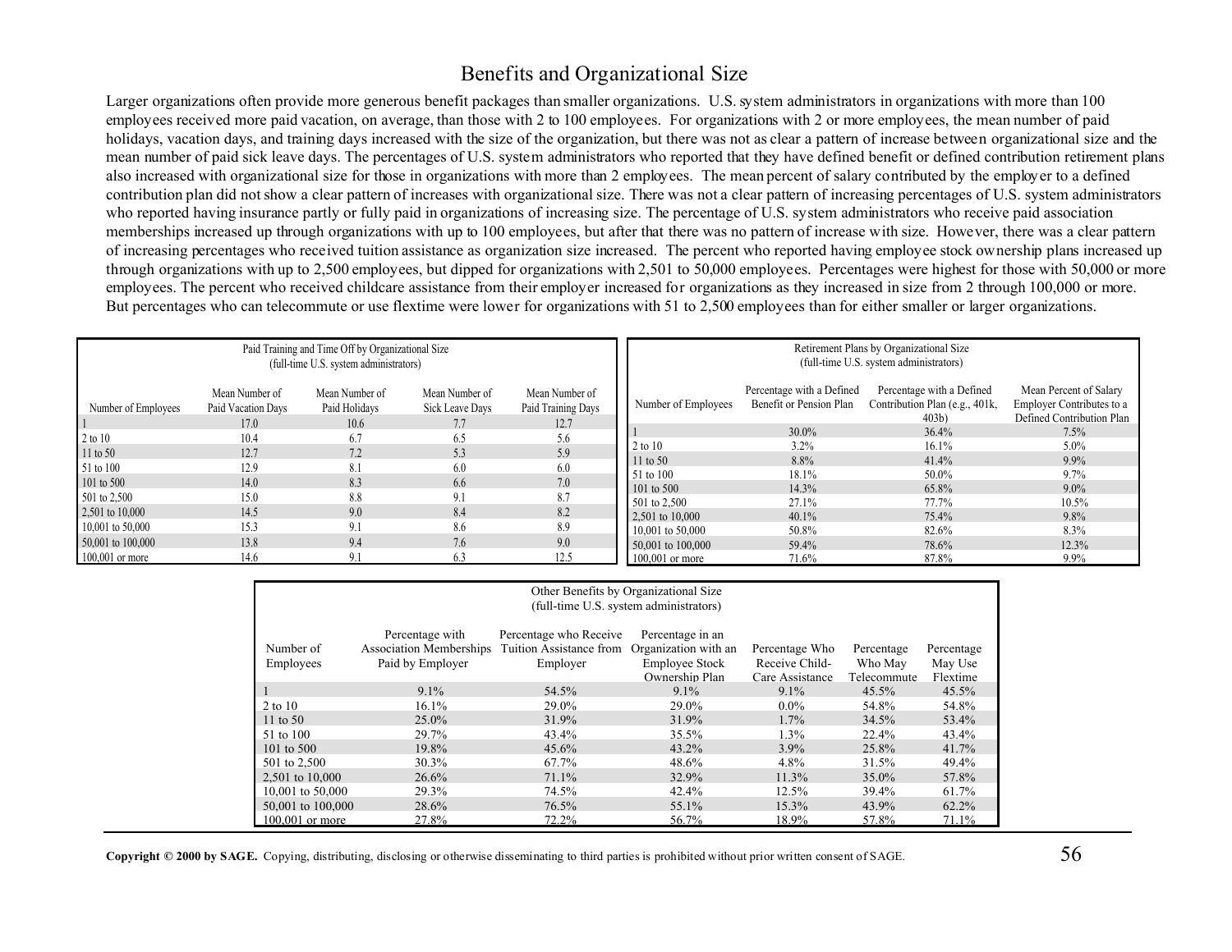# Benefits and Organizational Size

Larger organizations often provide more generous benefit packages than smaller organizations. U.S. system administrators in organizations with more than 100 employees received more paid vacation, on average, than those with 2 to 100 employees. For organizations with 2 or more employees, the mean number of paid holidays, vacation days, and training days increased with the size of the organization, but there was not as clear a pattern of increase between organizational size and the mean number of paid sick leave days. The percentages of U.S. system administrators who reported that they have defined benefit or defined contribution retirement plans also increased with organizational size for those in organizations with more than 2 employees. The mean percent of salary contributed by the employer to a defined contribution plan did not show a clear pattern of increases with organizational size. There was not a clear pattern of increasing percentages of U.S. system administrators who reported having insurance partly or fully paid in organizations of increasing size. The percentage of U.S. system administrators who receive paid association memberships increased up through organizations with up to 100 employees, but after that there was no pattern of increase with size. However, there was a clear pattern of increasing percentages who received tuition assistance as organization size increased. The percent who reported having employee stock ownership plans increased up through organizations with up to 2,500 employees, but dipped for organizations with 2,501 to 50,000 employees. Percentages were highest for those with 50,000 or more employees. The percent who received childcare assistance from their employer increased for organizations as they increased in size from 2 through 100,000 or more. But percentages who can telecommute or use flextime were lower for organizations with 51 to 2,500 employees than for either smaller or larger organizations.

Paid Training and Time Off by Organizational Size (full-time U.S. system administrators)

| Number of Employees | Mean Number of Paid Vacation Days | Mean Number of Paid Holidays | Mean Number of Sick Leave Days | Mean Number of Paid Training Days |
|---|---|---|---|---|
| 1 | 17.0 | 10.6 | 7.7 | 12.7 |
| 2 to 10 | 10.4 | 6.7 | 6.5 | 5.6 |
| 11 to 50 | 12.7 | 7.2 | 5.3 | 5.9 |
| 51 to 100 | 12.9 | 8.1 | 6.0 | 6.0 |
| 101 to 500 | 14.0 | 8.3 | 6.6 | 7.0 |
| 501 to 2,500 | 15.0 | 8.8 | 9.1 | 8.7 |
| 2,501 to 10,000 | 14.5 | 9.0 | 8.4 | 8.2 |
| 10,001 to 50,000 | 15.3 | 9.1 | 8.6 | 8.9 |
| 50,001 to 100,000 | 13.8 | 9.4 | 7.6 | 9.0 |
| 100,001 or more | 14.6 | 9.1 | 6.3 | 12.5 |

Retirement Plans by Organizational Size (full-time U.S. system administrators)

| Number of Employees | Percentage with a Defined Benefit or Pension Plan | Percentage with a Defined Contribution Plan (e.g., 401k, 403b) | Mean Percent of Salary Employer Contributes to a Defined Contribution Plan |
|---|---|---|---|
| 1 | 30.0% | 36.4% | 7.5% |
| 2 to 10 | 3.2% | 16.1% | 5.0% |
| 11 to 50 | 8.8% | 41.4% | 9.9% |
| 51 to 100 | 18.1% | 50.0% | 9.7% |
| 101 to 500 | 14.3% | 65.8% | 9.0% |
| 501 to 2,500 | 27.1% | 77.7% | 10.5% |
| 2,501 to 10,000 | 40.1% | 75.4% | 9.8% |
| 10,001 to 50,000 | 50.8% | 82.6% | 8.3% |
| 50,001 to 100,000 | 59.4% | 78.6% | 12.3% |
| 100,001 or more | 71.6% | 87.8% | 9.9% |

Other Benefits by Organizational Size (full-time U.S. system administrators)

| Number of Employees | Percentage with Association Memberships Paid by Employer | Percentage who Receive Tuition Assistance from Employer | Percentage in an Organization with an Employee Stock Ownership Plan | Percentage Who Receive Child-Care Assistance | Percentage Who May Telecommute | Percentage May Use Flextime |
|---|---|---|---|---|---|---|
| 1 | 9.1% | 54.5% | 9.1% | 9.1% | 45.5% | 45.5% |
| 2 to 10 | 16.1% | 29.0% | 29.0% | 0.0% | 54.8% | 54.8% |
| 11 to 50 | 25.0% | 31.9% | 31.9% | 1.7% | 34.5% | 53.4% |
| 51 to 100 | 29.7% | 43.4% | 35.5% | 1.3% | 22.4% | 43.4% |
| 101 to 500 | 19.8% | 45.6% | 43.2% | 3.9% | 25.8% | 41.7% |
| 501 to 2,500 | 30.3% | 67.7% | 48.6% | 4.8% | 31.5% | 49.4% |
| 2,501 to 10,000 | 26.6% | 71.1% | 32.9% | 11.3% | 35.0% | 57.8% |
| 10,001 to 50,000 | 29.3% | 74.5% | 42.4% | 12.5% | 39.4% | 61.7% |
| 50,001 to 100,000 | 28.6% | 76.5% | 55.1% | 15.3% | 43.9% | 62.2% |
| 100,001 or more | 27.8% | 72.2% | 56.7% | 18.9% | 57.8% | 71.1% |

**Copyright © 2000 by SAGE.** Copying, distributing, disclosing or otherwise disseminating to third parties is prohibited without prior written consent of SAGE.